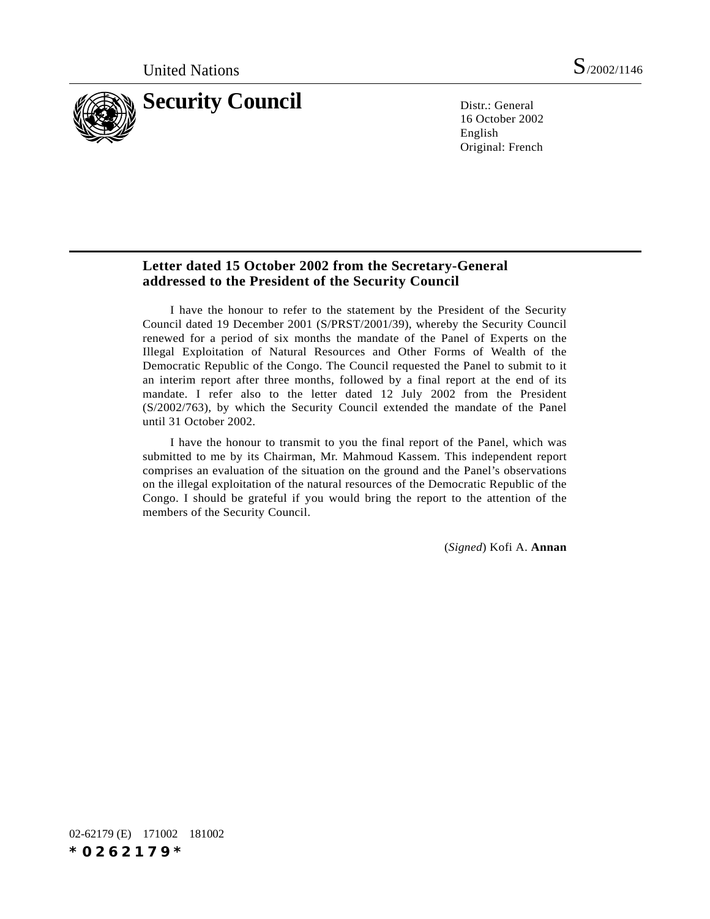United Nations S/2002/1146

# Security Council

Distr.: General
16 October 2002
English
Original: French

## Letter dated 15 October 2002 from the Secretary-General addressed to the President of the Security Council

I have the honour to refer to the statement by the President of the Security Council dated 19 December 2001 (S/PRST/2001/39), whereby the Security Council renewed for a period of six months the mandate of the Panel of Experts on the Illegal Exploitation of Natural Resources and Other Forms of Wealth of the Democratic Republic of the Congo. The Council requested the Panel to submit to it an interim report after three months, followed by a final report at the end of its mandate. I refer also to the letter dated 12 July 2002 from the President (S/2002/763), by which the Security Council extended the mandate of the Panel until 31 October 2002.

I have the honour to transmit to you the final report of the Panel, which was submitted to me by its Chairman, Mr. Mahmoud Kassem. This independent report comprises an evaluation of the situation on the ground and the Panel's observations on the illegal exploitation of the natural resources of the Democratic Republic of the Congo. I should be grateful if you would bring the report to the attention of the members of the Security Council.

(*Signed*) Kofi A. **Annan**

02-62179 (E) 171002 181002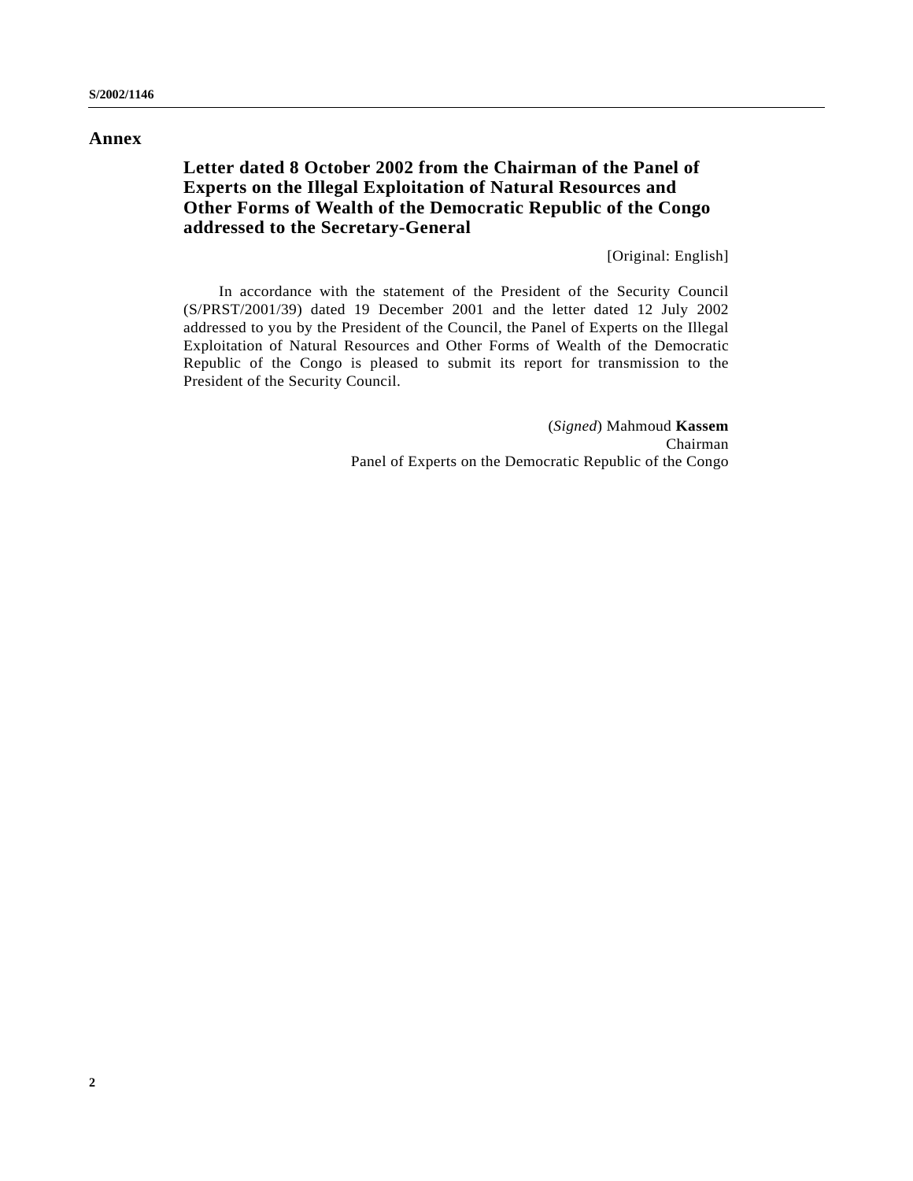# Annex

## Letter dated 8 October 2002 from the Chairman of the Panel of Experts on the Illegal Exploitation of Natural Resources and Other Forms of Wealth of the Democratic Republic of the Congo addressed to the Secretary-General

[Original: English]

In accordance with the statement of the President of the Security Council (S/PRST/2001/39) dated 19 December 2001 and the letter dated 12 July 2002 addressed to you by the President of the Council, the Panel of Experts on the Illegal Exploitation of Natural Resources and Other Forms of Wealth of the Democratic Republic of the Congo is pleased to submit its report for transmission to the President of the Security Council.

(*Signed*) Mahmoud **Kassem**
Chairman
Panel of Experts on the Democratic Republic of the Congo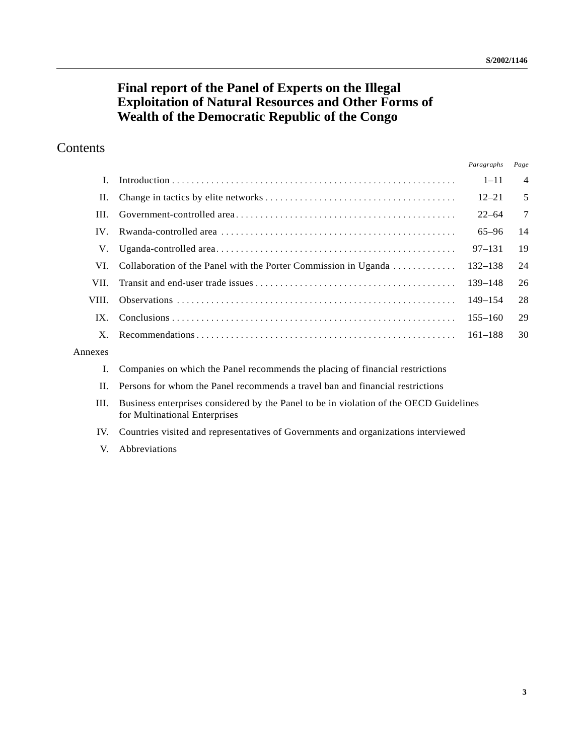# Final report of the Panel of Experts on the Illegal Exploitation of Natural Resources and Other Forms of Wealth of the Democratic Republic of the Congo

## Contents

| | | *Paragraphs* | *Page* |
|---|---|---|---|
| I. | Introduction | 1–11 | 4 |
| II. | Change in tactics by elite networks | 12–21 | 5 |
| III. | Government-controlled area | 22–64 | 7 |
| IV. | Rwanda-controlled area | 65–96 | 14 |
| V. | Uganda-controlled area | 97–131 | 19 |
| VI. | Collaboration of the Panel with the Porter Commission in Uganda | 132–138 | 24 |
| VII. | Transit and end-user trade issues | 139–148 | 26 |
| VIII. | Observations | 149–154 | 28 |
| IX. | Conclusions | 155–160 | 29 |
| X. | Recommendations | 161–188 | 30 |

Annexes

I. Companies on which the Panel recommends the placing of financial restrictions

II. Persons for whom the Panel recommends a travel ban and financial restrictions

III. Business enterprises considered by the Panel to be in violation of the OECD Guidelines for Multinational Enterprises

IV. Countries visited and representatives of Governments and organizations interviewed

V. Abbreviations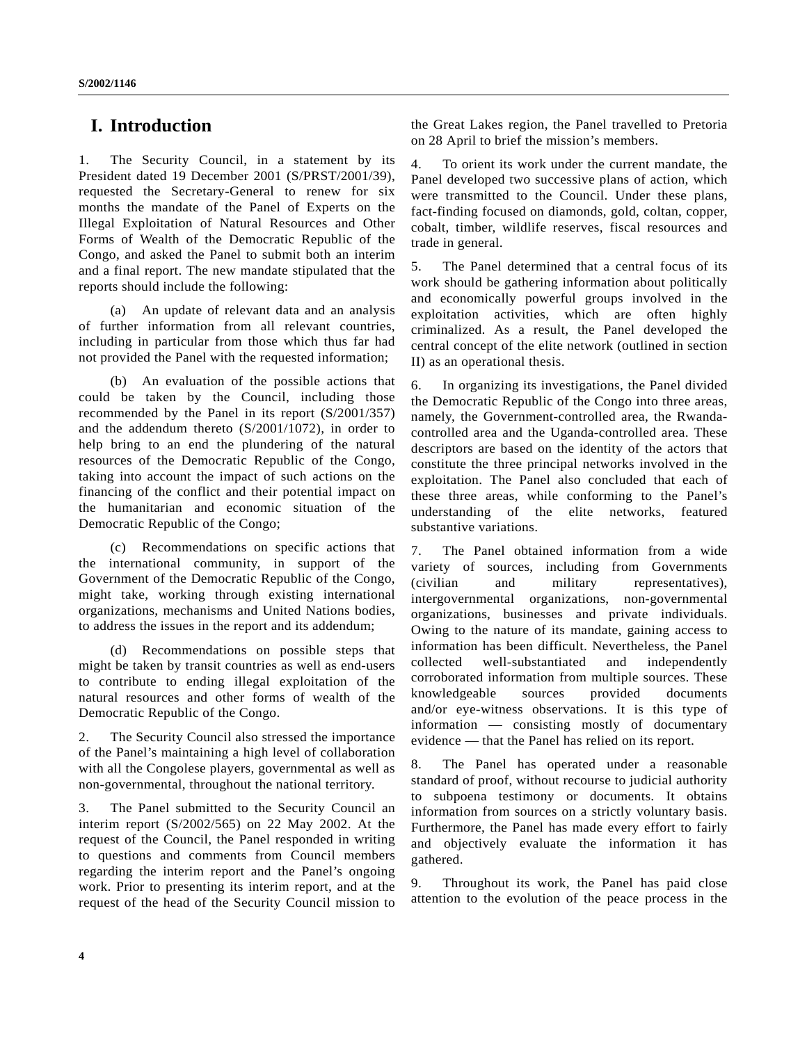# I. Introduction

1. The Security Council, in a statement by its President dated 19 December 2001 (S/PRST/2001/39), requested the Secretary-General to renew for six months the mandate of the Panel of Experts on the Illegal Exploitation of Natural Resources and Other Forms of Wealth of the Democratic Republic of the Congo, and asked the Panel to submit both an interim and a final report. The new mandate stipulated that the reports should include the following:

(a) An update of relevant data and an analysis of further information from all relevant countries, including in particular from those which thus far had not provided the Panel with the requested information;

(b) An evaluation of the possible actions that could be taken by the Council, including those recommended by the Panel in its report (S/2001/357) and the addendum thereto (S/2001/1072), in order to help bring to an end the plundering of the natural resources of the Democratic Republic of the Congo, taking into account the impact of such actions on the financing of the conflict and their potential impact on the humanitarian and economic situation of the Democratic Republic of the Congo;

(c) Recommendations on specific actions that the international community, in support of the Government of the Democratic Republic of the Congo, might take, working through existing international organizations, mechanisms and United Nations bodies, to address the issues in the report and its addendum;

(d) Recommendations on possible steps that might be taken by transit countries as well as end-users to contribute to ending illegal exploitation of the natural resources and other forms of wealth of the Democratic Republic of the Congo.

2. The Security Council also stressed the importance of the Panel's maintaining a high level of collaboration with all the Congolese players, governmental as well as non-governmental, throughout the national territory.

3. The Panel submitted to the Security Council an interim report (S/2002/565) on 22 May 2002. At the request of the Council, the Panel responded in writing to questions and comments from Council members regarding the interim report and the Panel's ongoing work. Prior to presenting its interim report, and at the request of the head of the Security Council mission to the Great Lakes region, the Panel travelled to Pretoria on 28 April to brief the mission's members.

4. To orient its work under the current mandate, the Panel developed two successive plans of action, which were transmitted to the Council. Under these plans, fact-finding focused on diamonds, gold, coltan, copper, cobalt, timber, wildlife reserves, fiscal resources and trade in general.

5. The Panel determined that a central focus of its work should be gathering information about politically and economically powerful groups involved in the exploitation activities, which are often highly criminalized. As a result, the Panel developed the central concept of the elite network (outlined in section II) as an operational thesis.

6. In organizing its investigations, the Panel divided the Democratic Republic of the Congo into three areas, namely, the Government-controlled area, the Rwanda-controlled area and the Uganda-controlled area. These descriptors are based on the identity of the actors that constitute the three principal networks involved in the exploitation. The Panel also concluded that each of these three areas, while conforming to the Panel's understanding of the elite networks, featured substantive variations.

7. The Panel obtained information from a wide variety of sources, including from Governments (civilian and military representatives), intergovernmental organizations, non-governmental organizations, businesses and private individuals. Owing to the nature of its mandate, gaining access to information has been difficult. Nevertheless, the Panel collected well-substantiated and independently corroborated information from multiple sources. These knowledgeable sources provided documents and/or eye-witness observations. It is this type of information — consisting mostly of documentary evidence — that the Panel has relied on its report.

8. The Panel has operated under a reasonable standard of proof, without recourse to judicial authority to subpoena testimony or documents. It obtains information from sources on a strictly voluntary basis. Furthermore, the Panel has made every effort to fairly and objectively evaluate the information it has gathered.

9. Throughout its work, the Panel has paid close attention to the evolution of the peace process in the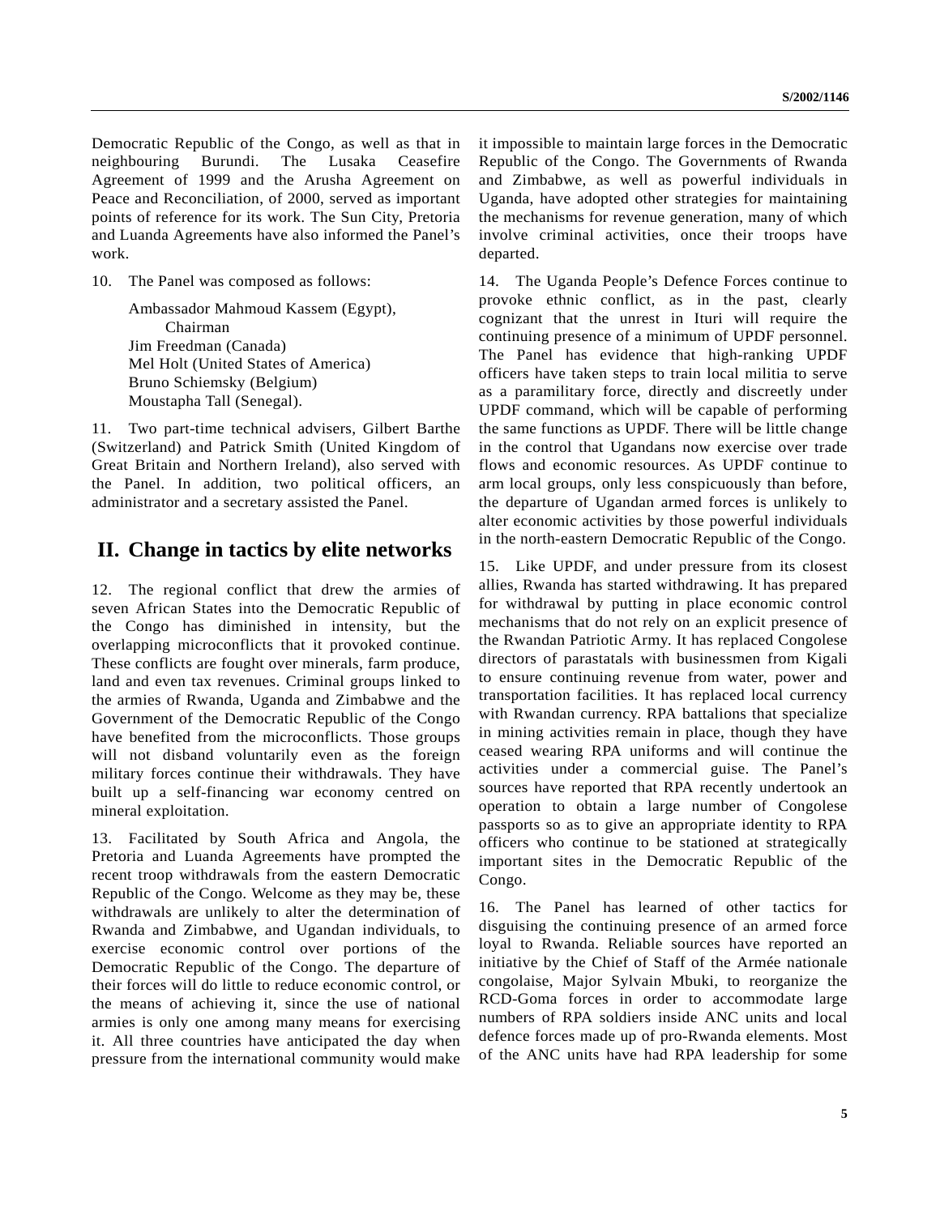Democratic Republic of the Congo, as well as that in neighbouring Burundi. The Lusaka Ceasefire Agreement of 1999 and the Arusha Agreement on Peace and Reconciliation, of 2000, served as important points of reference for its work. The Sun City, Pretoria and Luanda Agreements have also informed the Panel's work.

10. The Panel was composed as follows:

Ambassador Mahmoud Kassem (Egypt), Chairman
Jim Freedman (Canada)
Mel Holt (United States of America)
Bruno Schiemsky (Belgium)
Moustapha Tall (Senegal).

11. Two part-time technical advisers, Gilbert Barthe (Switzerland) and Patrick Smith (United Kingdom of Great Britain and Northern Ireland), also served with the Panel. In addition, two political officers, an administrator and a secretary assisted the Panel.

## II. Change in tactics by elite networks

12. The regional conflict that drew the armies of seven African States into the Democratic Republic of the Congo has diminished in intensity, but the overlapping microconflicts that it provoked continue. These conflicts are fought over minerals, farm produce, land and even tax revenues. Criminal groups linked to the armies of Rwanda, Uganda and Zimbabwe and the Government of the Democratic Republic of the Congo have benefited from the microconflicts. Those groups will not disband voluntarily even as the foreign military forces continue their withdrawals. They have built up a self-financing war economy centred on mineral exploitation.

13. Facilitated by South Africa and Angola, the Pretoria and Luanda Agreements have prompted the recent troop withdrawals from the eastern Democratic Republic of the Congo. Welcome as they may be, these withdrawals are unlikely to alter the determination of Rwanda and Zimbabwe, and Ugandan individuals, to exercise economic control over portions of the Democratic Republic of the Congo. The departure of their forces will do little to reduce economic control, or the means of achieving it, since the use of national armies is only one among many means for exercising it. All three countries have anticipated the day when pressure from the international community would make it impossible to maintain large forces in the Democratic Republic of the Congo. The Governments of Rwanda and Zimbabwe, as well as powerful individuals in Uganda, have adopted other strategies for maintaining the mechanisms for revenue generation, many of which involve criminal activities, once their troops have departed.

14. The Uganda People's Defence Forces continue to provoke ethnic conflict, as in the past, clearly cognizant that the unrest in Ituri will require the continuing presence of a minimum of UPDF personnel. The Panel has evidence that high-ranking UPDF officers have taken steps to train local militia to serve as a paramilitary force, directly and discreetly under UPDF command, which will be capable of performing the same functions as UPDF. There will be little change in the control that Ugandans now exercise over trade flows and economic resources. As UPDF continue to arm local groups, only less conspicuously than before, the departure of Ugandan armed forces is unlikely to alter economic activities by those powerful individuals in the north-eastern Democratic Republic of the Congo.

15. Like UPDF, and under pressure from its closest allies, Rwanda has started withdrawing. It has prepared for withdrawal by putting in place economic control mechanisms that do not rely on an explicit presence of the Rwandan Patriotic Army. It has replaced Congolese directors of parastatals with businessmen from Kigali to ensure continuing revenue from water, power and transportation facilities. It has replaced local currency with Rwandan currency. RPA battalions that specialize in mining activities remain in place, though they have ceased wearing RPA uniforms and will continue the activities under a commercial guise. The Panel's sources have reported that RPA recently undertook an operation to obtain a large number of Congolese passports so as to give an appropriate identity to RPA officers who continue to be stationed at strategically important sites in the Democratic Republic of the Congo.

16. The Panel has learned of other tactics for disguising the continuing presence of an armed force loyal to Rwanda. Reliable sources have reported an initiative by the Chief of Staff of the Armée nationale congolaise, Major Sylvain Mbuki, to reorganize the RCD-Goma forces in order to accommodate large numbers of RPA soldiers inside ANC units and local defence forces made up of pro-Rwanda elements. Most of the ANC units have had RPA leadership for some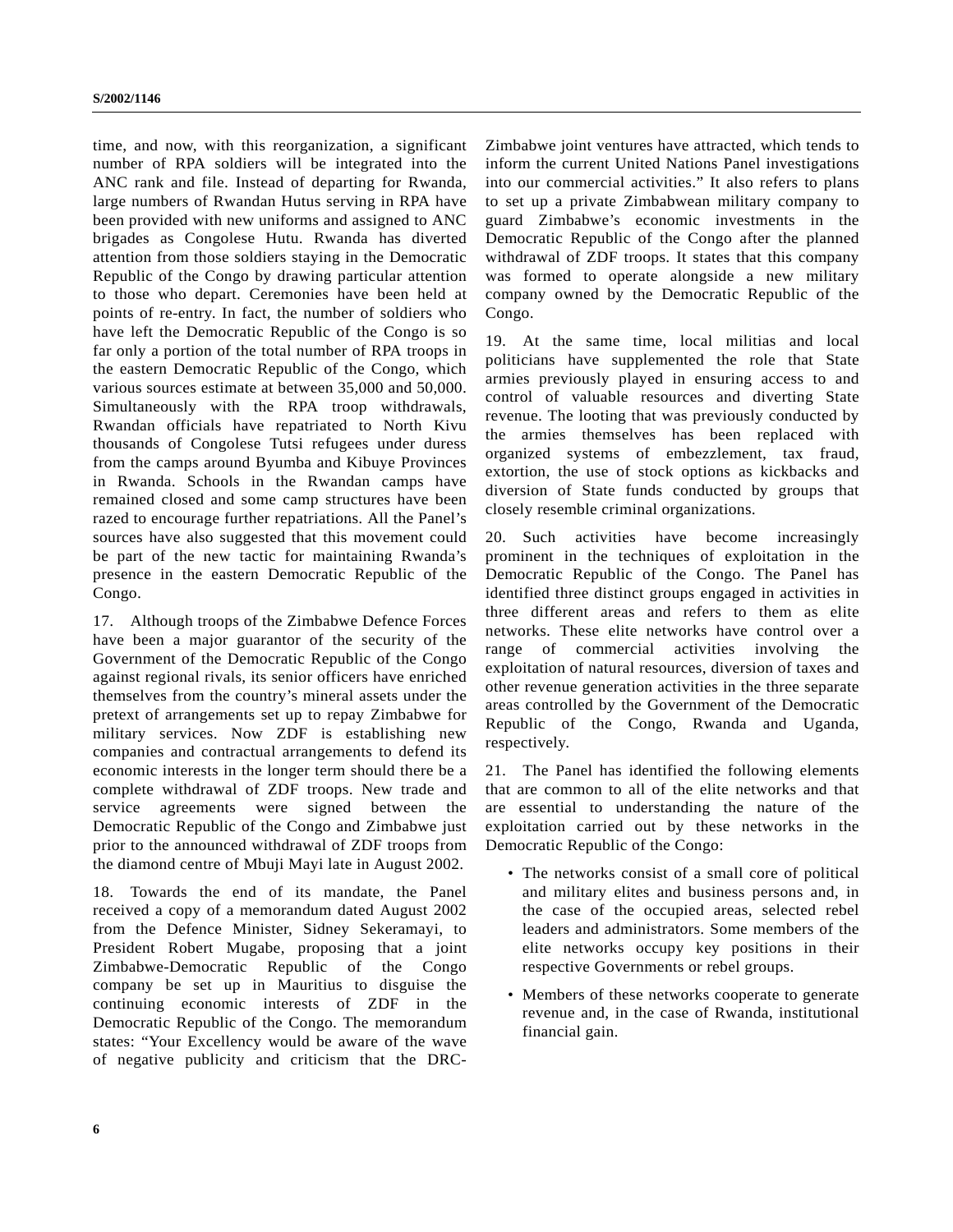time, and now, with this reorganization, a significant number of RPA soldiers will be integrated into the ANC rank and file. Instead of departing for Rwanda, large numbers of Rwandan Hutus serving in RPA have been provided with new uniforms and assigned to ANC brigades as Congolese Hutu. Rwanda has diverted attention from those soldiers staying in the Democratic Republic of the Congo by drawing particular attention to those who depart. Ceremonies have been held at points of re-entry. In fact, the number of soldiers who have left the Democratic Republic of the Congo is so far only a portion of the total number of RPA troops in the eastern Democratic Republic of the Congo, which various sources estimate at between 35,000 and 50,000. Simultaneously with the RPA troop withdrawals, Rwandan officials have repatriated to North Kivu thousands of Congolese Tutsi refugees under duress from the camps around Byumba and Kibuye Provinces in Rwanda. Schools in the Rwandan camps have remained closed and some camp structures have been razed to encourage further repatriations. All the Panel's sources have also suggested that this movement could be part of the new tactic for maintaining Rwanda's presence in the eastern Democratic Republic of the Congo.

17. Although troops of the Zimbabwe Defence Forces have been a major guarantor of the security of the Government of the Democratic Republic of the Congo against regional rivals, its senior officers have enriched themselves from the country's mineral assets under the pretext of arrangements set up to repay Zimbabwe for military services. Now ZDF is establishing new companies and contractual arrangements to defend its economic interests in the longer term should there be a complete withdrawal of ZDF troops. New trade and service agreements were signed between the Democratic Republic of the Congo and Zimbabwe just prior to the announced withdrawal of ZDF troops from the diamond centre of Mbuji Mayi late in August 2002.

18. Towards the end of its mandate, the Panel received a copy of a memorandum dated August 2002 from the Defence Minister, Sidney Sekeramayi, to President Robert Mugabe, proposing that a joint Zimbabwe-Democratic Republic of the Congo company be set up in Mauritius to disguise the continuing economic interests of ZDF in the Democratic Republic of the Congo. The memorandum states: "Your Excellency would be aware of the wave of negative publicity and criticism that the DRC-Zimbabwe joint ventures have attracted, which tends to inform the current United Nations Panel investigations into our commercial activities." It also refers to plans to set up a private Zimbabwean military company to guard Zimbabwe's economic investments in the Democratic Republic of the Congo after the planned withdrawal of ZDF troops. It states that this company was formed to operate alongside a new military company owned by the Democratic Republic of the Congo.

19. At the same time, local militias and local politicians have supplemented the role that State armies previously played in ensuring access to and control of valuable resources and diverting State revenue. The looting that was previously conducted by the armies themselves has been replaced with organized systems of embezzlement, tax fraud, extortion, the use of stock options as kickbacks and diversion of State funds conducted by groups that closely resemble criminal organizations.

20. Such activities have become increasingly prominent in the techniques of exploitation in the Democratic Republic of the Congo. The Panel has identified three distinct groups engaged in activities in three different areas and refers to them as elite networks. These elite networks have control over a range of commercial activities involving the exploitation of natural resources, diversion of taxes and other revenue generation activities in the three separate areas controlled by the Government of the Democratic Republic of the Congo, Rwanda and Uganda, respectively.

21. The Panel has identified the following elements that are common to all of the elite networks and that are essential to understanding the nature of the exploitation carried out by these networks in the Democratic Republic of the Congo:

- The networks consist of a small core of political and military elites and business persons and, in the case of the occupied areas, selected rebel leaders and administrators. Some members of the elite networks occupy key positions in their respective Governments or rebel groups.
- Members of these networks cooperate to generate revenue and, in the case of Rwanda, institutional financial gain.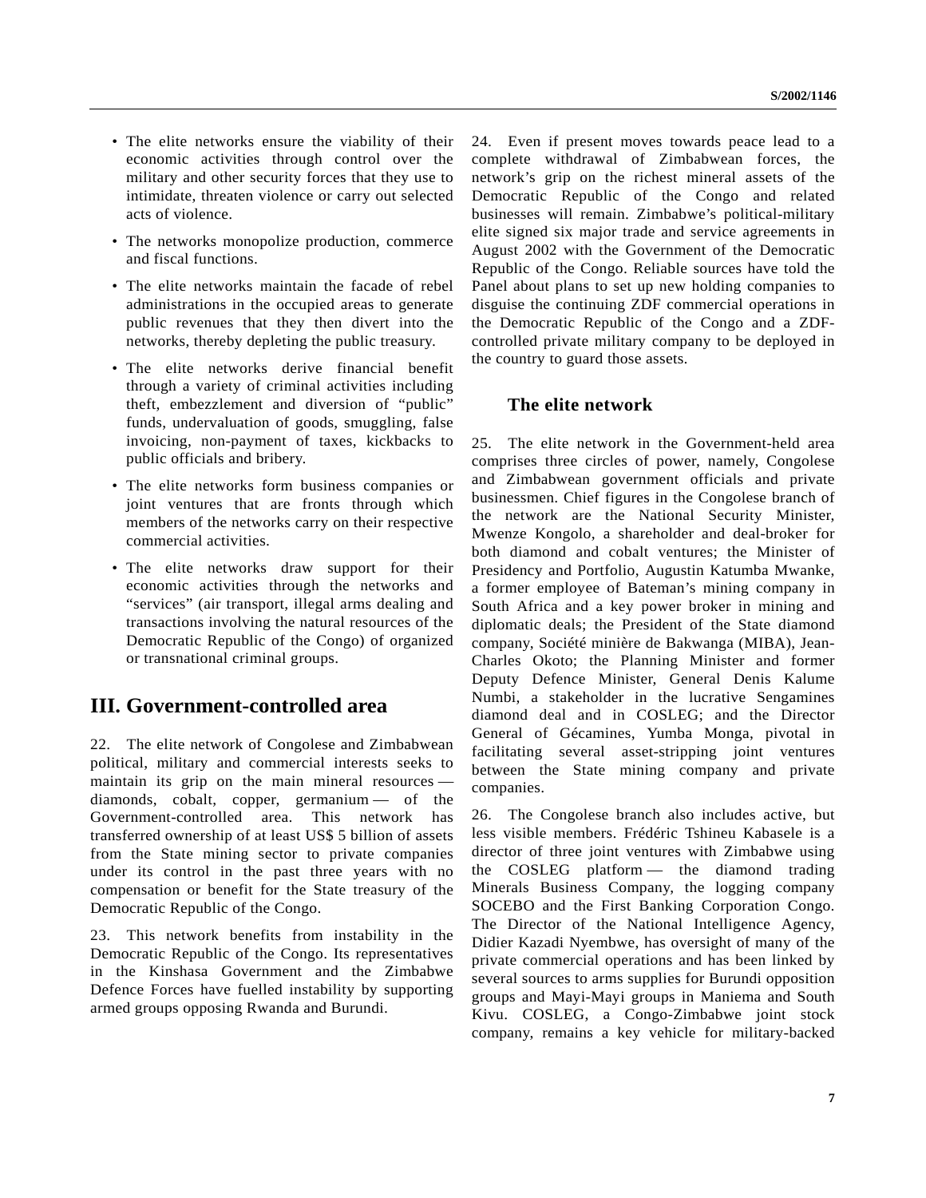- The elite networks ensure the viability of their economic activities through control over the military and other security forces that they use to intimidate, threaten violence or carry out selected acts of violence.
- The networks monopolize production, commerce and fiscal functions.
- The elite networks maintain the facade of rebel administrations in the occupied areas to generate public revenues that they then divert into the networks, thereby depleting the public treasury.
- The elite networks derive financial benefit through a variety of criminal activities including theft, embezzlement and diversion of "public" funds, undervaluation of goods, smuggling, false invoicing, non-payment of taxes, kickbacks to public officials and bribery.
- The elite networks form business companies or joint ventures that are fronts through which members of the networks carry on their respective commercial activities.
- The elite networks draw support for their economic activities through the networks and "services" (air transport, illegal arms dealing and transactions involving the natural resources of the Democratic Republic of the Congo) of organized or transnational criminal groups.

# III. Government-controlled area

22. The elite network of Congolese and Zimbabwean political, military and commercial interests seeks to maintain its grip on the main mineral resources — diamonds, cobalt, copper, germanium — of the Government-controlled area. This network has transferred ownership of at least US$ 5 billion of assets from the State mining sector to private companies under its control in the past three years with no compensation or benefit for the State treasury of the Democratic Republic of the Congo.

23. This network benefits from instability in the Democratic Republic of the Congo. Its representatives in the Kinshasa Government and the Zimbabwe Defence Forces have fuelled instability by supporting armed groups opposing Rwanda and Burundi.

24. Even if present moves towards peace lead to a complete withdrawal of Zimbabwean forces, the network's grip on the richest mineral assets of the Democratic Republic of the Congo and related businesses will remain. Zimbabwe's political-military elite signed six major trade and service agreements in August 2002 with the Government of the Democratic Republic of the Congo. Reliable sources have told the Panel about plans to set up new holding companies to disguise the continuing ZDF commercial operations in the Democratic Republic of the Congo and a ZDF-controlled private military company to be deployed in the country to guard those assets.

## The elite network

25. The elite network in the Government-held area comprises three circles of power, namely, Congolese and Zimbabwean government officials and private businessmen. Chief figures in the Congolese branch of the network are the National Security Minister, Mwenze Kongolo, a shareholder and deal-broker for both diamond and cobalt ventures; the Minister of Presidency and Portfolio, Augustin Katumba Mwanke, a former employee of Bateman's mining company in South Africa and a key power broker in mining and diplomatic deals; the President of the State diamond company, Société minière de Bakwanga (MIBA), Jean-Charles Okoto; the Planning Minister and former Deputy Defence Minister, General Denis Kalume Numbi, a stakeholder in the lucrative Sengamines diamond deal and in COSLEG; and the Director General of Gécamines, Yumba Monga, pivotal in facilitating several asset-stripping joint ventures between the State mining company and private companies.

26. The Congolese branch also includes active, but less visible members. Frédéric Tshineu Kabasele is a director of three joint ventures with Zimbabwe using the COSLEG platform — the diamond trading Minerals Business Company, the logging company SOCEBO and the First Banking Corporation Congo. The Director of the National Intelligence Agency, Didier Kazadi Nyembwe, has oversight of many of the private commercial operations and has been linked by several sources to arms supplies for Burundi opposition groups and Mayi-Mayi groups in Maniema and South Kivu. COSLEG, a Congo-Zimbabwe joint stock company, remains a key vehicle for military-backed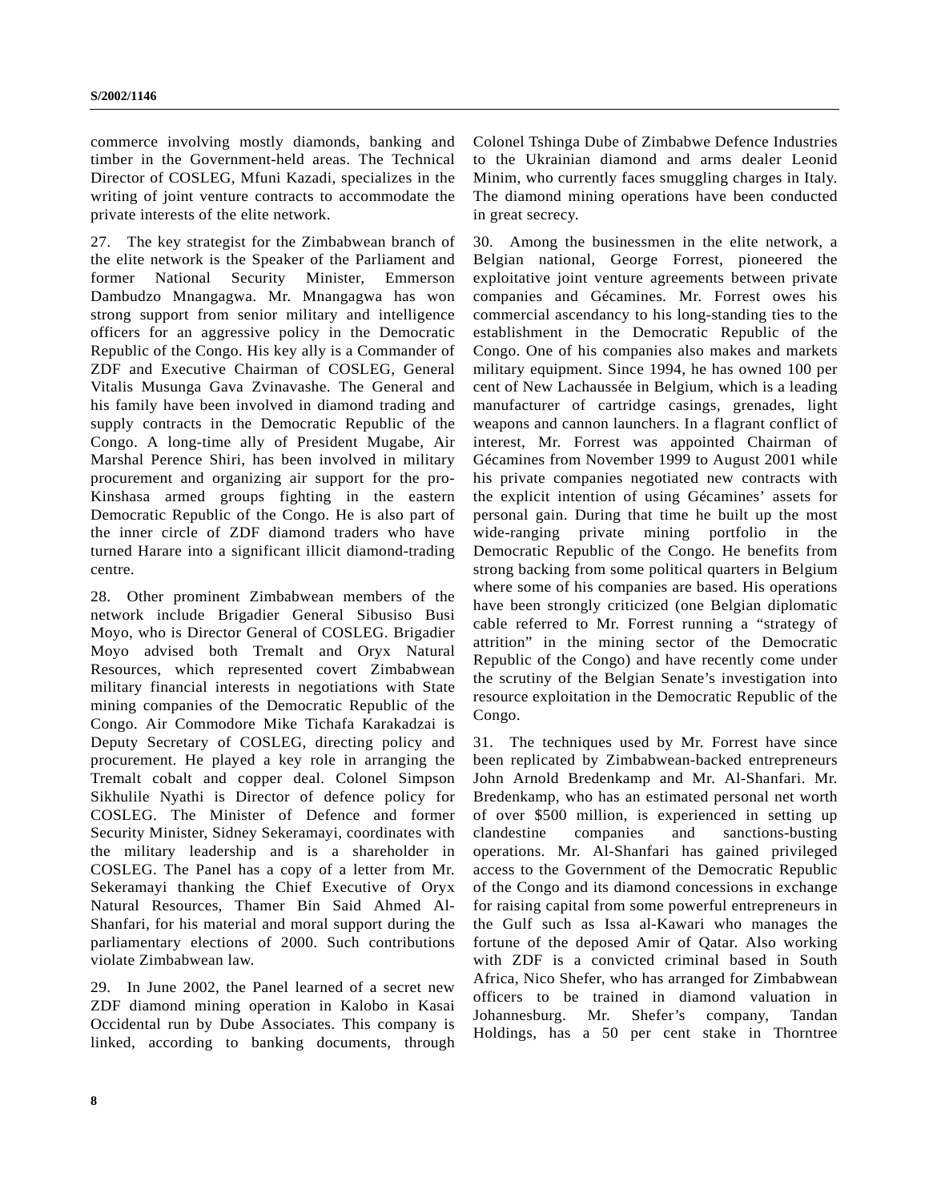commerce involving mostly diamonds, banking and timber in the Government-held areas. The Technical Director of COSLEG, Mfuni Kazadi, specializes in the writing of joint venture contracts to accommodate the private interests of the elite network.

27. The key strategist for the Zimbabwean branch of the elite network is the Speaker of the Parliament and former National Security Minister, Emmerson Dambudzo Mnangagwa. Mr. Mnangagwa has won strong support from senior military and intelligence officers for an aggressive policy in the Democratic Republic of the Congo. His key ally is a Commander of ZDF and Executive Chairman of COSLEG, General Vitalis Musunga Gava Zvinavashe. The General and his family have been involved in diamond trading and supply contracts in the Democratic Republic of the Congo. A long-time ally of President Mugabe, Air Marshal Perence Shiri, has been involved in military procurement and organizing air support for the pro-Kinshasa armed groups fighting in the eastern Democratic Republic of the Congo. He is also part of the inner circle of ZDF diamond traders who have turned Harare into a significant illicit diamond-trading centre.

28. Other prominent Zimbabwean members of the network include Brigadier General Sibusiso Busi Moyo, who is Director General of COSLEG. Brigadier Moyo advised both Tremalt and Oryx Natural Resources, which represented covert Zimbabwean military financial interests in negotiations with State mining companies of the Democratic Republic of the Congo. Air Commodore Mike Tichafa Karakadzai is Deputy Secretary of COSLEG, directing policy and procurement. He played a key role in arranging the Tremalt cobalt and copper deal. Colonel Simpson Sikhulile Nyathi is Director of defence policy for COSLEG. The Minister of Defence and former Security Minister, Sidney Sekeramayi, coordinates with the military leadership and is a shareholder in COSLEG. The Panel has a copy of a letter from Mr. Sekeramayi thanking the Chief Executive of Oryx Natural Resources, Thamer Bin Said Ahmed Al-Shanfari, for his material and moral support during the parliamentary elections of 2000. Such contributions violate Zimbabwean law.

29. In June 2002, the Panel learned of a secret new ZDF diamond mining operation in Kalobo in Kasai Occidental run by Dube Associates. This company is linked, according to banking documents, through Colonel Tshinga Dube of Zimbabwe Defence Industries to the Ukrainian diamond and arms dealer Leonid Minim, who currently faces smuggling charges in Italy. The diamond mining operations have been conducted in great secrecy.

30. Among the businessmen in the elite network, a Belgian national, George Forrest, pioneered the exploitative joint venture agreements between private companies and Gécamines. Mr. Forrest owes his commercial ascendancy to his long-standing ties to the establishment in the Democratic Republic of the Congo. One of his companies also makes and markets military equipment. Since 1994, he has owned 100 per cent of New Lachaussée in Belgium, which is a leading manufacturer of cartridge casings, grenades, light weapons and cannon launchers. In a flagrant conflict of interest, Mr. Forrest was appointed Chairman of Gécamines from November 1999 to August 2001 while his private companies negotiated new contracts with the explicit intention of using Gécamines' assets for personal gain. During that time he built up the most wide-ranging private mining portfolio in the Democratic Republic of the Congo. He benefits from strong backing from some political quarters in Belgium where some of his companies are based. His operations have been strongly criticized (one Belgian diplomatic cable referred to Mr. Forrest running a "strategy of attrition" in the mining sector of the Democratic Republic of the Congo) and have recently come under the scrutiny of the Belgian Senate's investigation into resource exploitation in the Democratic Republic of the Congo.

31. The techniques used by Mr. Forrest have since been replicated by Zimbabwean-backed entrepreneurs John Arnold Bredenkamp and Mr. Al-Shanfari. Mr. Bredenkamp, who has an estimated personal net worth of over $500 million, is experienced in setting up clandestine companies and sanctions-busting operations. Mr. Al-Shanfari has gained privileged access to the Government of the Democratic Republic of the Congo and its diamond concessions in exchange for raising capital from some powerful entrepreneurs in the Gulf such as Issa al-Kawari who manages the fortune of the deposed Amir of Qatar. Also working with ZDF is a convicted criminal based in South Africa, Nico Shefer, who has arranged for Zimbabwean officers to be trained in diamond valuation in Johannesburg. Mr. Shefer's company, Tandan Holdings, has a 50 per cent stake in Thorntree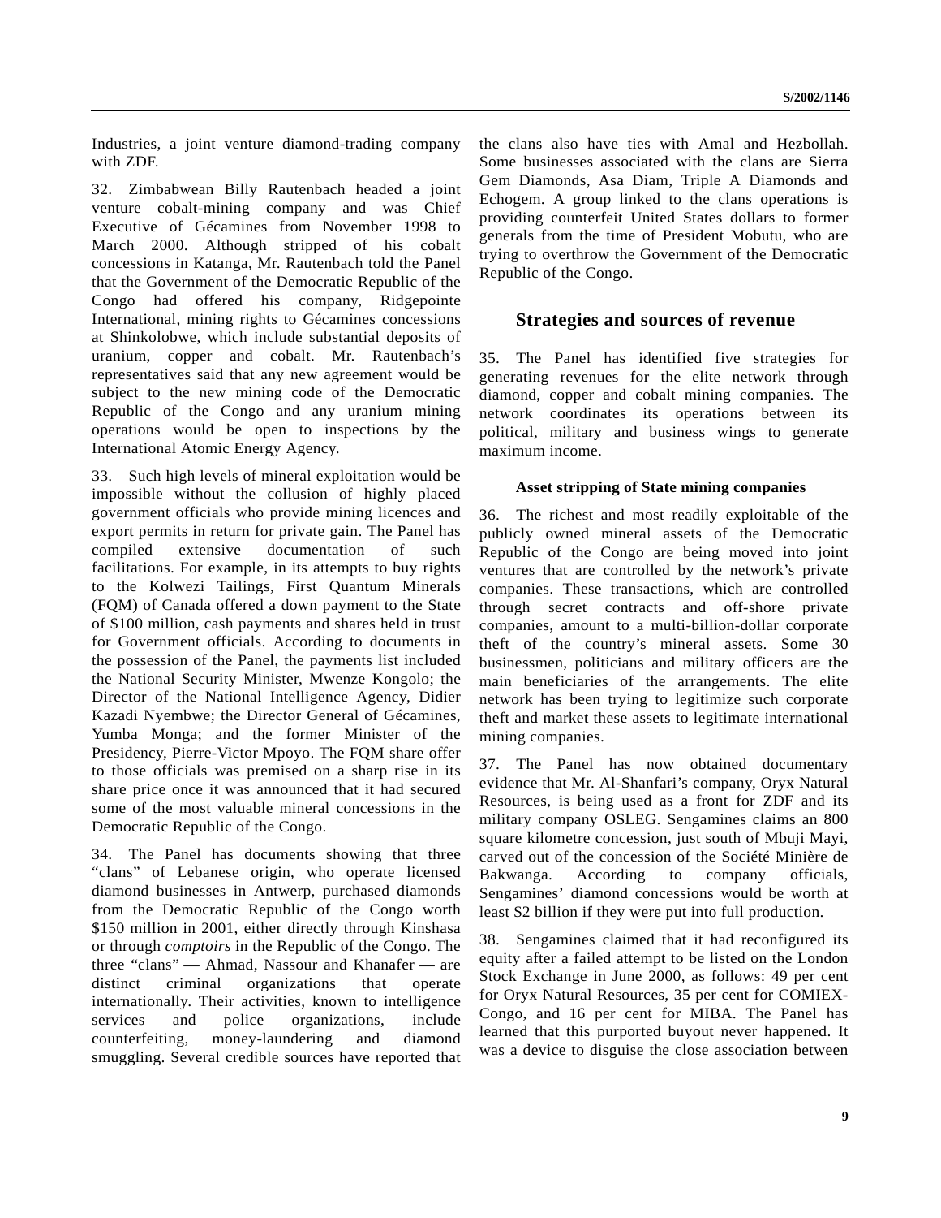Industries, a joint venture diamond-trading company with ZDF.

32. Zimbabwean Billy Rautenbach headed a joint venture cobalt-mining company and was Chief Executive of Gécamines from November 1998 to March 2000. Although stripped of his cobalt concessions in Katanga, Mr. Rautenbach told the Panel that the Government of the Democratic Republic of the Congo had offered his company, Ridgepointe International, mining rights to Gécamines concessions at Shinkolobwe, which include substantial deposits of uranium, copper and cobalt. Mr. Rautenbach's representatives said that any new agreement would be subject to the new mining code of the Democratic Republic of the Congo and any uranium mining operations would be open to inspections by the International Atomic Energy Agency.

33. Such high levels of mineral exploitation would be impossible without the collusion of highly placed government officials who provide mining licences and export permits in return for private gain. The Panel has compiled extensive documentation of such facilitations. For example, in its attempts to buy rights to the Kolwezi Tailings, First Quantum Minerals (FQM) of Canada offered a down payment to the State of $100 million, cash payments and shares held in trust for Government officials. According to documents in the possession of the Panel, the payments list included the National Security Minister, Mwenze Kongolo; the Director of the National Intelligence Agency, Didier Kazadi Nyembwe; the Director General of Gécamines, Yumba Monga; and the former Minister of the Presidency, Pierre-Victor Mpoyo. The FQM share offer to those officials was premised on a sharp rise in its share price once it was announced that it had secured some of the most valuable mineral concessions in the Democratic Republic of the Congo.

34. The Panel has documents showing that three "clans" of Lebanese origin, who operate licensed diamond businesses in Antwerp, purchased diamonds from the Democratic Republic of the Congo worth $150 million in 2001, either directly through Kinshasa or through *comptoirs* in the Republic of the Congo. The three "clans" — Ahmad, Nassour and Khanafer — are distinct criminal organizations that operate internationally. Their activities, known to intelligence services and police organizations, include counterfeiting, money-laundering and diamond smuggling. Several credible sources have reported that the clans also have ties with Amal and Hezbollah. Some businesses associated with the clans are Sierra Gem Diamonds, Asa Diam, Triple A Diamonds and Echogem. A group linked to the clans operations is providing counterfeit United States dollars to former generals from the time of President Mobutu, who are trying to overthrow the Government of the Democratic Republic of the Congo.

## Strategies and sources of revenue

35. The Panel has identified five strategies for generating revenues for the elite network through diamond, copper and cobalt mining companies. The network coordinates its operations between its political, military and business wings to generate maximum income.

### Asset stripping of State mining companies

36. The richest and most readily exploitable of the publicly owned mineral assets of the Democratic Republic of the Congo are being moved into joint ventures that are controlled by the network's private companies. These transactions, which are controlled through secret contracts and off-shore private companies, amount to a multi-billion-dollar corporate theft of the country's mineral assets. Some 30 businessmen, politicians and military officers are the main beneficiaries of the arrangements. The elite network has been trying to legitimize such corporate theft and market these assets to legitimate international mining companies.

37. The Panel has now obtained documentary evidence that Mr. Al-Shanfari's company, Oryx Natural Resources, is being used as a front for ZDF and its military company OSLEG. Sengamines claims an 800 square kilometre concession, just south of Mbuji Mayi, carved out of the concession of the Société Minière de Bakwanga. According to company officials, Sengamines' diamond concessions would be worth at least $2 billion if they were put into full production.

38. Sengamines claimed that it had reconfigured its equity after a failed attempt to be listed on the London Stock Exchange in June 2000, as follows: 49 per cent for Oryx Natural Resources, 35 per cent for COMIEX-Congo, and 16 per cent for MIBA. The Panel has learned that this purported buyout never happened. It was a device to disguise the close association between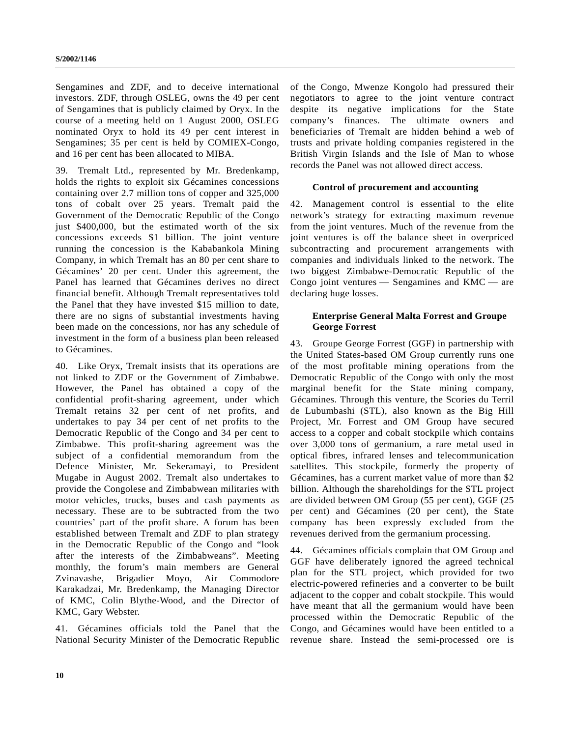Sengamines and ZDF, and to deceive international investors. ZDF, through OSLEG, owns the 49 per cent of Sengamines that is publicly claimed by Oryx. In the course of a meeting held on 1 August 2000, OSLEG nominated Oryx to hold its 49 per cent interest in Sengamines; 35 per cent is held by COMIEX-Congo, and 16 per cent has been allocated to MIBA.

39. Tremalt Ltd., represented by Mr. Bredenkamp, holds the rights to exploit six Gécamines concessions containing over 2.7 million tons of copper and 325,000 tons of cobalt over 25 years. Tremalt paid the Government of the Democratic Republic of the Congo just $400,000, but the estimated worth of the six concessions exceeds $1 billion. The joint venture running the concession is the Kababankola Mining Company, in which Tremalt has an 80 per cent share to Gécamines' 20 per cent. Under this agreement, the Panel has learned that Gécamines derives no direct financial benefit. Although Tremalt representatives told the Panel that they have invested $15 million to date, there are no signs of substantial investments having been made on the concessions, nor has any schedule of investment in the form of a business plan been released to Gécamines.

40. Like Oryx, Tremalt insists that its operations are not linked to ZDF or the Government of Zimbabwe. However, the Panel has obtained a copy of the confidential profit-sharing agreement, under which Tremalt retains 32 per cent of net profits, and undertakes to pay 34 per cent of net profits to the Democratic Republic of the Congo and 34 per cent to Zimbabwe. This profit-sharing agreement was the subject of a confidential memorandum from the Defence Minister, Mr. Sekeramayi, to President Mugabe in August 2002. Tremalt also undertakes to provide the Congolese and Zimbabwean militaries with motor vehicles, trucks, buses and cash payments as necessary. These are to be subtracted from the two countries' part of the profit share. A forum has been established between Tremalt and ZDF to plan strategy in the Democratic Republic of the Congo and "look after the interests of the Zimbabweans". Meeting monthly, the forum's main members are General Zvinavashe, Brigadier Moyo, Air Commodore Karakadzai, Mr. Bredenkamp, the Managing Director of KMC, Colin Blythe-Wood, and the Director of KMC, Gary Webster.

41. Gécamines officials told the Panel that the National Security Minister of the Democratic Republic of the Congo, Mwenze Kongolo had pressured their negotiators to agree to the joint venture contract despite its negative implications for the State company's finances. The ultimate owners and beneficiaries of Tremalt are hidden behind a web of trusts and private holding companies registered in the British Virgin Islands and the Isle of Man to whose records the Panel was not allowed direct access.

### Control of procurement and accounting

42. Management control is essential to the elite network's strategy for extracting maximum revenue from the joint ventures. Much of the revenue from the joint ventures is off the balance sheet in overpriced subcontracting and procurement arrangements with companies and individuals linked to the network. The two biggest Zimbabwe-Democratic Republic of the Congo joint ventures — Sengamines and KMC — are declaring huge losses.

### Enterprise General Malta Forrest and Groupe George Forrest

43. Groupe George Forrest (GGF) in partnership with the United States-based OM Group currently runs one of the most profitable mining operations from the Democratic Republic of the Congo with only the most marginal benefit for the State mining company, Gécamines. Through this venture, the Scories du Terril de Lubumbashi (STL), also known as the Big Hill Project, Mr. Forrest and OM Group have secured access to a copper and cobalt stockpile which contains over 3,000 tons of germanium, a rare metal used in optical fibres, infrared lenses and telecommunication satellites. This stockpile, formerly the property of Gécamines, has a current market value of more than $2 billion. Although the shareholdings for the STL project are divided between OM Group (55 per cent), GGF (25 per cent) and Gécamines (20 per cent), the State company has been expressly excluded from the revenues derived from the germanium processing.

44. Gécamines officials complain that OM Group and GGF have deliberately ignored the agreed technical plan for the STL project, which provided for two electric-powered refineries and a converter to be built adjacent to the copper and cobalt stockpile. This would have meant that all the germanium would have been processed within the Democratic Republic of the Congo, and Gécamines would have been entitled to a revenue share. Instead the semi-processed ore is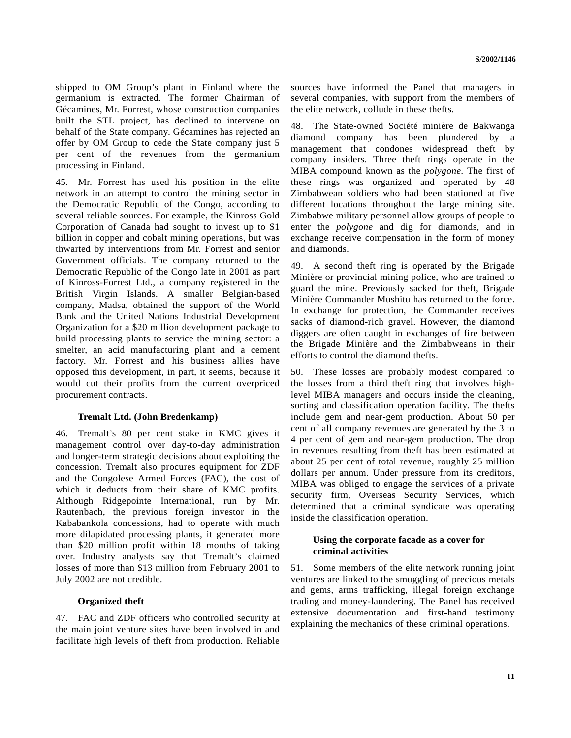shipped to OM Group's plant in Finland where the germanium is extracted. The former Chairman of Gécamines, Mr. Forrest, whose construction companies built the STL project, has declined to intervene on behalf of the State company. Gécamines has rejected an offer by OM Group to cede the State company just 5 per cent of the revenues from the germanium processing in Finland.

45. Mr. Forrest has used his position in the elite network in an attempt to control the mining sector in the Democratic Republic of the Congo, according to several reliable sources. For example, the Kinross Gold Corporation of Canada had sought to invest up to $1 billion in copper and cobalt mining operations, but was thwarted by interventions from Mr. Forrest and senior Government officials. The company returned to the Democratic Republic of the Congo late in 2001 as part of Kinross-Forrest Ltd., a company registered in the British Virgin Islands. A smaller Belgian-based company, Madsa, obtained the support of the World Bank and the United Nations Industrial Development Organization for a $20 million development package to build processing plants to service the mining sector: a smelter, an acid manufacturing plant and a cement factory. Mr. Forrest and his business allies have opposed this development, in part, it seems, because it would cut their profits from the current overpriced procurement contracts.

### Tremalt Ltd. (John Bredenkamp)

46. Tremalt's 80 per cent stake in KMC gives it management control over day-to-day administration and longer-term strategic decisions about exploiting the concession. Tremalt also procures equipment for ZDF and the Congolese Armed Forces (FAC), the cost of which it deducts from their share of KMC profits. Although Ridgepointe International, run by Mr. Rautenbach, the previous foreign investor in the Kababankola concessions, had to operate with much more dilapidated processing plants, it generated more than $20 million profit within 18 months of taking over. Industry analysts say that Tremalt's claimed losses of more than $13 million from February 2001 to July 2002 are not credible.

### Organized theft

47. FAC and ZDF officers who controlled security at the main joint venture sites have been involved in and facilitate high levels of theft from production. Reliable sources have informed the Panel that managers in several companies, with support from the members of the elite network, collude in these thefts.

48. The State-owned Société minière de Bakwanga diamond company has been plundered by a management that condones widespread theft by company insiders. Three theft rings operate in the MIBA compound known as the *polygone*. The first of these rings was organized and operated by 48 Zimbabwean soldiers who had been stationed at five different locations throughout the large mining site. Zimbabwe military personnel allow groups of people to enter the *polygone* and dig for diamonds, and in exchange receive compensation in the form of money and diamonds.

49. A second theft ring is operated by the Brigade Minière or provincial mining police, who are trained to guard the mine. Previously sacked for theft, Brigade Minière Commander Mushitu has returned to the force. In exchange for protection, the Commander receives sacks of diamond-rich gravel. However, the diamond diggers are often caught in exchanges of fire between the Brigade Minière and the Zimbabweans in their efforts to control the diamond thefts.

50. These losses are probably modest compared to the losses from a third theft ring that involves high-level MIBA managers and occurs inside the cleaning, sorting and classification operation facility. The thefts include gem and near-gem production. About 50 per cent of all company revenues are generated by the 3 to 4 per cent of gem and near-gem production. The drop in revenues resulting from theft has been estimated at about 25 per cent of total revenue, roughly 25 million dollars per annum. Under pressure from its creditors, MIBA was obliged to engage the services of a private security firm, Overseas Security Services, which determined that a criminal syndicate was operating inside the classification operation.

### Using the corporate facade as a cover for criminal activities

51. Some members of the elite network running joint ventures are linked to the smuggling of precious metals and gems, arms trafficking, illegal foreign exchange trading and money-laundering. The Panel has received extensive documentation and first-hand testimony explaining the mechanics of these criminal operations.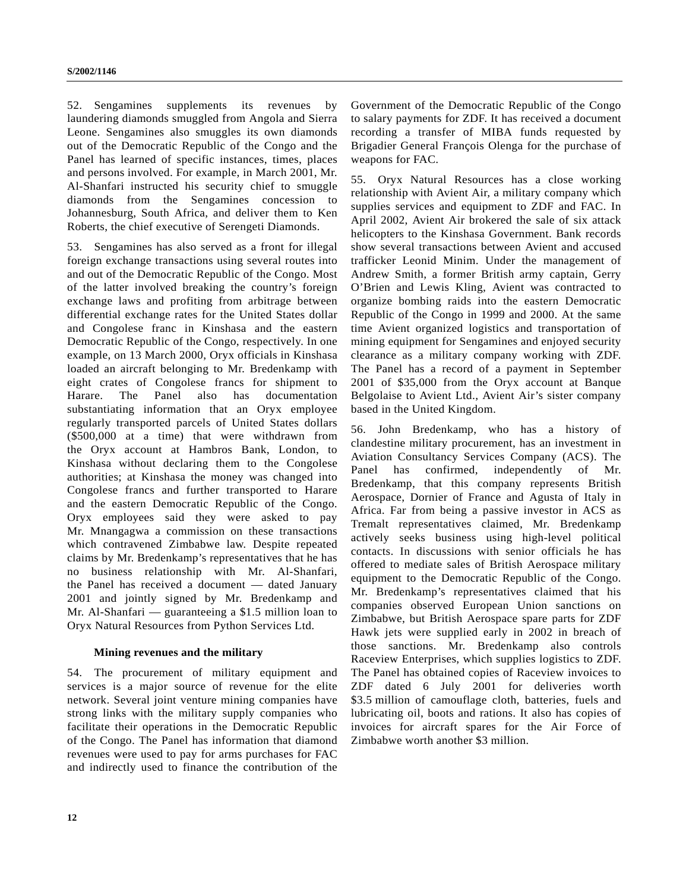52. Sengamines supplements its revenues by laundering diamonds smuggled from Angola and Sierra Leone. Sengamines also smuggles its own diamonds out of the Democratic Republic of the Congo and the Panel has learned of specific instances, times, places and persons involved. For example, in March 2001, Mr. Al-Shanfari instructed his security chief to smuggle diamonds from the Sengamines concession to Johannesburg, South Africa, and deliver them to Ken Roberts, the chief executive of Serengeti Diamonds.

53. Sengamines has also served as a front for illegal foreign exchange transactions using several routes into and out of the Democratic Republic of the Congo. Most of the latter involved breaking the country's foreign exchange laws and profiting from arbitrage between differential exchange rates for the United States dollar and Congolese franc in Kinshasa and the eastern Democratic Republic of the Congo, respectively. In one example, on 13 March 2000, Oryx officials in Kinshasa loaded an aircraft belonging to Mr. Bredenkamp with eight crates of Congolese francs for shipment to Harare. The Panel also has documentation substantiating information that an Oryx employee regularly transported parcels of United States dollars ($500,000 at a time) that were withdrawn from the Oryx account at Hambros Bank, London, to Kinshasa without declaring them to the Congolese authorities; at Kinshasa the money was changed into Congolese francs and further transported to Harare and the eastern Democratic Republic of the Congo. Oryx employees said they were asked to pay Mr. Mnangagwa a commission on these transactions which contravened Zimbabwe law. Despite repeated claims by Mr. Bredenkamp's representatives that he has no business relationship with Mr. Al-Shanfari, the Panel has received a document — dated January 2001 and jointly signed by Mr. Bredenkamp and Mr. Al-Shanfari — guaranteeing a $1.5 million loan to Oryx Natural Resources from Python Services Ltd.

### Mining revenues and the military

54. The procurement of military equipment and services is a major source of revenue for the elite network. Several joint venture mining companies have strong links with the military supply companies who facilitate their operations in the Democratic Republic of the Congo. The Panel has information that diamond revenues were used to pay for arms purchases for FAC and indirectly used to finance the contribution of the Government of the Democratic Republic of the Congo to salary payments for ZDF. It has received a document recording a transfer of MIBA funds requested by Brigadier General François Olenga for the purchase of weapons for FAC.

55. Oryx Natural Resources has a close working relationship with Avient Air, a military company which supplies services and equipment to ZDF and FAC. In April 2002, Avient Air brokered the sale of six attack helicopters to the Kinshasa Government. Bank records show several transactions between Avient and accused trafficker Leonid Minim. Under the management of Andrew Smith, a former British army captain, Gerry O'Brien and Lewis Kling, Avient was contracted to organize bombing raids into the eastern Democratic Republic of the Congo in 1999 and 2000. At the same time Avient organized logistics and transportation of mining equipment for Sengamines and enjoyed security clearance as a military company working with ZDF. The Panel has a record of a payment in September 2001 of $35,000 from the Oryx account at Banque Belgolaise to Avient Ltd., Avient Air's sister company based in the United Kingdom.

56. John Bredenkamp, who has a history of clandestine military procurement, has an investment in Aviation Consultancy Services Company (ACS). The Panel has confirmed, independently of Mr. Bredenkamp, that this company represents British Aerospace, Dornier of France and Agusta of Italy in Africa. Far from being a passive investor in ACS as Tremalt representatives claimed, Mr. Bredenkamp actively seeks business using high-level political contacts. In discussions with senior officials he has offered to mediate sales of British Aerospace military equipment to the Democratic Republic of the Congo. Mr. Bredenkamp's representatives claimed that his companies observed European Union sanctions on Zimbabwe, but British Aerospace spare parts for ZDF Hawk jets were supplied early in 2002 in breach of those sanctions. Mr. Bredenkamp also controls Raceview Enterprises, which supplies logistics to ZDF. The Panel has obtained copies of Raceview invoices to ZDF dated 6 July 2001 for deliveries worth $3.5 million of camouflage cloth, batteries, fuels and lubricating oil, boots and rations. It also has copies of invoices for aircraft spares for the Air Force of Zimbabwe worth another $3 million.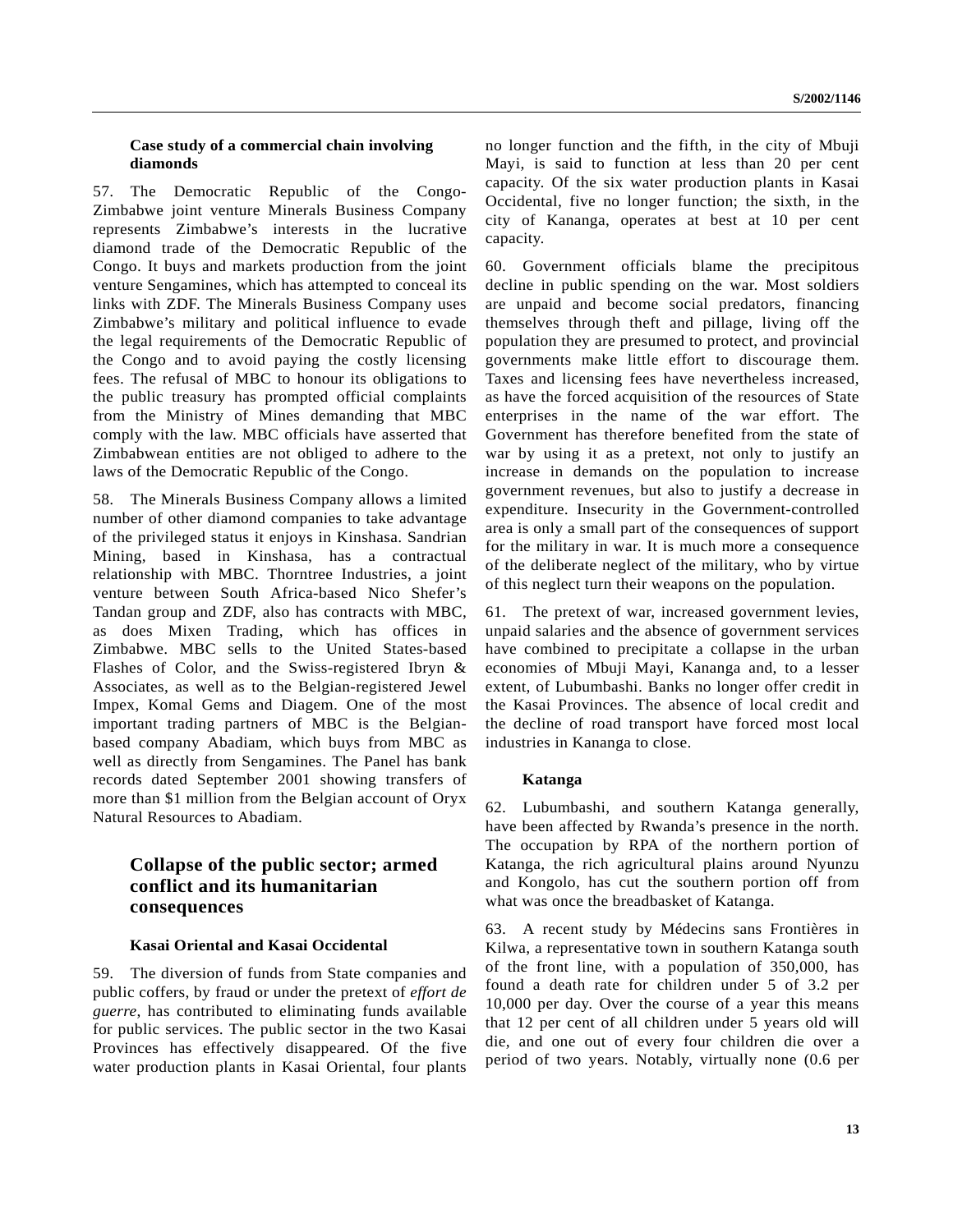### Case study of a commercial chain involving diamonds

57. The Democratic Republic of the Congo-Zimbabwe joint venture Minerals Business Company represents Zimbabwe's interests in the lucrative diamond trade of the Democratic Republic of the Congo. It buys and markets production from the joint venture Sengamines, which has attempted to conceal its links with ZDF. The Minerals Business Company uses Zimbabwe's military and political influence to evade the legal requirements of the Democratic Republic of the Congo and to avoid paying the costly licensing fees. The refusal of MBC to honour its obligations to the public treasury has prompted official complaints from the Ministry of Mines demanding that MBC comply with the law. MBC officials have asserted that Zimbabwean entities are not obliged to adhere to the laws of the Democratic Republic of the Congo.

58. The Minerals Business Company allows a limited number of other diamond companies to take advantage of the privileged status it enjoys in Kinshasa. Sandrian Mining, based in Kinshasa, has a contractual relationship with MBC. Thorntree Industries, a joint venture between South Africa-based Nico Shefer's Tandan group and ZDF, also has contracts with MBC, as does Mixen Trading, which has offices in Zimbabwe. MBC sells to the United States-based Flashes of Color, and the Swiss-registered Ibryn & Associates, as well as to the Belgian-registered Jewel Impex, Komal Gems and Diagem. One of the most important trading partners of MBC is the Belgian-based company Abadiam, which buys from MBC as well as directly from Sengamines. The Panel has bank records dated September 2001 showing transfers of more than $1 million from the Belgian account of Oryx Natural Resources to Abadiam.

## Collapse of the public sector; armed conflict and its humanitarian consequences

### Kasai Oriental and Kasai Occidental

59. The diversion of funds from State companies and public coffers, by fraud or under the pretext of *effort de guerre*, has contributed to eliminating funds available for public services. The public sector in the two Kasai Provinces has effectively disappeared. Of the five water production plants in Kasai Oriental, four plants no longer function and the fifth, in the city of Mbuji Mayi, is said to function at less than 20 per cent capacity. Of the six water production plants in Kasai Occidental, five no longer function; the sixth, in the city of Kananga, operates at best at 10 per cent capacity.

60. Government officials blame the precipitous decline in public spending on the war. Most soldiers are unpaid and become social predators, financing themselves through theft and pillage, living off the population they are presumed to protect, and provincial governments make little effort to discourage them. Taxes and licensing fees have nevertheless increased, as have the forced acquisition of the resources of State enterprises in the name of the war effort. The Government has therefore benefited from the state of war by using it as a pretext, not only to justify an increase in demands on the population to increase government revenues, but also to justify a decrease in expenditure. Insecurity in the Government-controlled area is only a small part of the consequences of support for the military in war. It is much more a consequence of the deliberate neglect of the military, who by virtue of this neglect turn their weapons on the population.

61. The pretext of war, increased government levies, unpaid salaries and the absence of government services have combined to precipitate a collapse in the urban economies of Mbuji Mayi, Kananga and, to a lesser extent, of Lubumbashi. Banks no longer offer credit in the Kasai Provinces. The absence of local credit and the decline of road transport have forced most local industries in Kananga to close.

### Katanga

62. Lubumbashi, and southern Katanga generally, have been affected by Rwanda's presence in the north. The occupation by RPA of the northern portion of Katanga, the rich agricultural plains around Nyunzu and Kongolo, has cut the southern portion off from what was once the breadbasket of Katanga.

63. A recent study by Médecins sans Frontières in Kilwa, a representative town in southern Katanga south of the front line, with a population of 350,000, has found a death rate for children under 5 of 3.2 per 10,000 per day. Over the course of a year this means that 12 per cent of all children under 5 years old will die, and one out of every four children die over a period of two years. Notably, virtually none (0.6 per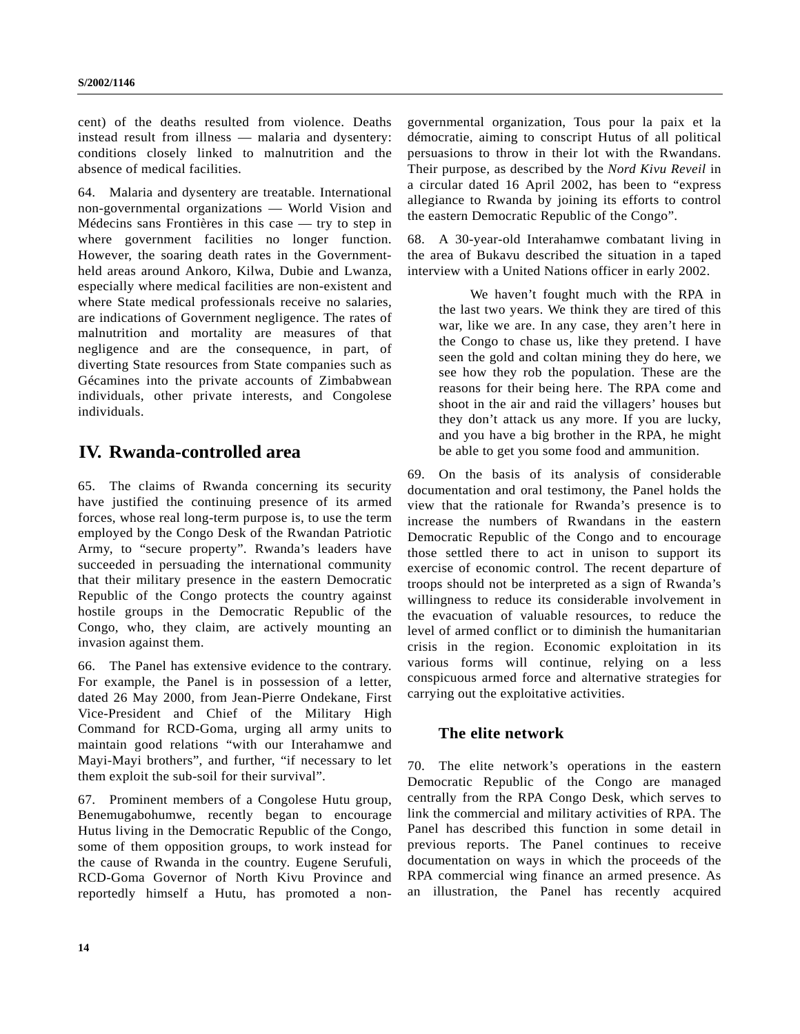cent) of the deaths resulted from violence. Deaths instead result from illness — malaria and dysentery: conditions closely linked to malnutrition and the absence of medical facilities.

64. Malaria and dysentery are treatable. International non-governmental organizations — World Vision and Médecins sans Frontières in this case — try to step in where government facilities no longer function. However, the soaring death rates in the Government-held areas around Ankoro, Kilwa, Dubie and Lwanza, especially where medical facilities are non-existent and where State medical professionals receive no salaries, are indications of Government negligence. The rates of malnutrition and mortality are measures of that negligence and are the consequence, in part, of diverting State resources from State companies such as Gécamines into the private accounts of Zimbabwean individuals, other private interests, and Congolese individuals.

## IV. Rwanda-controlled area

65. The claims of Rwanda concerning its security have justified the continuing presence of its armed forces, whose real long-term purpose is, to use the term employed by the Congo Desk of the Rwandan Patriotic Army, to "secure property". Rwanda's leaders have succeeded in persuading the international community that their military presence in the eastern Democratic Republic of the Congo protects the country against hostile groups in the Democratic Republic of the Congo, who, they claim, are actively mounting an invasion against them.

66. The Panel has extensive evidence to the contrary. For example, the Panel is in possession of a letter, dated 26 May 2000, from Jean-Pierre Ondekane, First Vice-President and Chief of the Military High Command for RCD-Goma, urging all army units to maintain good relations "with our Interahamwe and Mayi-Mayi brothers", and further, "if necessary to let them exploit the sub-soil for their survival".

67. Prominent members of a Congolese Hutu group, Benemugabohumwe, recently began to encourage Hutus living in the Democratic Republic of the Congo, some of them opposition groups, to work instead for the cause of Rwanda in the country. Eugene Serufuli, RCD-Goma Governor of North Kivu Province and reportedly himself a Hutu, has promoted a non-governmental organization, Tous pour la paix et la démocratie, aiming to conscript Hutus of all political persuasions to throw in their lot with the Rwandans. Their purpose, as described by the *Nord Kivu Reveil* in a circular dated 16 April 2002, has been to "express allegiance to Rwanda by joining its efforts to control the eastern Democratic Republic of the Congo".

68. A 30-year-old Interahamwe combatant living in the area of Bukavu described the situation in a taped interview with a United Nations officer in early 2002.

> We haven't fought much with the RPA in the last two years. We think they are tired of this war, like we are. In any case, they aren't here in the Congo to chase us, like they pretend. I have seen the gold and coltan mining they do here, we see how they rob the population. These are the reasons for their being here. The RPA come and shoot in the air and raid the villagers' houses but they don't attack us any more. If you are lucky, and you have a big brother in the RPA, he might be able to get you some food and ammunition.

69. On the basis of its analysis of considerable documentation and oral testimony, the Panel holds the view that the rationale for Rwanda's presence is to increase the numbers of Rwandans in the eastern Democratic Republic of the Congo and to encourage those settled there to act in unison to support its exercise of economic control. The recent departure of troops should not be interpreted as a sign of Rwanda's willingness to reduce its considerable involvement in the evacuation of valuable resources, to reduce the level of armed conflict or to diminish the humanitarian crisis in the region. Economic exploitation in its various forms will continue, relying on a less conspicuous armed force and alternative strategies for carrying out the exploitative activities.

### The elite network

70. The elite network's operations in the eastern Democratic Republic of the Congo are managed centrally from the RPA Congo Desk, which serves to link the commercial and military activities of RPA. The Panel has described this function in some detail in previous reports. The Panel continues to receive documentation on ways in which the proceeds of the RPA commercial wing finance an armed presence. As an illustration, the Panel has recently acquired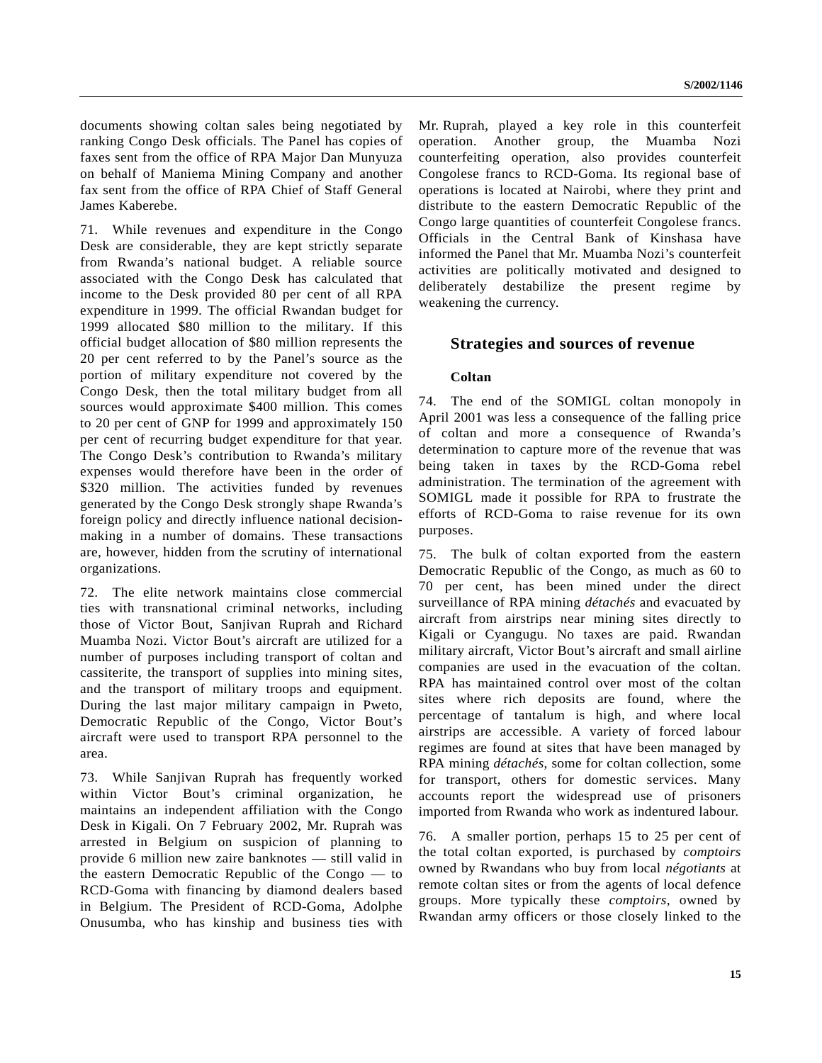documents showing coltan sales being negotiated by ranking Congo Desk officials. The Panel has copies of faxes sent from the office of RPA Major Dan Munyuza on behalf of Maniema Mining Company and another fax sent from the office of RPA Chief of Staff General James Kaberebe.

71. While revenues and expenditure in the Congo Desk are considerable, they are kept strictly separate from Rwanda's national budget. A reliable source associated with the Congo Desk has calculated that income to the Desk provided 80 per cent of all RPA expenditure in 1999. The official Rwandan budget for 1999 allocated $80 million to the military. If this official budget allocation of $80 million represents the 20 per cent referred to by the Panel's source as the portion of military expenditure not covered by the Congo Desk, then the total military budget from all sources would approximate $400 million. This comes to 20 per cent of GNP for 1999 and approximately 150 per cent of recurring budget expenditure for that year. The Congo Desk's contribution to Rwanda's military expenses would therefore have been in the order of $320 million. The activities funded by revenues generated by the Congo Desk strongly shape Rwanda's foreign policy and directly influence national decision-making in a number of domains. These transactions are, however, hidden from the scrutiny of international organizations.

72. The elite network maintains close commercial ties with transnational criminal networks, including those of Victor Bout, Sanjivan Ruprah and Richard Muamba Nozi. Victor Bout's aircraft are utilized for a number of purposes including transport of coltan and cassiterite, the transport of supplies into mining sites, and the transport of military troops and equipment. During the last major military campaign in Pweto, Democratic Republic of the Congo, Victor Bout's aircraft were used to transport RPA personnel to the area.

73. While Sanjivan Ruprah has frequently worked within Victor Bout's criminal organization, he maintains an independent affiliation with the Congo Desk in Kigali. On 7 February 2002, Mr. Ruprah was arrested in Belgium on suspicion of planning to provide 6 million new zaire banknotes — still valid in the eastern Democratic Republic of the Congo — to RCD-Goma with financing by diamond dealers based in Belgium. The President of RCD-Goma, Adolphe Onusumba, who has kinship and business ties with Mr. Ruprah, played a key role in this counterfeit operation. Another group, the Muamba Nozi counterfeiting operation, also provides counterfeit Congolese francs to RCD-Goma. Its regional base of operations is located at Nairobi, where they print and distribute to the eastern Democratic Republic of the Congo large quantities of counterfeit Congolese francs. Officials in the Central Bank of Kinshasa have informed the Panel that Mr. Muamba Nozi's counterfeit activities are politically motivated and designed to deliberately destabilize the present regime by weakening the currency.

## Strategies and sources of revenue

### Coltan

74. The end of the SOMIGL coltan monopoly in April 2001 was less a consequence of the falling price of coltan and more a consequence of Rwanda's determination to capture more of the revenue that was being taken in taxes by the RCD-Goma rebel administration. The termination of the agreement with SOMIGL made it possible for RPA to frustrate the efforts of RCD-Goma to raise revenue for its own purposes.

75. The bulk of coltan exported from the eastern Democratic Republic of the Congo, as much as 60 to 70 per cent, has been mined under the direct surveillance of RPA mining *détachés* and evacuated by aircraft from airstrips near mining sites directly to Kigali or Cyangugu. No taxes are paid. Rwandan military aircraft, Victor Bout's aircraft and small airline companies are used in the evacuation of the coltan. RPA has maintained control over most of the coltan sites where rich deposits are found, where the percentage of tantalum is high, and where local airstrips are accessible. A variety of forced labour regimes are found at sites that have been managed by RPA mining *détachés*, some for coltan collection, some for transport, others for domestic services. Many accounts report the widespread use of prisoners imported from Rwanda who work as indentured labour.

76. A smaller portion, perhaps 15 to 25 per cent of the total coltan exported, is purchased by *comptoirs* owned by Rwandans who buy from local *négotiants* at remote coltan sites or from the agents of local defence groups. More typically these *comptoirs*, owned by Rwandan army officers or those closely linked to the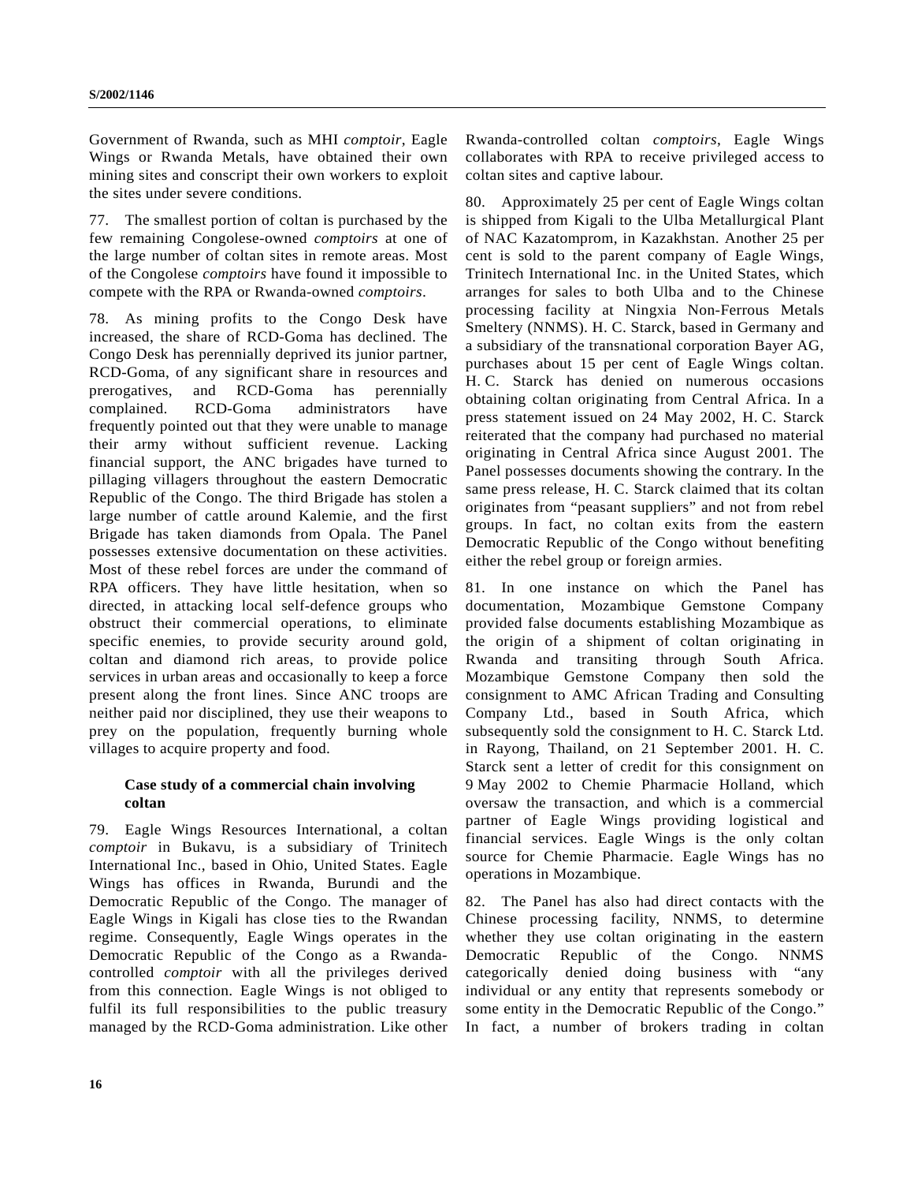Government of Rwanda, such as MHI *comptoir*, Eagle Wings or Rwanda Metals, have obtained their own mining sites and conscript their own workers to exploit the sites under severe conditions.

77. The smallest portion of coltan is purchased by the few remaining Congolese-owned *comptoirs* at one of the large number of coltan sites in remote areas. Most of the Congolese *comptoirs* have found it impossible to compete with the RPA or Rwanda-owned *comptoirs*.

78. As mining profits to the Congo Desk have increased, the share of RCD-Goma has declined. The Congo Desk has perennially deprived its junior partner, RCD-Goma, of any significant share in resources and prerogatives, and RCD-Goma has perennially complained. RCD-Goma administrators have frequently pointed out that they were unable to manage their army without sufficient revenue. Lacking financial support, the ANC brigades have turned to pillaging villagers throughout the eastern Democratic Republic of the Congo. The third Brigade has stolen a large number of cattle around Kalemie, and the first Brigade has taken diamonds from Opala. The Panel possesses extensive documentation on these activities. Most of these rebel forces are under the command of RPA officers. They have little hesitation, when so directed, in attacking local self-defence groups who obstruct their commercial operations, to eliminate specific enemies, to provide security around gold, coltan and diamond rich areas, to provide police services in urban areas and occasionally to keep a force present along the front lines. Since ANC troops are neither paid nor disciplined, they use their weapons to prey on the population, frequently burning whole villages to acquire property and food.

### Case study of a commercial chain involving coltan

79. Eagle Wings Resources International, a coltan *comptoir* in Bukavu, is a subsidiary of Trinitech International Inc., based in Ohio, United States. Eagle Wings has offices in Rwanda, Burundi and the Democratic Republic of the Congo. The manager of Eagle Wings in Kigali has close ties to the Rwandan regime. Consequently, Eagle Wings operates in the Democratic Republic of the Congo as a Rwanda-controlled *comptoir* with all the privileges derived from this connection. Eagle Wings is not obliged to fulfil its full responsibilities to the public treasury managed by the RCD-Goma administration. Like other Rwanda-controlled coltan *comptoirs*, Eagle Wings collaborates with RPA to receive privileged access to coltan sites and captive labour.

80. Approximately 25 per cent of Eagle Wings coltan is shipped from Kigali to the Ulba Metallurgical Plant of NAC Kazatomprom, in Kazakhstan. Another 25 per cent is sold to the parent company of Eagle Wings, Trinitech International Inc. in the United States, which arranges for sales to both Ulba and to the Chinese processing facility at Ningxia Non-Ferrous Metals Smeltery (NNMS). H. C. Starck, based in Germany and a subsidiary of the transnational corporation Bayer AG, purchases about 15 per cent of Eagle Wings coltan. H. C. Starck has denied on numerous occasions obtaining coltan originating from Central Africa. In a press statement issued on 24 May 2002, H. C. Starck reiterated that the company had purchased no material originating in Central Africa since August 2001. The Panel possesses documents showing the contrary. In the same press release, H. C. Starck claimed that its coltan originates from "peasant suppliers" and not from rebel groups. In fact, no coltan exits from the eastern Democratic Republic of the Congo without benefiting either the rebel group or foreign armies.

81. In one instance on which the Panel has documentation, Mozambique Gemstone Company provided false documents establishing Mozambique as the origin of a shipment of coltan originating in Rwanda and transiting through South Africa. Mozambique Gemstone Company then sold the consignment to AMC African Trading and Consulting Company Ltd., based in South Africa, which subsequently sold the consignment to H. C. Starck Ltd. in Rayong, Thailand, on 21 September 2001. H. C. Starck sent a letter of credit for this consignment on 9 May 2002 to Chemie Pharmacie Holland, which oversaw the transaction, and which is a commercial partner of Eagle Wings providing logistical and financial services. Eagle Wings is the only coltan source for Chemie Pharmacie. Eagle Wings has no operations in Mozambique.

82. The Panel has also had direct contacts with the Chinese processing facility, NNMS, to determine whether they use coltan originating in the eastern Democratic Republic of the Congo. NNMS categorically denied doing business with "any individual or any entity that represents somebody or some entity in the Democratic Republic of the Congo." In fact, a number of brokers trading in coltan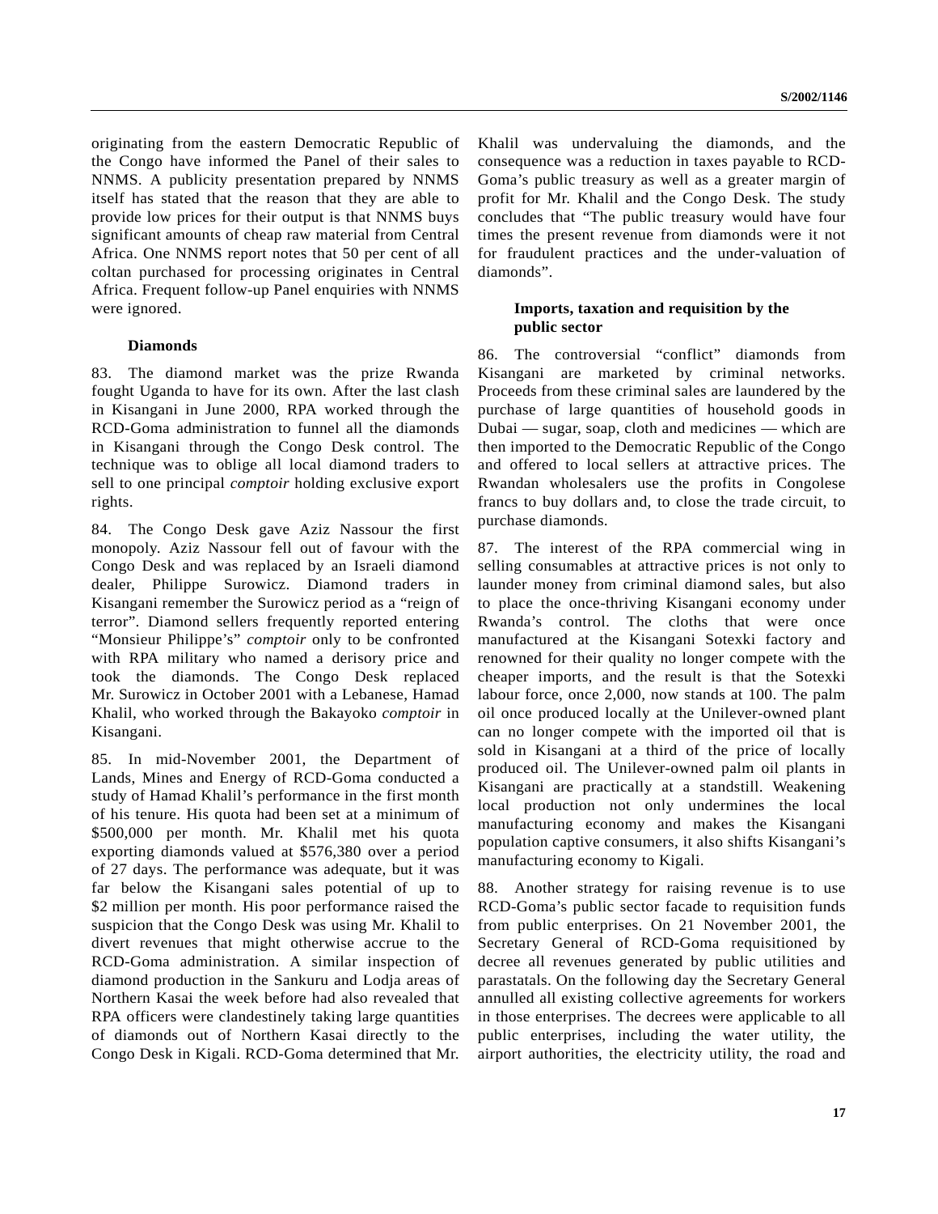originating from the eastern Democratic Republic of the Congo have informed the Panel of their sales to NNMS. A publicity presentation prepared by NNMS itself has stated that the reason that they are able to provide low prices for their output is that NNMS buys significant amounts of cheap raw material from Central Africa. One NNMS report notes that 50 per cent of all coltan purchased for processing originates in Central Africa. Frequent follow-up Panel enquiries with NNMS were ignored.

### Diamonds

83. The diamond market was the prize Rwanda fought Uganda to have for its own. After the last clash in Kisangani in June 2000, RPA worked through the RCD-Goma administration to funnel all the diamonds in Kisangani through the Congo Desk control. The technique was to oblige all local diamond traders to sell to one principal *comptoir* holding exclusive export rights.

84. The Congo Desk gave Aziz Nassour the first monopoly. Aziz Nassour fell out of favour with the Congo Desk and was replaced by an Israeli diamond dealer, Philippe Surowicz. Diamond traders in Kisangani remember the Surowicz period as a "reign of terror". Diamond sellers frequently reported entering "Monsieur Philippe's" *comptoir* only to be confronted with RPA military who named a derisory price and took the diamonds. The Congo Desk replaced Mr. Surowicz in October 2001 with a Lebanese, Hamad Khalil, who worked through the Bakayoko *comptoir* in Kisangani.

85. In mid-November 2001, the Department of Lands, Mines and Energy of RCD-Goma conducted a study of Hamad Khalil's performance in the first month of his tenure. His quota had been set at a minimum of \$500,000 per month. Mr. Khalil met his quota exporting diamonds valued at \$576,380 over a period of 27 days. The performance was adequate, but it was far below the Kisangani sales potential of up to \$2 million per month. His poor performance raised the suspicion that the Congo Desk was using Mr. Khalil to divert revenues that might otherwise accrue to the RCD-Goma administration. A similar inspection of diamond production in the Sankuru and Lodja areas of Northern Kasai the week before had also revealed that RPA officers were clandestinely taking large quantities of diamonds out of Northern Kasai directly to the Congo Desk in Kigali. RCD-Goma determined that Mr. Khalil was undervaluing the diamonds, and the consequence was a reduction in taxes payable to RCD-Goma's public treasury as well as a greater margin of profit for Mr. Khalil and the Congo Desk. The study concludes that "The public treasury would have four times the present revenue from diamonds were it not for fraudulent practices and the under-valuation of diamonds".

### Imports, taxation and requisition by the public sector

86. The controversial "conflict" diamonds from Kisangani are marketed by criminal networks. Proceeds from these criminal sales are laundered by the purchase of large quantities of household goods in Dubai — sugar, soap, cloth and medicines — which are then imported to the Democratic Republic of the Congo and offered to local sellers at attractive prices. The Rwandan wholesalers use the profits in Congolese francs to buy dollars and, to close the trade circuit, to purchase diamonds.

87. The interest of the RPA commercial wing in selling consumables at attractive prices is not only to launder money from criminal diamond sales, but also to place the once-thriving Kisangani economy under Rwanda's control. The cloths that were once manufactured at the Kisangani Sotexki factory and renowned for their quality no longer compete with the cheaper imports, and the result is that the Sotexki labour force, once 2,000, now stands at 100. The palm oil once produced locally at the Unilever-owned plant can no longer compete with the imported oil that is sold in Kisangani at a third of the price of locally produced oil. The Unilever-owned palm oil plants in Kisangani are practically at a standstill. Weakening local production not only undermines the local manufacturing economy and makes the Kisangani population captive consumers, it also shifts Kisangani's manufacturing economy to Kigali.

88. Another strategy for raising revenue is to use RCD-Goma's public sector facade to requisition funds from public enterprises. On 21 November 2001, the Secretary General of RCD-Goma requisitioned by decree all revenues generated by public utilities and parastatals. On the following day the Secretary General annulled all existing collective agreements for workers in those enterprises. The decrees were applicable to all public enterprises, including the water utility, the airport authorities, the electricity utility, the road and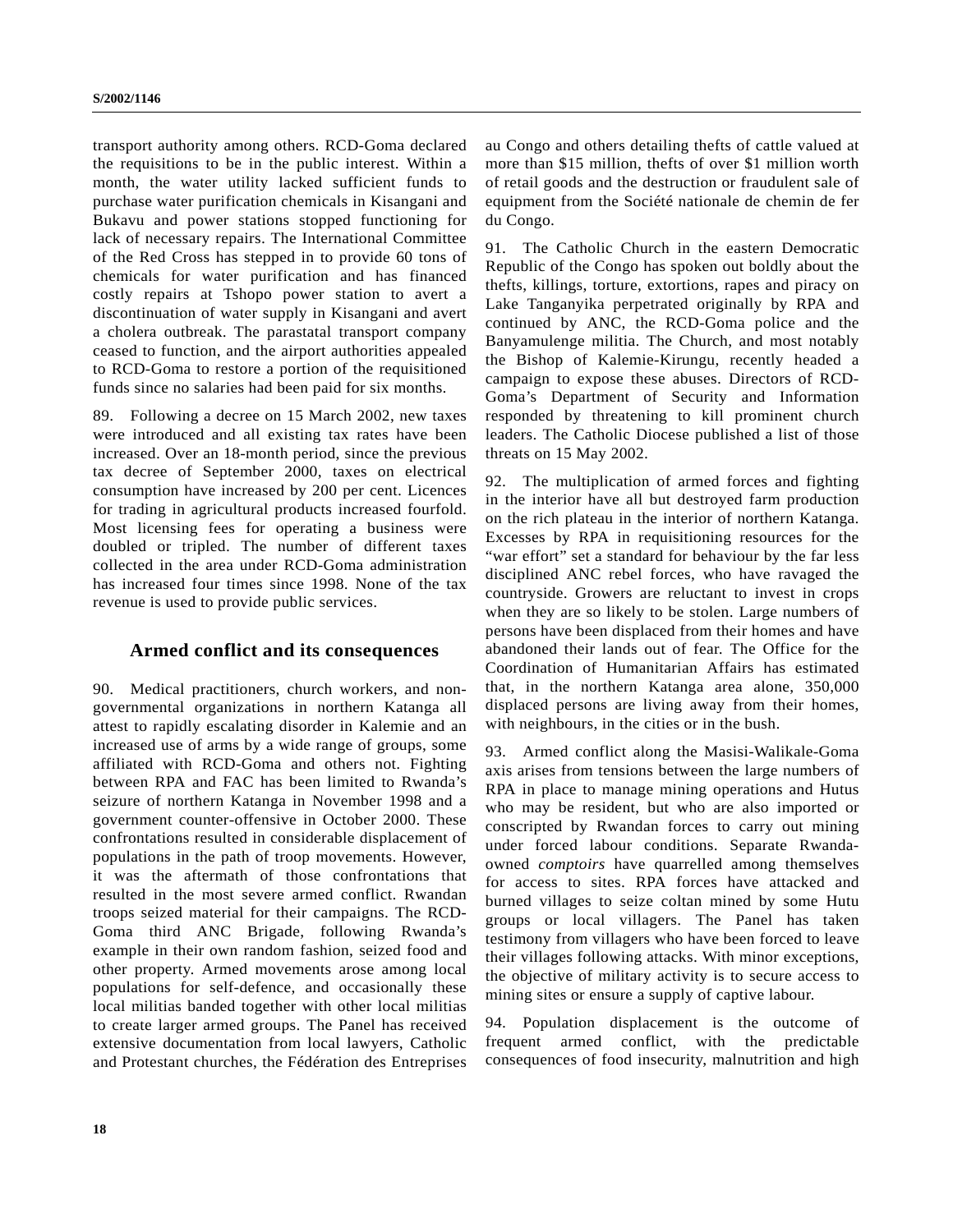transport authority among others. RCD-Goma declared the requisitions to be in the public interest. Within a month, the water utility lacked sufficient funds to purchase water purification chemicals in Kisangani and Bukavu and power stations stopped functioning for lack of necessary repairs. The International Committee of the Red Cross has stepped in to provide 60 tons of chemicals for water purification and has financed costly repairs at Tshopo power station to avert a discontinuation of water supply in Kisangani and avert a cholera outbreak. The parastatal transport company ceased to function, and the airport authorities appealed to RCD-Goma to restore a portion of the requisitioned funds since no salaries had been paid for six months.

89. Following a decree on 15 March 2002, new taxes were introduced and all existing tax rates have been increased. Over an 18-month period, since the previous tax decree of September 2000, taxes on electrical consumption have increased by 200 per cent. Licences for trading in agricultural products increased fourfold. Most licensing fees for operating a business were doubled or tripled. The number of different taxes collected in the area under RCD-Goma administration has increased four times since 1998. None of the tax revenue is used to provide public services.

## Armed conflict and its consequences

90. Medical practitioners, church workers, and non-governmental organizations in northern Katanga all attest to rapidly escalating disorder in Kalemie and an increased use of arms by a wide range of groups, some affiliated with RCD-Goma and others not. Fighting between RPA and FAC has been limited to Rwanda's seizure of northern Katanga in November 1998 and a government counter-offensive in October 2000. These confrontations resulted in considerable displacement of populations in the path of troop movements. However, it was the aftermath of those confrontations that resulted in the most severe armed conflict. Rwandan troops seized material for their campaigns. The RCD-Goma third ANC Brigade, following Rwanda's example in their own random fashion, seized food and other property. Armed movements arose among local populations for self-defence, and occasionally these local militias banded together with other local militias to create larger armed groups. The Panel has received extensive documentation from local lawyers, Catholic and Protestant churches, the Fédération des Entreprises au Congo and others detailing thefts of cattle valued at more than $15 million, thefts of over $1 million worth of retail goods and the destruction or fraudulent sale of equipment from the Société nationale de chemin de fer du Congo.

91. The Catholic Church in the eastern Democratic Republic of the Congo has spoken out boldly about the thefts, killings, torture, extortions, rapes and piracy on Lake Tanganyika perpetrated originally by RPA and continued by ANC, the RCD-Goma police and the Banyamulenge militia. The Church, and most notably the Bishop of Kalemie-Kirungu, recently headed a campaign to expose these abuses. Directors of RCD-Goma's Department of Security and Information responded by threatening to kill prominent church leaders. The Catholic Diocese published a list of those threats on 15 May 2002.

92. The multiplication of armed forces and fighting in the interior have all but destroyed farm production on the rich plateau in the interior of northern Katanga. Excesses by RPA in requisitioning resources for the "war effort" set a standard for behaviour by the far less disciplined ANC rebel forces, who have ravaged the countryside. Growers are reluctant to invest in crops when they are so likely to be stolen. Large numbers of persons have been displaced from their homes and have abandoned their lands out of fear. The Office for the Coordination of Humanitarian Affairs has estimated that, in the northern Katanga area alone, 350,000 displaced persons are living away from their homes, with neighbours, in the cities or in the bush.

93. Armed conflict along the Masisi-Walikale-Goma axis arises from tensions between the large numbers of RPA in place to manage mining operations and Hutus who may be resident, but who are also imported or conscripted by Rwandan forces to carry out mining under forced labour conditions. Separate Rwanda-owned *comptoirs* have quarrelled among themselves for access to sites. RPA forces have attacked and burned villages to seize coltan mined by some Hutu groups or local villagers. The Panel has taken testimony from villagers who have been forced to leave their villages following attacks. With minor exceptions, the objective of military activity is to secure access to mining sites or ensure a supply of captive labour.

94. Population displacement is the outcome of frequent armed conflict, with the predictable consequences of food insecurity, malnutrition and high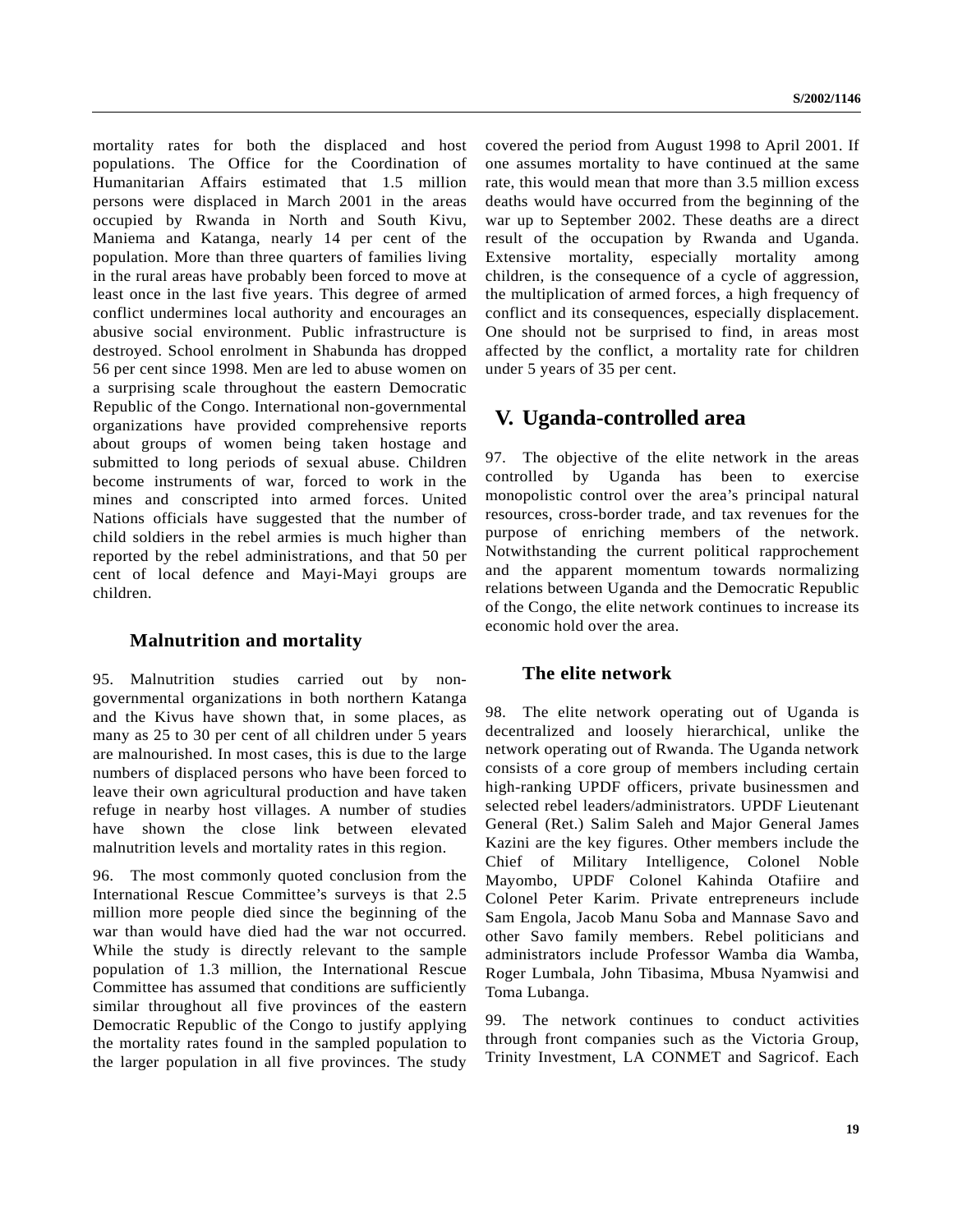mortality rates for both the displaced and host populations. The Office for the Coordination of Humanitarian Affairs estimated that 1.5 million persons were displaced in March 2001 in the areas occupied by Rwanda in North and South Kivu, Maniema and Katanga, nearly 14 per cent of the population. More than three quarters of families living in the rural areas have probably been forced to move at least once in the last five years. This degree of armed conflict undermines local authority and encourages an abusive social environment. Public infrastructure is destroyed. School enrolment in Shabunda has dropped 56 per cent since 1998. Men are led to abuse women on a surprising scale throughout the eastern Democratic Republic of the Congo. International non-governmental organizations have provided comprehensive reports about groups of women being taken hostage and submitted to long periods of sexual abuse. Children become instruments of war, forced to work in the mines and conscripted into armed forces. United Nations officials have suggested that the number of child soldiers in the rebel armies is much higher than reported by the rebel administrations, and that 50 per cent of local defence and Mayi-Mayi groups are children.

### Malnutrition and mortality

95. Malnutrition studies carried out by non-governmental organizations in both northern Katanga and the Kivus have shown that, in some places, as many as 25 to 30 per cent of all children under 5 years are malnourished. In most cases, this is due to the large numbers of displaced persons who have been forced to leave their own agricultural production and have taken refuge in nearby host villages. A number of studies have shown the close link between elevated malnutrition levels and mortality rates in this region.

96. The most commonly quoted conclusion from the International Rescue Committee's surveys is that 2.5 million more people died since the beginning of the war than would have died had the war not occurred. While the study is directly relevant to the sample population of 1.3 million, the International Rescue Committee has assumed that conditions are sufficiently similar throughout all five provinces of the eastern Democratic Republic of the Congo to justify applying the mortality rates found in the sampled population to the larger population in all five provinces. The study covered the period from August 1998 to April 2001. If one assumes mortality to have continued at the same rate, this would mean that more than 3.5 million excess deaths would have occurred from the beginning of the war up to September 2002. These deaths are a direct result of the occupation by Rwanda and Uganda. Extensive mortality, especially mortality among children, is the consequence of a cycle of aggression, the multiplication of armed forces, a high frequency of conflict and its consequences, especially displacement. One should not be surprised to find, in areas most affected by the conflict, a mortality rate for children under 5 years of 35 per cent.

## V. Uganda-controlled area

97. The objective of the elite network in the areas controlled by Uganda has been to exercise monopolistic control over the area's principal natural resources, cross-border trade, and tax revenues for the purpose of enriching members of the network. Notwithstanding the current political rapprochement and the apparent momentum towards normalizing relations between Uganda and the Democratic Republic of the Congo, the elite network continues to increase its economic hold over the area.

### The elite network

98. The elite network operating out of Uganda is decentralized and loosely hierarchical, unlike the network operating out of Rwanda. The Uganda network consists of a core group of members including certain high-ranking UPDF officers, private businessmen and selected rebel leaders/administrators. UPDF Lieutenant General (Ret.) Salim Saleh and Major General James Kazini are the key figures. Other members include the Chief of Military Intelligence, Colonel Noble Mayombo, UPDF Colonel Kahinda Otafiire and Colonel Peter Karim. Private entrepreneurs include Sam Engola, Jacob Manu Soba and Mannase Savo and other Savo family members. Rebel politicians and administrators include Professor Wamba dia Wamba, Roger Lumbala, John Tibasima, Mbusa Nyamwisi and Toma Lubanga.

99. The network continues to conduct activities through front companies such as the Victoria Group, Trinity Investment, LA CONMET and Sagricof. Each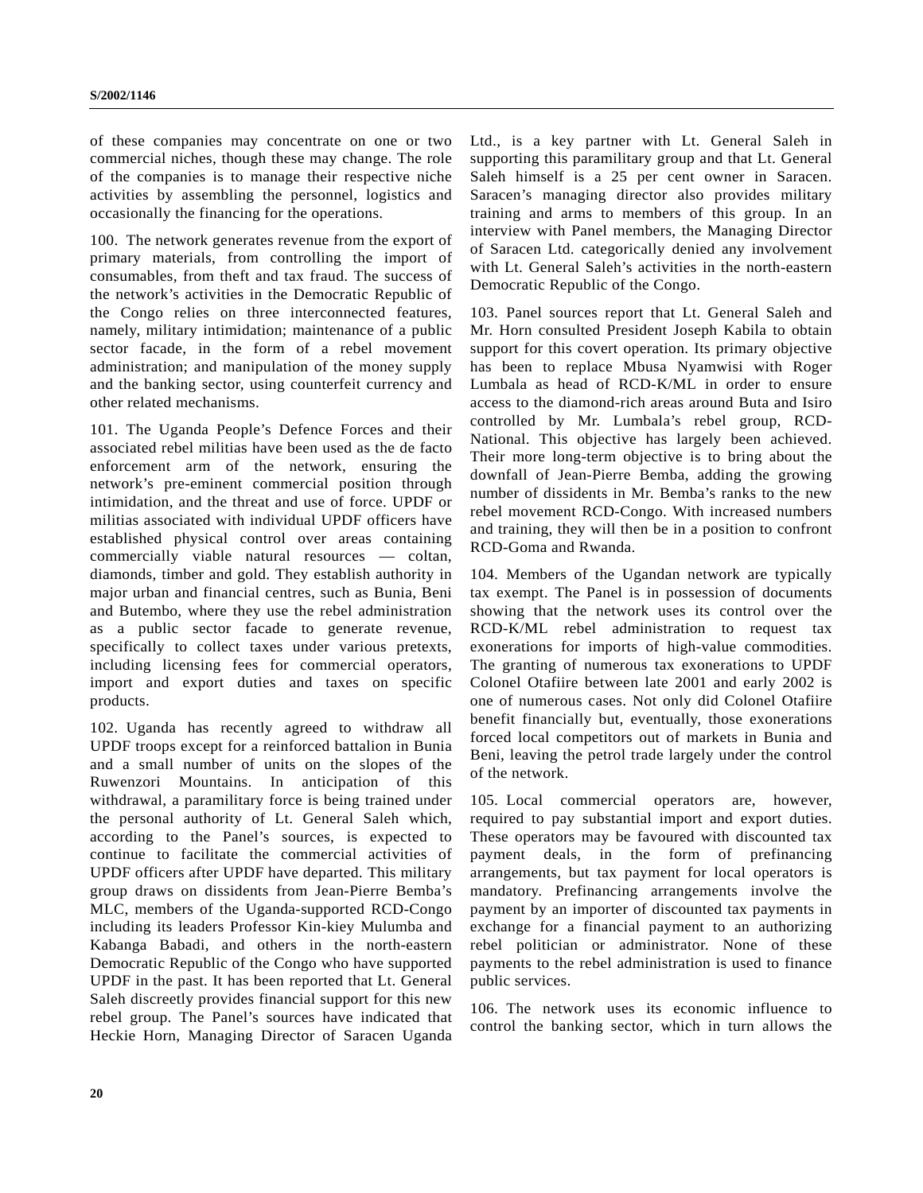of these companies may concentrate on one or two commercial niches, though these may change. The role of the companies is to manage their respective niche activities by assembling the personnel, logistics and occasionally the financing for the operations.

100. The network generates revenue from the export of primary materials, from controlling the import of consumables, from theft and tax fraud. The success of the network's activities in the Democratic Republic of the Congo relies on three interconnected features, namely, military intimidation; maintenance of a public sector facade, in the form of a rebel movement administration; and manipulation of the money supply and the banking sector, using counterfeit currency and other related mechanisms.

101. The Uganda People's Defence Forces and their associated rebel militias have been used as the de facto enforcement arm of the network, ensuring the network's pre-eminent commercial position through intimidation, and the threat and use of force. UPDF or militias associated with individual UPDF officers have established physical control over areas containing commercially viable natural resources — coltan, diamonds, timber and gold. They establish authority in major urban and financial centres, such as Bunia, Beni and Butembo, where they use the rebel administration as a public sector facade to generate revenue, specifically to collect taxes under various pretexts, including licensing fees for commercial operators, import and export duties and taxes on specific products.

102. Uganda has recently agreed to withdraw all UPDF troops except for a reinforced battalion in Bunia and a small number of units on the slopes of the Ruwenzori Mountains. In anticipation of this withdrawal, a paramilitary force is being trained under the personal authority of Lt. General Saleh which, according to the Panel's sources, is expected to continue to facilitate the commercial activities of UPDF officers after UPDF have departed. This military group draws on dissidents from Jean-Pierre Bemba's MLC, members of the Uganda-supported RCD-Congo including its leaders Professor Kin-kiey Mulumba and Kabanga Babadi, and others in the north-eastern Democratic Republic of the Congo who have supported UPDF in the past. It has been reported that Lt. General Saleh discreetly provides financial support for this new rebel group. The Panel's sources have indicated that Heckie Horn, Managing Director of Saracen Uganda Ltd., is a key partner with Lt. General Saleh in supporting this paramilitary group and that Lt. General Saleh himself is a 25 per cent owner in Saracen. Saracen's managing director also provides military training and arms to members of this group. In an interview with Panel members, the Managing Director of Saracen Ltd. categorically denied any involvement with Lt. General Saleh's activities in the north-eastern Democratic Republic of the Congo.

103. Panel sources report that Lt. General Saleh and Mr. Horn consulted President Joseph Kabila to obtain support for this covert operation. Its primary objective has been to replace Mbusa Nyamwisi with Roger Lumbala as head of RCD-K/ML in order to ensure access to the diamond-rich areas around Buta and Isiro controlled by Mr. Lumbala's rebel group, RCD-National. This objective has largely been achieved. Their more long-term objective is to bring about the downfall of Jean-Pierre Bemba, adding the growing number of dissidents in Mr. Bemba's ranks to the new rebel movement RCD-Congo. With increased numbers and training, they will then be in a position to confront RCD-Goma and Rwanda.

104. Members of the Ugandan network are typically tax exempt. The Panel is in possession of documents showing that the network uses its control over the RCD-K/ML rebel administration to request tax exonerations for imports of high-value commodities. The granting of numerous tax exonerations to UPDF Colonel Otafiire between late 2001 and early 2002 is one of numerous cases. Not only did Colonel Otafiire benefit financially but, eventually, those exonerations forced local competitors out of markets in Bunia and Beni, leaving the petrol trade largely under the control of the network.

105. Local commercial operators are, however, required to pay substantial import and export duties. These operators may be favoured with discounted tax payment deals, in the form of prefinancing arrangements, but tax payment for local operators is mandatory. Prefinancing arrangements involve the payment by an importer of discounted tax payments in exchange for a financial payment to an authorizing rebel politician or administrator. None of these payments to the rebel administration is used to finance public services.

106. The network uses its economic influence to control the banking sector, which in turn allows the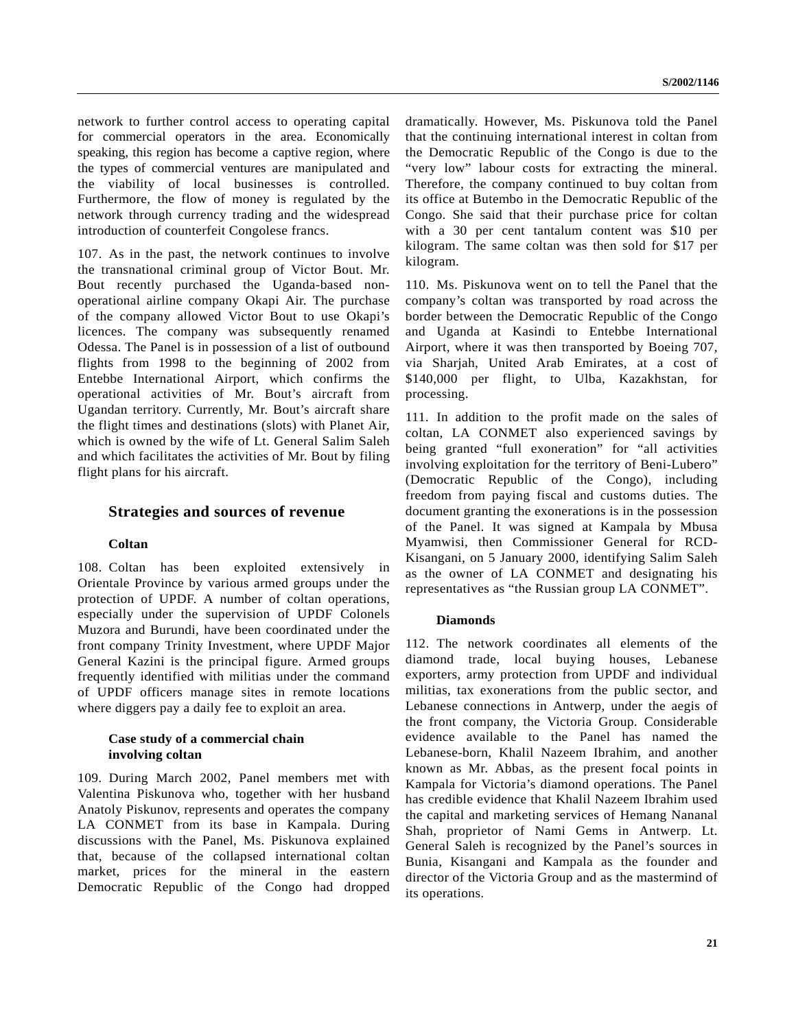network to further control access to operating capital for commercial operators in the area. Economically speaking, this region has become a captive region, where the types of commercial ventures are manipulated and the viability of local businesses is controlled. Furthermore, the flow of money is regulated by the network through currency trading and the widespread introduction of counterfeit Congolese francs.

107. As in the past, the network continues to involve the transnational criminal group of Victor Bout. Mr. Bout recently purchased the Uganda-based non-operational airline company Okapi Air. The purchase of the company allowed Victor Bout to use Okapi's licences. The company was subsequently renamed Odessa. The Panel is in possession of a list of outbound flights from 1998 to the beginning of 2002 from Entebbe International Airport, which confirms the operational activities of Mr. Bout's aircraft from Ugandan territory. Currently, Mr. Bout's aircraft share the flight times and destinations (slots) with Planet Air, which is owned by the wife of Lt. General Salim Saleh and which facilitates the activities of Mr. Bout by filing flight plans for his aircraft.

## Strategies and sources of revenue

### Coltan

108. Coltan has been exploited extensively in Orientale Province by various armed groups under the protection of UPDF. A number of coltan operations, especially under the supervision of UPDF Colonels Muzora and Burundi, have been coordinated under the front company Trinity Investment, where UPDF Major General Kazini is the principal figure. Armed groups frequently identified with militias under the command of UPDF officers manage sites in remote locations where diggers pay a daily fee to exploit an area.

#### Case study of a commercial chain involving coltan

109. During March 2002, Panel members met with Valentina Piskunova who, together with her husband Anatoly Piskunov, represents and operates the company LA CONMET from its base in Kampala. During discussions with the Panel, Ms. Piskunova explained that, because of the collapsed international coltan market, prices for the mineral in the eastern Democratic Republic of the Congo had dropped dramatically. However, Ms. Piskunova told the Panel that the continuing international interest in coltan from the Democratic Republic of the Congo is due to the "very low" labour costs for extracting the mineral. Therefore, the company continued to buy coltan from its office at Butembo in the Democratic Republic of the Congo. She said that their purchase price for coltan with a 30 per cent tantalum content was $10 per kilogram. The same coltan was then sold for $17 per kilogram.

110. Ms. Piskunova went on to tell the Panel that the company's coltan was transported by road across the border between the Democratic Republic of the Congo and Uganda at Kasindi to Entebbe International Airport, where it was then transported by Boeing 707, via Sharjah, United Arab Emirates, at a cost of $140,000 per flight, to Ulba, Kazakhstan, for processing.

111. In addition to the profit made on the sales of coltan, LA CONMET also experienced savings by being granted "full exoneration" for "all activities involving exploitation for the territory of Beni-Lubero" (Democratic Republic of the Congo), including freedom from paying fiscal and customs duties. The document granting the exonerations is in the possession of the Panel. It was signed at Kampala by Mbusa Myamwisi, then Commissioner General for RCD-Kisangani, on 5 January 2000, identifying Salim Saleh as the owner of LA CONMET and designating his representatives as "the Russian group LA CONMET".

### Diamonds

112. The network coordinates all elements of the diamond trade, local buying houses, Lebanese exporters, army protection from UPDF and individual militias, tax exonerations from the public sector, and Lebanese connections in Antwerp, under the aegis of the front company, the Victoria Group. Considerable evidence available to the Panel has named the Lebanese-born, Khalil Nazeem Ibrahim, and another known as Mr. Abbas, as the present focal points in Kampala for Victoria's diamond operations. The Panel has credible evidence that Khalil Nazeem Ibrahim used the capital and marketing services of Hemang Nananal Shah, proprietor of Nami Gems in Antwerp. Lt. General Saleh is recognized by the Panel's sources in Bunia, Kisangani and Kampala as the founder and director of the Victoria Group and as the mastermind of its operations.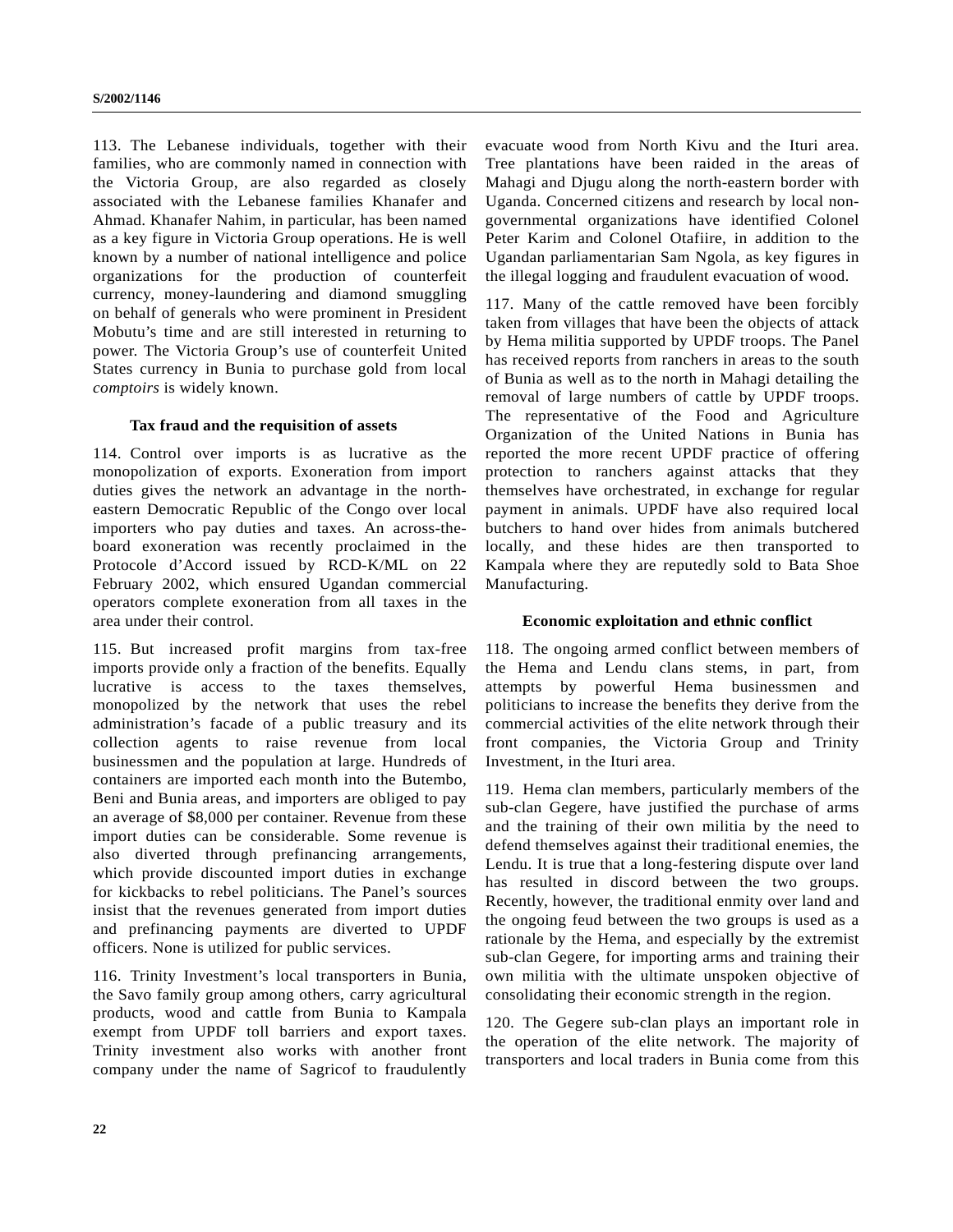113. The Lebanese individuals, together with their families, who are commonly named in connection with the Victoria Group, are also regarded as closely associated with the Lebanese families Khanafer and Ahmad. Khanafer Nahim, in particular, has been named as a key figure in Victoria Group operations. He is well known by a number of national intelligence and police organizations for the production of counterfeit currency, money-laundering and diamond smuggling on behalf of generals who were prominent in President Mobutu's time and are still interested in returning to power. The Victoria Group's use of counterfeit United States currency in Bunia to purchase gold from local *comptoirs* is widely known.

### Tax fraud and the requisition of assets

114. Control over imports is as lucrative as the monopolization of exports. Exoneration from import duties gives the network an advantage in the north-eastern Democratic Republic of the Congo over local importers who pay duties and taxes. An across-the-board exoneration was recently proclaimed in the Protocole d'Accord issued by RCD-K/ML on 22 February 2002, which ensured Ugandan commercial operators complete exoneration from all taxes in the area under their control.

115. But increased profit margins from tax-free imports provide only a fraction of the benefits. Equally lucrative is access to the taxes themselves, monopolized by the network that uses the rebel administration's facade of a public treasury and its collection agents to raise revenue from local businessmen and the population at large. Hundreds of containers are imported each month into the Butembo, Beni and Bunia areas, and importers are obliged to pay an average of $8,000 per container. Revenue from these import duties can be considerable. Some revenue is also diverted through prefinancing arrangements, which provide discounted import duties in exchange for kickbacks to rebel politicians. The Panel's sources insist that the revenues generated from import duties and prefinancing payments are diverted to UPDF officers. None is utilized for public services.

116. Trinity Investment's local transporters in Bunia, the Savo family group among others, carry agricultural products, wood and cattle from Bunia to Kampala exempt from UPDF toll barriers and export taxes. Trinity investment also works with another front company under the name of Sagricof to fraudulently evacuate wood from North Kivu and the Ituri area. Tree plantations have been raided in the areas of Mahagi and Djugu along the north-eastern border with Uganda. Concerned citizens and research by local non-governmental organizations have identified Colonel Peter Karim and Colonel Otafiire, in addition to the Ugandan parliamentarian Sam Ngola, as key figures in the illegal logging and fraudulent evacuation of wood.

117. Many of the cattle removed have been forcibly taken from villages that have been the objects of attack by Hema militia supported by UPDF troops. The Panel has received reports from ranchers in areas to the south of Bunia as well as to the north in Mahagi detailing the removal of large numbers of cattle by UPDF troops. The representative of the Food and Agriculture Organization of the United Nations in Bunia has reported the more recent UPDF practice of offering protection to ranchers against attacks that they themselves have orchestrated, in exchange for regular payment in animals. UPDF have also required local butchers to hand over hides from animals butchered locally, and these hides are then transported to Kampala where they are reputedly sold to Bata Shoe Manufacturing.

### Economic exploitation and ethnic conflict

118. The ongoing armed conflict between members of the Hema and Lendu clans stems, in part, from attempts by powerful Hema businessmen and politicians to increase the benefits they derive from the commercial activities of the elite network through their front companies, the Victoria Group and Trinity Investment, in the Ituri area.

119. Hema clan members, particularly members of the sub-clan Gegere, have justified the purchase of arms and the training of their own militia by the need to defend themselves against their traditional enemies, the Lendu. It is true that a long-festering dispute over land has resulted in discord between the two groups. Recently, however, the traditional enmity over land and the ongoing feud between the two groups is used as a rationale by the Hema, and especially by the extremist sub-clan Gegere, for importing arms and training their own militia with the ultimate unspoken objective of consolidating their economic strength in the region.

120. The Gegere sub-clan plays an important role in the operation of the elite network. The majority of transporters and local traders in Bunia come from this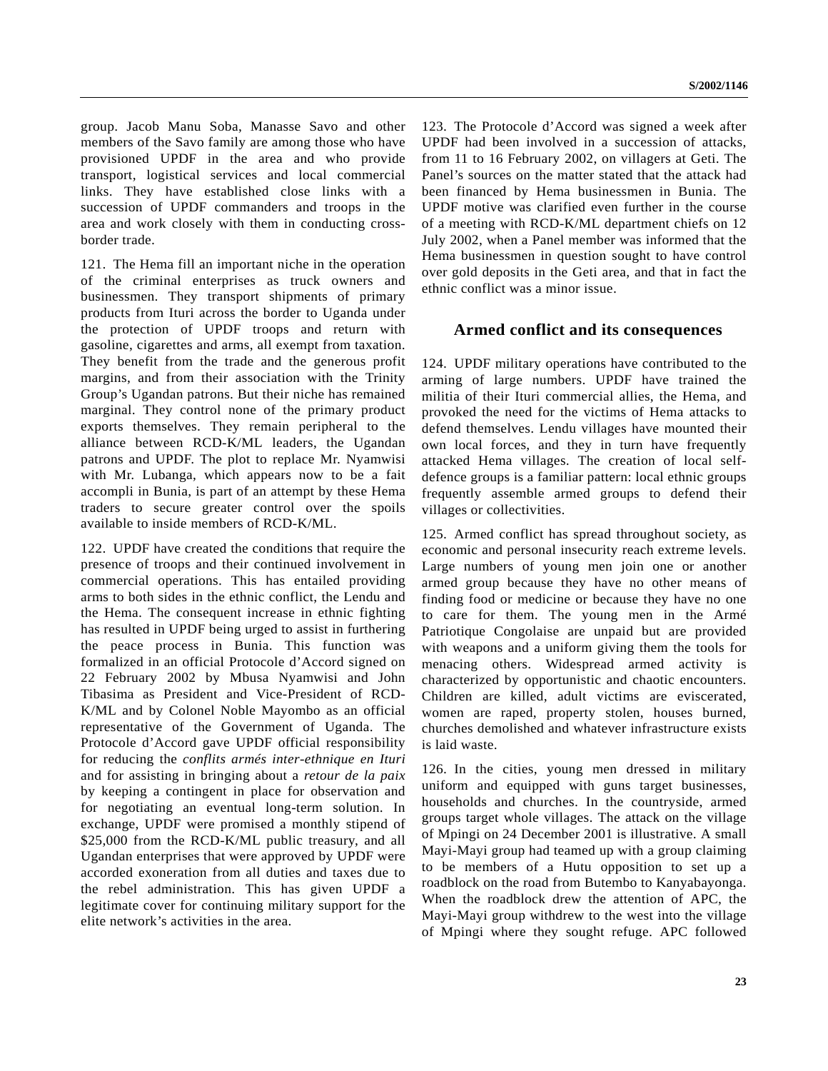group. Jacob Manu Soba, Manasse Savo and other members of the Savo family are among those who have provisioned UPDF in the area and who provide transport, logistical services and local commercial links. They have established close links with a succession of UPDF commanders and troops in the area and work closely with them in conducting cross-border trade.

121. The Hema fill an important niche in the operation of the criminal enterprises as truck owners and businessmen. They transport shipments of primary products from Ituri across the border to Uganda under the protection of UPDF troops and return with gasoline, cigarettes and arms, all exempt from taxation. They benefit from the trade and the generous profit margins, and from their association with the Trinity Group's Ugandan patrons. But their niche has remained marginal. They control none of the primary product exports themselves. They remain peripheral to the alliance between RCD-K/ML leaders, the Ugandan patrons and UPDF. The plot to replace Mr. Nyamwisi with Mr. Lubanga, which appears now to be a fait accompli in Bunia, is part of an attempt by these Hema traders to secure greater control over the spoils available to inside members of RCD-K/ML.

122. UPDF have created the conditions that require the presence of troops and their continued involvement in commercial operations. This has entailed providing arms to both sides in the ethnic conflict, the Lendu and the Hema. The consequent increase in ethnic fighting has resulted in UPDF being urged to assist in furthering the peace process in Bunia. This function was formalized in an official Protocole d'Accord signed on 22 February 2002 by Mbusa Nyamwisi and John Tibasima as President and Vice-President of RCD-K/ML and by Colonel Noble Mayombo as an official representative of the Government of Uganda. The Protocole d'Accord gave UPDF official responsibility for reducing the *conflits armés inter-ethnique en Ituri* and for assisting in bringing about a *retour de la paix* by keeping a contingent in place for observation and for negotiating an eventual long-term solution. In exchange, UPDF were promised a monthly stipend of $25,000 from the RCD-K/ML public treasury, and all Ugandan enterprises that were approved by UPDF were accorded exoneration from all duties and taxes due to the rebel administration. This has given UPDF a legitimate cover for continuing military support for the elite network's activities in the area.

123. The Protocole d'Accord was signed a week after UPDF had been involved in a succession of attacks, from 11 to 16 February 2002, on villagers at Geti. The Panel's sources on the matter stated that the attack had been financed by Hema businessmen in Bunia. The UPDF motive was clarified even further in the course of a meeting with RCD-K/ML department chiefs on 12 July 2002, when a Panel member was informed that the Hema businessmen in question sought to have control over gold deposits in the Geti area, and that in fact the ethnic conflict was a minor issue.

## Armed conflict and its consequences

124. UPDF military operations have contributed to the arming of large numbers. UPDF have trained the militia of their Ituri commercial allies, the Hema, and provoked the need for the victims of Hema attacks to defend themselves. Lendu villages have mounted their own local forces, and they in turn have frequently attacked Hema villages. The creation of local self-defence groups is a familiar pattern: local ethnic groups frequently assemble armed groups to defend their villages or collectivities.

125. Armed conflict has spread throughout society, as economic and personal insecurity reach extreme levels. Large numbers of young men join one or another armed group because they have no other means of finding food or medicine or because they have no one to care for them. The young men in the Armé Patriotique Congolaise are unpaid but are provided with weapons and a uniform giving them the tools for menacing others. Widespread armed activity is characterized by opportunistic and chaotic encounters. Children are killed, adult victims are eviscerated, women are raped, property stolen, houses burned, churches demolished and whatever infrastructure exists is laid waste.

126. In the cities, young men dressed in military uniform and equipped with guns target businesses, households and churches. In the countryside, armed groups target whole villages. The attack on the village of Mpingi on 24 December 2001 is illustrative. A small Mayi-Mayi group had teamed up with a group claiming to be members of a Hutu opposition to set up a roadblock on the road from Butembo to Kanyabayonga. When the roadblock drew the attention of APC, the Mayi-Mayi group withdrew to the west into the village of Mpingi where they sought refuge. APC followed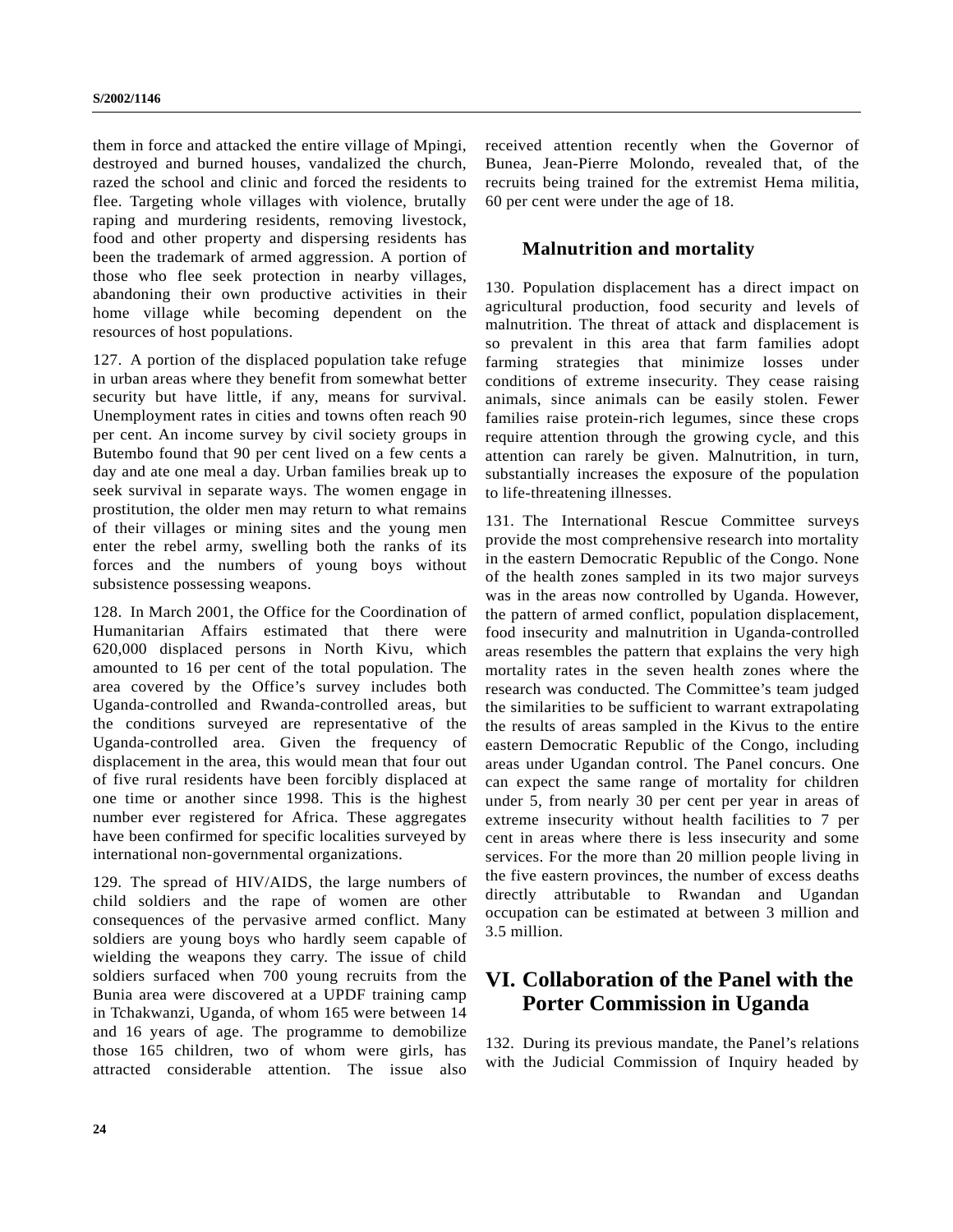them in force and attacked the entire village of Mpingi, destroyed and burned houses, vandalized the church, razed the school and clinic and forced the residents to flee. Targeting whole villages with violence, brutally raping and murdering residents, removing livestock, food and other property and dispersing residents has been the trademark of armed aggression. A portion of those who flee seek protection in nearby villages, abandoning their own productive activities in their home village while becoming dependent on the resources of host populations.

127. A portion of the displaced population take refuge in urban areas where they benefit from somewhat better security but have little, if any, means for survival. Unemployment rates in cities and towns often reach 90 per cent. An income survey by civil society groups in Butembo found that 90 per cent lived on a few cents a day and ate one meal a day. Urban families break up to seek survival in separate ways. The women engage in prostitution, the older men may return to what remains of their villages or mining sites and the young men enter the rebel army, swelling both the ranks of its forces and the numbers of young boys without subsistence possessing weapons.

128. In March 2001, the Office for the Coordination of Humanitarian Affairs estimated that there were 620,000 displaced persons in North Kivu, which amounted to 16 per cent of the total population. The area covered by the Office's survey includes both Uganda-controlled and Rwanda-controlled areas, but the conditions surveyed are representative of the Uganda-controlled area. Given the frequency of displacement in the area, this would mean that four out of five rural residents have been forcibly displaced at one time or another since 1998. This is the highest number ever registered for Africa. These aggregates have been confirmed for specific localities surveyed by international non-governmental organizations.

129. The spread of HIV/AIDS, the large numbers of child soldiers and the rape of women are other consequences of the pervasive armed conflict. Many soldiers are young boys who hardly seem capable of wielding the weapons they carry. The issue of child soldiers surfaced when 700 young recruits from the Bunia area were discovered at a UPDF training camp in Tchakwanzi, Uganda, of whom 165 were between 14 and 16 years of age. The programme to demobilize those 165 children, two of whom were girls, has attracted considerable attention. The issue also received attention recently when the Governor of Bunea, Jean-Pierre Molondo, revealed that, of the recruits being trained for the extremist Hema militia, 60 per cent were under the age of 18.

### Malnutrition and mortality

130. Population displacement has a direct impact on agricultural production, food security and levels of malnutrition. The threat of attack and displacement is so prevalent in this area that farm families adopt farming strategies that minimize losses under conditions of extreme insecurity. They cease raising animals, since animals can be easily stolen. Fewer families raise protein-rich legumes, since these crops require attention through the growing cycle, and this attention can rarely be given. Malnutrition, in turn, substantially increases the exposure of the population to life-threatening illnesses.

131. The International Rescue Committee surveys provide the most comprehensive research into mortality in the eastern Democratic Republic of the Congo. None of the health zones sampled in its two major surveys was in the areas now controlled by Uganda. However, the pattern of armed conflict, population displacement, food insecurity and malnutrition in Uganda-controlled areas resembles the pattern that explains the very high mortality rates in the seven health zones where the research was conducted. The Committee's team judged the similarities to be sufficient to warrant extrapolating the results of areas sampled in the Kivus to the entire eastern Democratic Republic of the Congo, including areas under Ugandan control. The Panel concurs. One can expect the same range of mortality for children under 5, from nearly 30 per cent per year in areas of extreme insecurity without health facilities to 7 per cent in areas where there is less insecurity and some services. For the more than 20 million people living in the five eastern provinces, the number of excess deaths directly attributable to Rwandan and Ugandan occupation can be estimated at between 3 million and 3.5 million.

## VI. Collaboration of the Panel with the Porter Commission in Uganda

132. During its previous mandate, the Panel's relations with the Judicial Commission of Inquiry headed by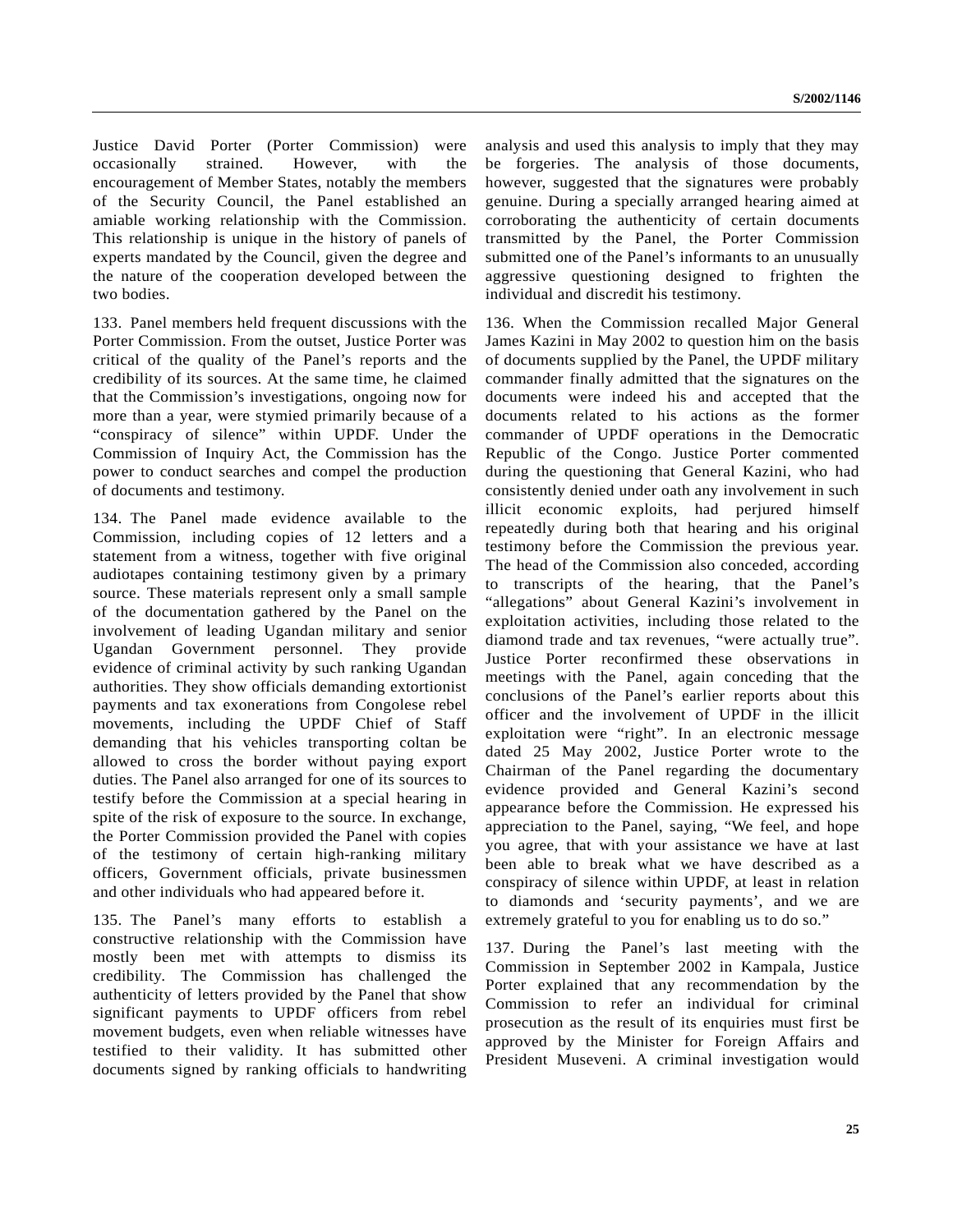Justice David Porter (Porter Commission) were occasionally strained. However, with the encouragement of Member States, notably the members of the Security Council, the Panel established an amiable working relationship with the Commission. This relationship is unique in the history of panels of experts mandated by the Council, given the degree and the nature of the cooperation developed between the two bodies.

133. Panel members held frequent discussions with the Porter Commission. From the outset, Justice Porter was critical of the quality of the Panel's reports and the credibility of its sources. At the same time, he claimed that the Commission's investigations, ongoing now for more than a year, were stymied primarily because of a "conspiracy of silence" within UPDF. Under the Commission of Inquiry Act, the Commission has the power to conduct searches and compel the production of documents and testimony.

134. The Panel made evidence available to the Commission, including copies of 12 letters and a statement from a witness, together with five original audiotapes containing testimony given by a primary source. These materials represent only a small sample of the documentation gathered by the Panel on the involvement of leading Ugandan military and senior Ugandan Government personnel. They provide evidence of criminal activity by such ranking Ugandan authorities. They show officials demanding extortionist payments and tax exonerations from Congolese rebel movements, including the UPDF Chief of Staff demanding that his vehicles transporting coltan be allowed to cross the border without paying export duties. The Panel also arranged for one of its sources to testify before the Commission at a special hearing in spite of the risk of exposure to the source. In exchange, the Porter Commission provided the Panel with copies of the testimony of certain high-ranking military officers, Government officials, private businessmen and other individuals who had appeared before it.

135. The Panel's many efforts to establish a constructive relationship with the Commission have mostly been met with attempts to dismiss its credibility. The Commission has challenged the authenticity of letters provided by the Panel that show significant payments to UPDF officers from rebel movement budgets, even when reliable witnesses have testified to their validity. It has submitted other documents signed by ranking officials to handwriting analysis and used this analysis to imply that they may be forgeries. The analysis of those documents, however, suggested that the signatures were probably genuine. During a specially arranged hearing aimed at corroborating the authenticity of certain documents transmitted by the Panel, the Porter Commission submitted one of the Panel's informants to an unusually aggressive questioning designed to frighten the individual and discredit his testimony.

136. When the Commission recalled Major General James Kazini in May 2002 to question him on the basis of documents supplied by the Panel, the UPDF military commander finally admitted that the signatures on the documents were indeed his and accepted that the documents related to his actions as the former commander of UPDF operations in the Democratic Republic of the Congo. Justice Porter commented during the questioning that General Kazini, who had consistently denied under oath any involvement in such illicit economic exploits, had perjured himself repeatedly during both that hearing and his original testimony before the Commission the previous year. The head of the Commission also conceded, according to transcripts of the hearing, that the Panel's "allegations" about General Kazini's involvement in exploitation activities, including those related to the diamond trade and tax revenues, "were actually true". Justice Porter reconfirmed these observations in meetings with the Panel, again conceding that the conclusions of the Panel's earlier reports about this officer and the involvement of UPDF in the illicit exploitation were "right". In an electronic message dated 25 May 2002, Justice Porter wrote to the Chairman of the Panel regarding the documentary evidence provided and General Kazini's second appearance before the Commission. He expressed his appreciation to the Panel, saying, "We feel, and hope you agree, that with your assistance we have at last been able to break what we have described as a conspiracy of silence within UPDF, at least in relation to diamonds and 'security payments', and we are extremely grateful to you for enabling us to do so."

137. During the Panel's last meeting with the Commission in September 2002 in Kampala, Justice Porter explained that any recommendation by the Commission to refer an individual for criminal prosecution as the result of its enquiries must first be approved by the Minister for Foreign Affairs and President Museveni. A criminal investigation would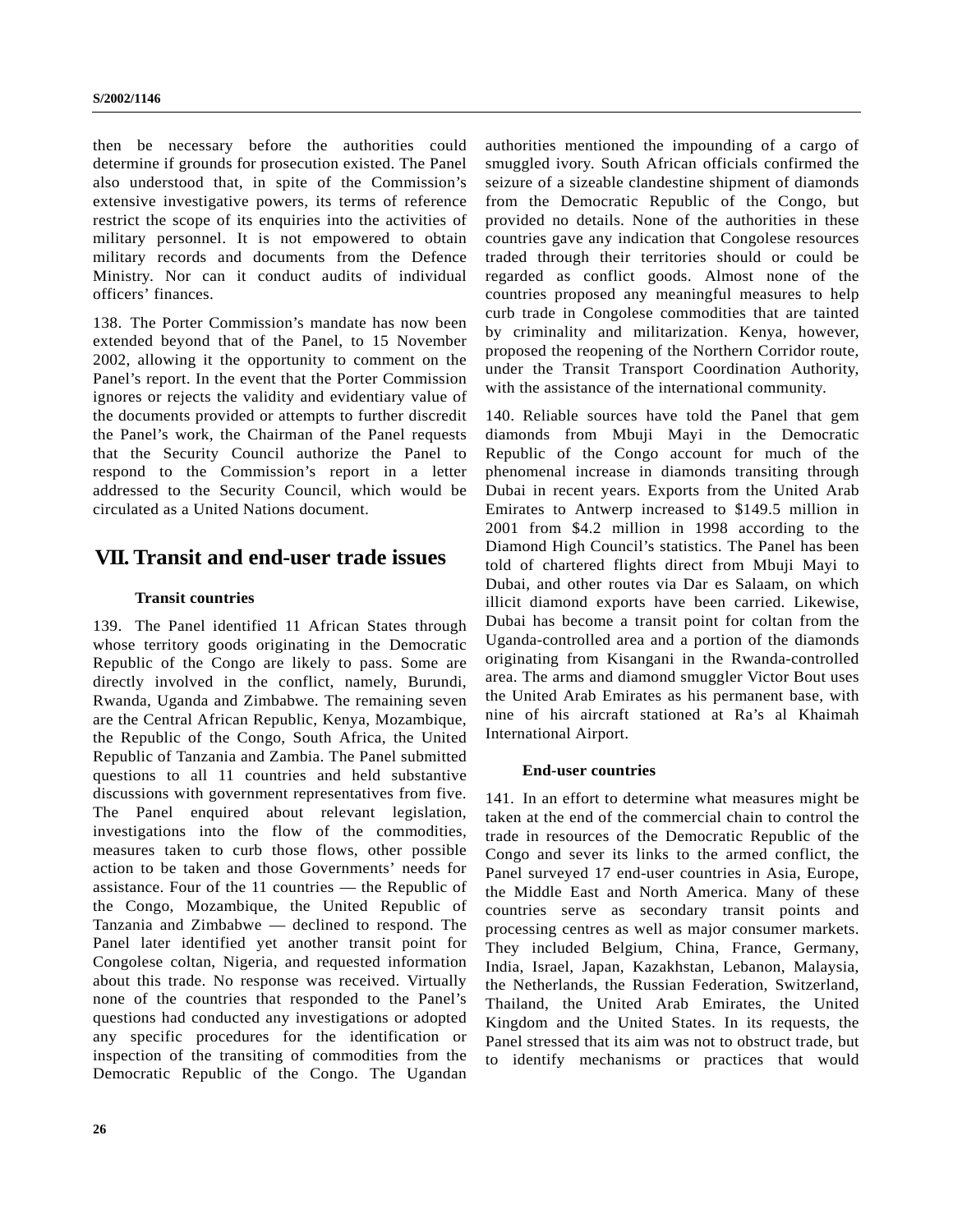then be necessary before the authorities could determine if grounds for prosecution existed. The Panel also understood that, in spite of the Commission's extensive investigative powers, its terms of reference restrict the scope of its enquiries into the activities of military personnel. It is not empowered to obtain military records and documents from the Defence Ministry. Nor can it conduct audits of individual officers' finances.

138. The Porter Commission's mandate has now been extended beyond that of the Panel, to 15 November 2002, allowing it the opportunity to comment on the Panel's report. In the event that the Porter Commission ignores or rejects the validity and evidentiary value of the documents provided or attempts to further discredit the Panel's work, the Chairman of the Panel requests that the Security Council authorize the Panel to respond to the Commission's report in a letter addressed to the Security Council, which would be circulated as a United Nations document.

# VII. Transit and end-user trade issues

### Transit countries

139. The Panel identified 11 African States through whose territory goods originating in the Democratic Republic of the Congo are likely to pass. Some are directly involved in the conflict, namely, Burundi, Rwanda, Uganda and Zimbabwe. The remaining seven are the Central African Republic, Kenya, Mozambique, the Republic of the Congo, South Africa, the United Republic of Tanzania and Zambia. The Panel submitted questions to all 11 countries and held substantive discussions with government representatives from five. The Panel enquired about relevant legislation, investigations into the flow of the commodities, measures taken to curb those flows, other possible action to be taken and those Governments' needs for assistance. Four of the 11 countries — the Republic of the Congo, Mozambique, the United Republic of Tanzania and Zimbabwe — declined to respond. The Panel later identified yet another transit point for Congolese coltan, Nigeria, and requested information about this trade. No response was received. Virtually none of the countries that responded to the Panel's questions had conducted any investigations or adopted any specific procedures for the identification or inspection of the transiting of commodities from the Democratic Republic of the Congo. The Ugandan authorities mentioned the impounding of a cargo of smuggled ivory. South African officials confirmed the seizure of a sizeable clandestine shipment of diamonds from the Democratic Republic of the Congo, but provided no details. None of the authorities in these countries gave any indication that Congolese resources traded through their territories should or could be regarded as conflict goods. Almost none of the countries proposed any meaningful measures to help curb trade in Congolese commodities that are tainted by criminality and militarization. Kenya, however, proposed the reopening of the Northern Corridor route, under the Transit Transport Coordination Authority, with the assistance of the international community.

140. Reliable sources have told the Panel that gem diamonds from Mbuji Mayi in the Democratic Republic of the Congo account for much of the phenomenal increase in diamonds transiting through Dubai in recent years. Exports from the United Arab Emirates to Antwerp increased to $149.5 million in 2001 from $4.2 million in 1998 according to the Diamond High Council's statistics. The Panel has been told of chartered flights direct from Mbuji Mayi to Dubai, and other routes via Dar es Salaam, on which illicit diamond exports have been carried. Likewise, Dubai has become a transit point for coltan from the Uganda-controlled area and a portion of the diamonds originating from Kisangani in the Rwanda-controlled area. The arms and diamond smuggler Victor Bout uses the United Arab Emirates as his permanent base, with nine of his aircraft stationed at Ra's al Khaimah International Airport.

### End-user countries

141. In an effort to determine what measures might be taken at the end of the commercial chain to control the trade in resources of the Democratic Republic of the Congo and sever its links to the armed conflict, the Panel surveyed 17 end-user countries in Asia, Europe, the Middle East and North America. Many of these countries serve as secondary transit points and processing centres as well as major consumer markets. They included Belgium, China, France, Germany, India, Israel, Japan, Kazakhstan, Lebanon, Malaysia, the Netherlands, the Russian Federation, Switzerland, Thailand, the United Arab Emirates, the United Kingdom and the United States. In its requests, the Panel stressed that its aim was not to obstruct trade, but to identify mechanisms or practices that would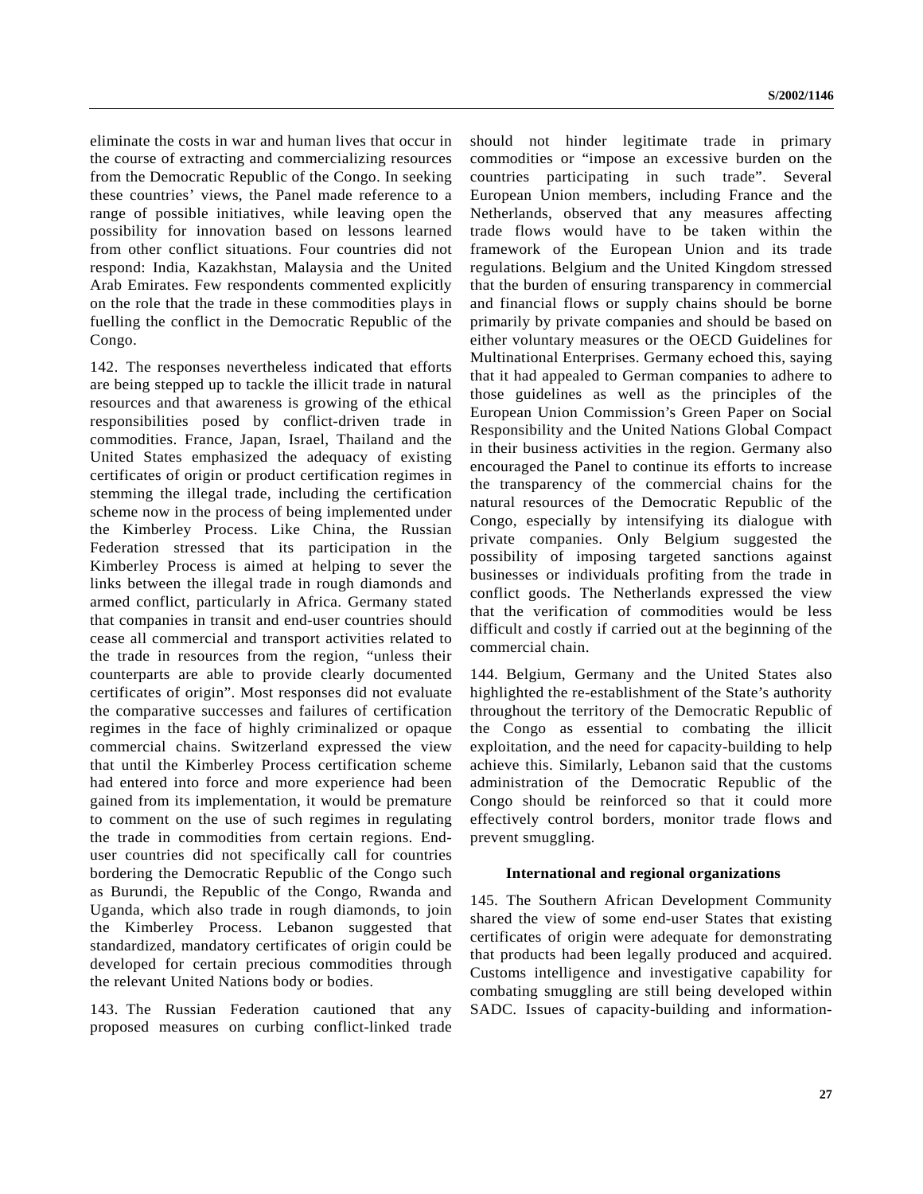eliminate the costs in war and human lives that occur in the course of extracting and commercializing resources from the Democratic Republic of the Congo. In seeking these countries' views, the Panel made reference to a range of possible initiatives, while leaving open the possibility for innovation based on lessons learned from other conflict situations. Four countries did not respond: India, Kazakhstan, Malaysia and the United Arab Emirates. Few respondents commented explicitly on the role that the trade in these commodities plays in fuelling the conflict in the Democratic Republic of the Congo.

142. The responses nevertheless indicated that efforts are being stepped up to tackle the illicit trade in natural resources and that awareness is growing of the ethical responsibilities posed by conflict-driven trade in commodities. France, Japan, Israel, Thailand and the United States emphasized the adequacy of existing certificates of origin or product certification regimes in stemming the illegal trade, including the certification scheme now in the process of being implemented under the Kimberley Process. Like China, the Russian Federation stressed that its participation in the Kimberley Process is aimed at helping to sever the links between the illegal trade in rough diamonds and armed conflict, particularly in Africa. Germany stated that companies in transit and end-user countries should cease all commercial and transport activities related to the trade in resources from the region, "unless their counterparts are able to provide clearly documented certificates of origin". Most responses did not evaluate the comparative successes and failures of certification regimes in the face of highly criminalized or opaque commercial chains. Switzerland expressed the view that until the Kimberley Process certification scheme had entered into force and more experience had been gained from its implementation, it would be premature to comment on the use of such regimes in regulating the trade in commodities from certain regions. End-user countries did not specifically call for countries bordering the Democratic Republic of the Congo such as Burundi, the Republic of the Congo, Rwanda and Uganda, which also trade in rough diamonds, to join the Kimberley Process. Lebanon suggested that standardized, mandatory certificates of origin could be developed for certain precious commodities through the relevant United Nations body or bodies.

143. The Russian Federation cautioned that any proposed measures on curbing conflict-linked trade should not hinder legitimate trade in primary commodities or "impose an excessive burden on the countries participating in such trade". Several European Union members, including France and the Netherlands, observed that any measures affecting trade flows would have to be taken within the framework of the European Union and its trade regulations. Belgium and the United Kingdom stressed that the burden of ensuring transparency in commercial and financial flows or supply chains should be borne primarily by private companies and should be based on either voluntary measures or the OECD Guidelines for Multinational Enterprises. Germany echoed this, saying that it had appealed to German companies to adhere to those guidelines as well as the principles of the European Union Commission's Green Paper on Social Responsibility and the United Nations Global Compact in their business activities in the region. Germany also encouraged the Panel to continue its efforts to increase the transparency of the commercial chains for the natural resources of the Democratic Republic of the Congo, especially by intensifying its dialogue with private companies. Only Belgium suggested the possibility of imposing targeted sanctions against businesses or individuals profiting from the trade in conflict goods. The Netherlands expressed the view that the verification of commodities would be less difficult and costly if carried out at the beginning of the commercial chain.

144. Belgium, Germany and the United States also highlighted the re-establishment of the State's authority throughout the territory of the Democratic Republic of the Congo as essential to combating the illicit exploitation, and the need for capacity-building to help achieve this. Similarly, Lebanon said that the customs administration of the Democratic Republic of the Congo should be reinforced so that it could more effectively control borders, monitor trade flows and prevent smuggling.

### International and regional organizations

145. The Southern African Development Community shared the view of some end-user States that existing certificates of origin were adequate for demonstrating that products had been legally produced and acquired. Customs intelligence and investigative capability for combating smuggling are still being developed within SADC. Issues of capacity-building and information-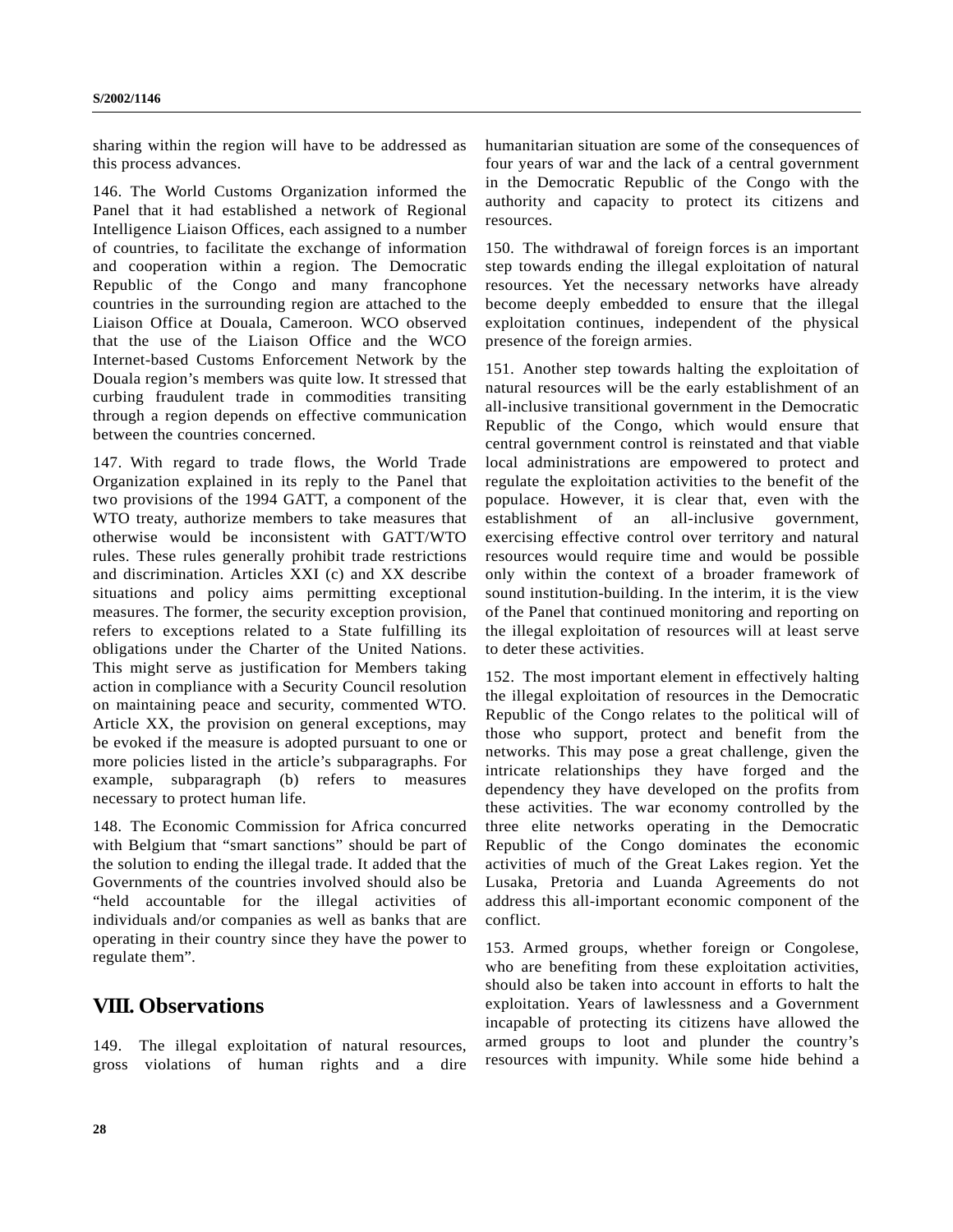sharing within the region will have to be addressed as this process advances.

146. The World Customs Organization informed the Panel that it had established a network of Regional Intelligence Liaison Offices, each assigned to a number of countries, to facilitate the exchange of information and cooperation within a region. The Democratic Republic of the Congo and many francophone countries in the surrounding region are attached to the Liaison Office at Douala, Cameroon. WCO observed that the use of the Liaison Office and the WCO Internet-based Customs Enforcement Network by the Douala region's members was quite low. It stressed that curbing fraudulent trade in commodities transiting through a region depends on effective communication between the countries concerned.

147. With regard to trade flows, the World Trade Organization explained in its reply to the Panel that two provisions of the 1994 GATT, a component of the WTO treaty, authorize members to take measures that otherwise would be inconsistent with GATT/WTO rules. These rules generally prohibit trade restrictions and discrimination. Articles XXI (c) and XX describe situations and policy aims permitting exceptional measures. The former, the security exception provision, refers to exceptions related to a State fulfilling its obligations under the Charter of the United Nations. This might serve as justification for Members taking action in compliance with a Security Council resolution on maintaining peace and security, commented WTO. Article XX, the provision on general exceptions, may be evoked if the measure is adopted pursuant to one or more policies listed in the article's subparagraphs. For example, subparagraph (b) refers to measures necessary to protect human life.

148. The Economic Commission for Africa concurred with Belgium that "smart sanctions" should be part of the solution to ending the illegal trade. It added that the Governments of the countries involved should also be "held accountable for the illegal activities of individuals and/or companies as well as banks that are operating in their country since they have the power to regulate them".

## VIII. Observations

149. The illegal exploitation of natural resources, gross violations of human rights and a dire humanitarian situation are some of the consequences of four years of war and the lack of a central government in the Democratic Republic of the Congo with the authority and capacity to protect its citizens and resources.

150. The withdrawal of foreign forces is an important step towards ending the illegal exploitation of natural resources. Yet the necessary networks have already become deeply embedded to ensure that the illegal exploitation continues, independent of the physical presence of the foreign armies.

151. Another step towards halting the exploitation of natural resources will be the early establishment of an all-inclusive transitional government in the Democratic Republic of the Congo, which would ensure that central government control is reinstated and that viable local administrations are empowered to protect and regulate the exploitation activities to the benefit of the populace. However, it is clear that, even with the establishment of an all-inclusive government, exercising effective control over territory and natural resources would require time and would be possible only within the context of a broader framework of sound institution-building. In the interim, it is the view of the Panel that continued monitoring and reporting on the illegal exploitation of resources will at least serve to deter these activities.

152. The most important element in effectively halting the illegal exploitation of resources in the Democratic Republic of the Congo relates to the political will of those who support, protect and benefit from the networks. This may pose a great challenge, given the intricate relationships they have forged and the dependency they have developed on the profits from these activities. The war economy controlled by the three elite networks operating in the Democratic Republic of the Congo dominates the economic activities of much of the Great Lakes region. Yet the Lusaka, Pretoria and Luanda Agreements do not address this all-important economic component of the conflict.

153. Armed groups, whether foreign or Congolese, who are benefiting from these exploitation activities, should also be taken into account in efforts to halt the exploitation. Years of lawlessness and a Government incapable of protecting its citizens have allowed the armed groups to loot and plunder the country's resources with impunity. While some hide behind a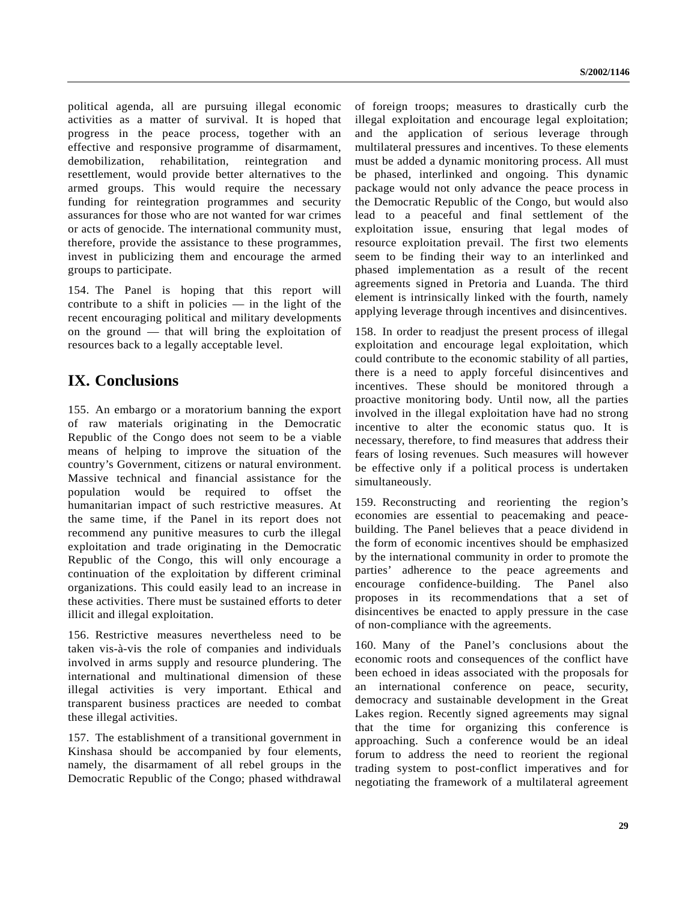political agenda, all are pursuing illegal economic activities as a matter of survival. It is hoped that progress in the peace process, together with an effective and responsive programme of disarmament, demobilization, rehabilitation, reintegration and resettlement, would provide better alternatives to the armed groups. This would require the necessary funding for reintegration programmes and security assurances for those who are not wanted for war crimes or acts of genocide. The international community must, therefore, provide the assistance to these programmes, invest in publicizing them and encourage the armed groups to participate.

154. The Panel is hoping that this report will contribute to a shift in policies — in the light of the recent encouraging political and military developments on the ground — that will bring the exploitation of resources back to a legally acceptable level.

# IX. Conclusions

155. An embargo or a moratorium banning the export of raw materials originating in the Democratic Republic of the Congo does not seem to be a viable means of helping to improve the situation of the country's Government, citizens or natural environment. Massive technical and financial assistance for the population would be required to offset the humanitarian impact of such restrictive measures. At the same time, if the Panel in its report does not recommend any punitive measures to curb the illegal exploitation and trade originating in the Democratic Republic of the Congo, this will only encourage a continuation of the exploitation by different criminal organizations. This could easily lead to an increase in these activities. There must be sustained efforts to deter illicit and illegal exploitation.

156. Restrictive measures nevertheless need to be taken vis-à-vis the role of companies and individuals involved in arms supply and resource plundering. The international and multinational dimension of these illegal activities is very important. Ethical and transparent business practices are needed to combat these illegal activities.

157. The establishment of a transitional government in Kinshasa should be accompanied by four elements, namely, the disarmament of all rebel groups in the Democratic Republic of the Congo; phased withdrawal of foreign troops; measures to drastically curb the illegal exploitation and encourage legal exploitation; and the application of serious leverage through multilateral pressures and incentives. To these elements must be added a dynamic monitoring process. All must be phased, interlinked and ongoing. This dynamic package would not only advance the peace process in the Democratic Republic of the Congo, but would also lead to a peaceful and final settlement of the exploitation issue, ensuring that legal modes of resource exploitation prevail. The first two elements seem to be finding their way to an interlinked and phased implementation as a result of the recent agreements signed in Pretoria and Luanda. The third element is intrinsically linked with the fourth, namely applying leverage through incentives and disincentives.

158. In order to readjust the present process of illegal exploitation and encourage legal exploitation, which could contribute to the economic stability of all parties, there is a need to apply forceful disincentives and incentives. These should be monitored through a proactive monitoring body. Until now, all the parties involved in the illegal exploitation have had no strong incentive to alter the economic status quo. It is necessary, therefore, to find measures that address their fears of losing revenues. Such measures will however be effective only if a political process is undertaken simultaneously.

159. Reconstructing and reorienting the region's economies are essential to peacemaking and peace-building. The Panel believes that a peace dividend in the form of economic incentives should be emphasized by the international community in order to promote the parties' adherence to the peace agreements and encourage confidence-building. The Panel also proposes in its recommendations that a set of disincentives be enacted to apply pressure in the case of non-compliance with the agreements.

160. Many of the Panel's conclusions about the economic roots and consequences of the conflict have been echoed in ideas associated with the proposals for an international conference on peace, security, democracy and sustainable development in the Great Lakes region. Recently signed agreements may signal that the time for organizing this conference is approaching. Such a conference would be an ideal forum to address the need to reorient the regional trading system to post-conflict imperatives and for negotiating the framework of a multilateral agreement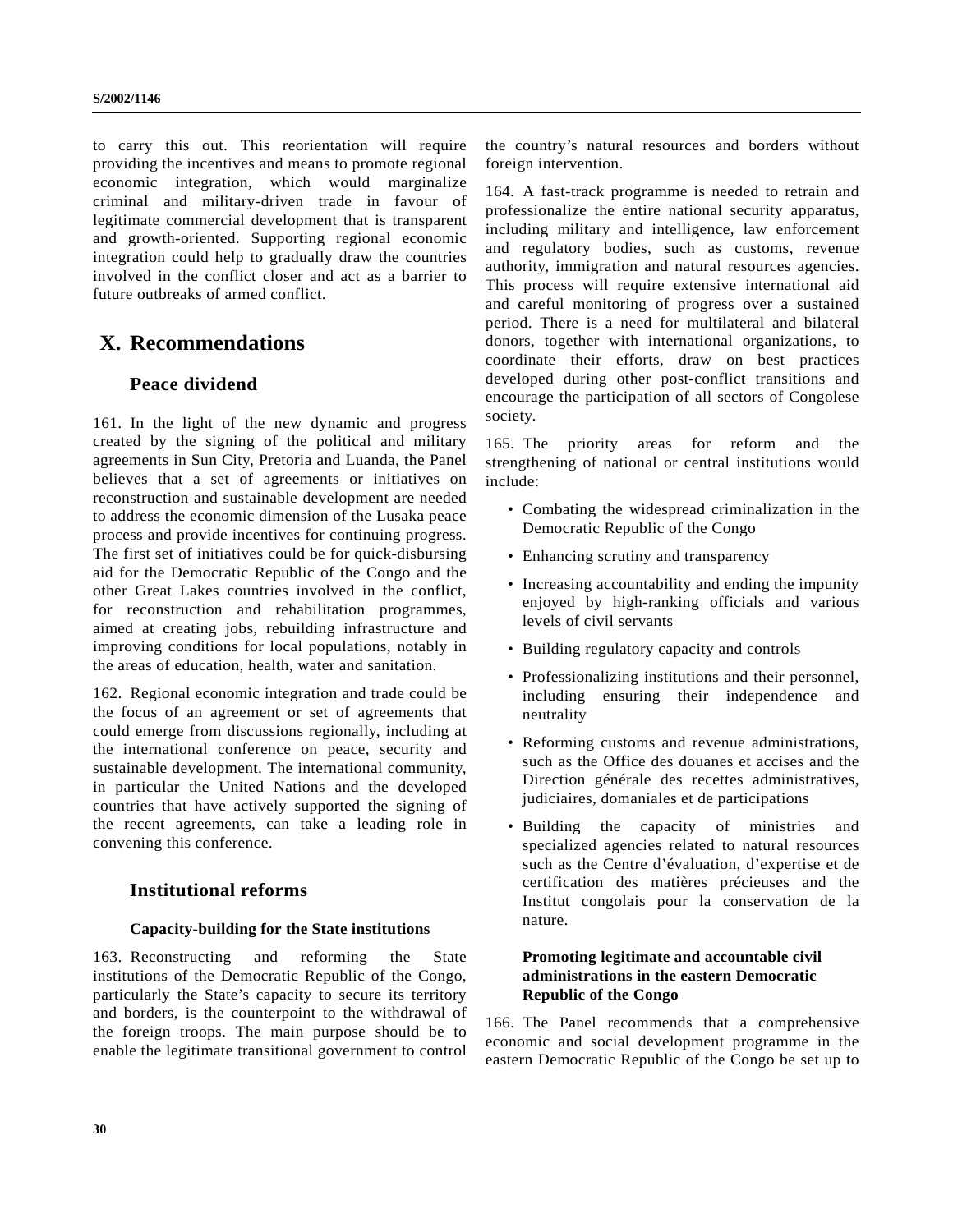to carry this out. This reorientation will require providing the incentives and means to promote regional economic integration, which would marginalize criminal and military-driven trade in favour of legitimate commercial development that is transparent and growth-oriented. Supporting regional economic integration could help to gradually draw the countries involved in the conflict closer and act as a barrier to future outbreaks of armed conflict.

# X. Recommendations

## Peace dividend

161. In the light of the new dynamic and progress created by the signing of the political and military agreements in Sun City, Pretoria and Luanda, the Panel believes that a set of agreements or initiatives on reconstruction and sustainable development are needed to address the economic dimension of the Lusaka peace process and provide incentives for continuing progress. The first set of initiatives could be for quick-disbursing aid for the Democratic Republic of the Congo and the other Great Lakes countries involved in the conflict, for reconstruction and rehabilitation programmes, aimed at creating jobs, rebuilding infrastructure and improving conditions for local populations, notably in the areas of education, health, water and sanitation.

162. Regional economic integration and trade could be the focus of an agreement or set of agreements that could emerge from discussions regionally, including at the international conference on peace, security and sustainable development. The international community, in particular the United Nations and the developed countries that have actively supported the signing of the recent agreements, can take a leading role in convening this conference.

## Institutional reforms

### Capacity-building for the State institutions

163. Reconstructing and reforming the State institutions of the Democratic Republic of the Congo, particularly the State's capacity to secure its territory and borders, is the counterpoint to the withdrawal of the foreign troops. The main purpose should be to enable the legitimate transitional government to control the country's natural resources and borders without foreign intervention.

164. A fast-track programme is needed to retrain and professionalize the entire national security apparatus, including military and intelligence, law enforcement and regulatory bodies, such as customs, revenue authority, immigration and natural resources agencies. This process will require extensive international aid and careful monitoring of progress over a sustained period. There is a need for multilateral and bilateral donors, together with international organizations, to coordinate their efforts, draw on best practices developed during other post-conflict transitions and encourage the participation of all sectors of Congolese society.

165. The priority areas for reform and the strengthening of national or central institutions would include:

- Combating the widespread criminalization in the Democratic Republic of the Congo
- Enhancing scrutiny and transparency
- Increasing accountability and ending the impunity enjoyed by high-ranking officials and various levels of civil servants
- Building regulatory capacity and controls
- Professionalizing institutions and their personnel, including ensuring their independence and neutrality
- Reforming customs and revenue administrations, such as the Office des douanes et accises and the Direction générale des recettes administratives, judiciaires, domaniales et de participations
- Building the capacity of ministries and specialized agencies related to natural resources such as the Centre d'évaluation, d'expertise et de certification des matières précieuses and the Institut congolais pour la conservation de la nature.

### Promoting legitimate and accountable civil administrations in the eastern Democratic Republic of the Congo

166. The Panel recommends that a comprehensive economic and social development programme in the eastern Democratic Republic of the Congo be set up to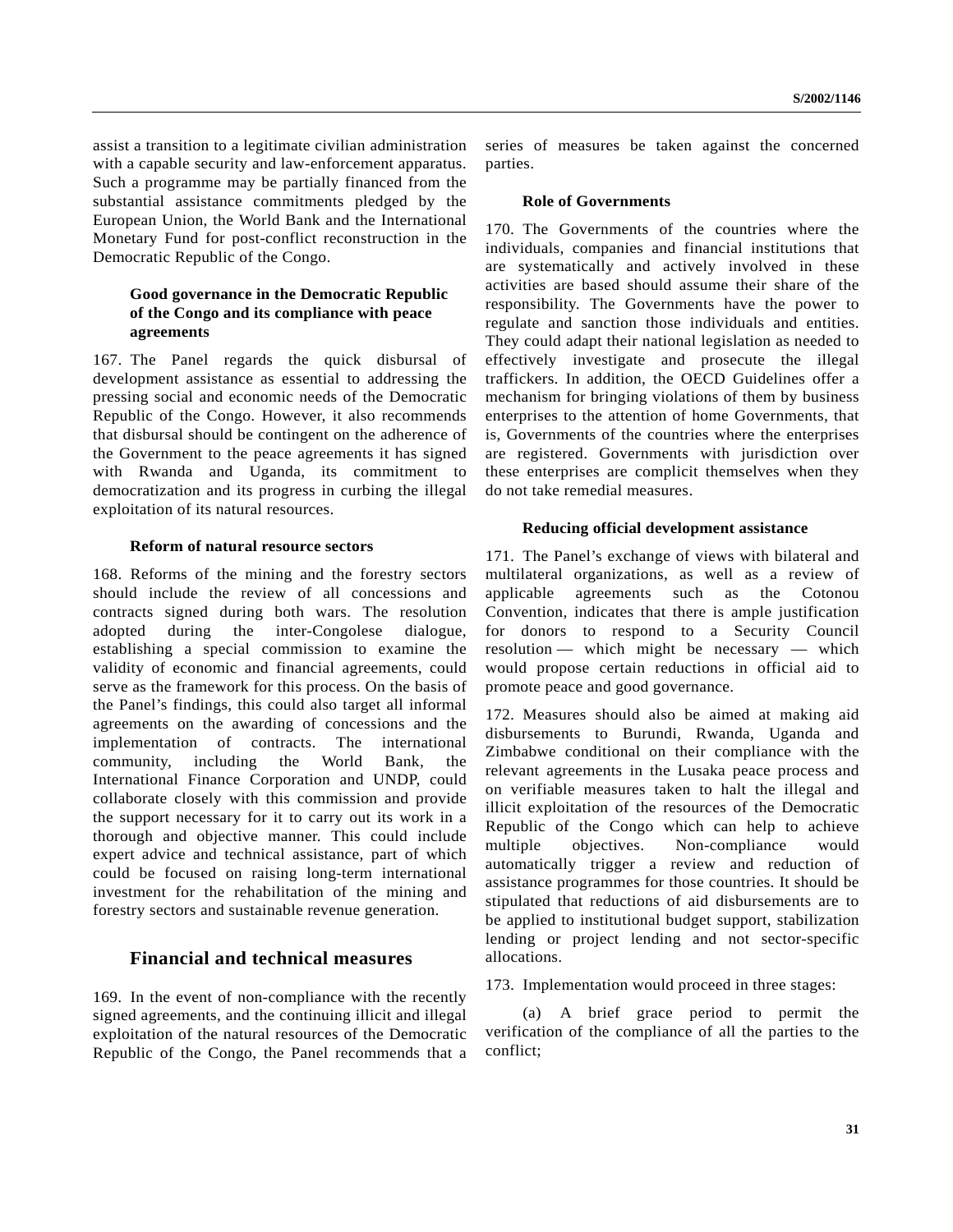assist a transition to a legitimate civilian administration with a capable security and law-enforcement apparatus. Such a programme may be partially financed from the substantial assistance commitments pledged by the European Union, the World Bank and the International Monetary Fund for post-conflict reconstruction in the Democratic Republic of the Congo.

#### Good governance in the Democratic Republic of the Congo and its compliance with peace agreements

167. The Panel regards the quick disbursal of development assistance as essential to addressing the pressing social and economic needs of the Democratic Republic of the Congo. However, it also recommends that disbursal should be contingent on the adherence of the Government to the peace agreements it has signed with Rwanda and Uganda, its commitment to democratization and its progress in curbing the illegal exploitation of its natural resources.

#### Reform of natural resource sectors

168. Reforms of the mining and the forestry sectors should include the review of all concessions and contracts signed during both wars. The resolution adopted during the inter-Congolese dialogue, establishing a special commission to examine the validity of economic and financial agreements, could serve as the framework for this process. On the basis of the Panel's findings, this could also target all informal agreements on the awarding of concessions and the implementation of contracts. The international community, including the World Bank, the International Finance Corporation and UNDP, could collaborate closely with this commission and provide the support necessary for it to carry out its work in a thorough and objective manner. This could include expert advice and technical assistance, part of which could be focused on raising long-term international investment for the rehabilitation of the mining and forestry sectors and sustainable revenue generation.

### Financial and technical measures

169. In the event of non-compliance with the recently signed agreements, and the continuing illicit and illegal exploitation of the natural resources of the Democratic Republic of the Congo, the Panel recommends that a series of measures be taken against the concerned parties.

#### Role of Governments

170. The Governments of the countries where the individuals, companies and financial institutions that are systematically and actively involved in these activities are based should assume their share of the responsibility. The Governments have the power to regulate and sanction those individuals and entities. They could adapt their national legislation as needed to effectively investigate and prosecute the illegal traffickers. In addition, the OECD Guidelines offer a mechanism for bringing violations of them by business enterprises to the attention of home Governments, that is, Governments of the countries where the enterprises are registered. Governments with jurisdiction over these enterprises are complicit themselves when they do not take remedial measures.

#### Reducing official development assistance

171. The Panel's exchange of views with bilateral and multilateral organizations, as well as a review of applicable agreements such as the Cotonou Convention, indicates that there is ample justification for donors to respond to a Security Council resolution — which might be necessary — which would propose certain reductions in official aid to promote peace and good governance.

172. Measures should also be aimed at making aid disbursements to Burundi, Rwanda, Uganda and Zimbabwe conditional on their compliance with the relevant agreements in the Lusaka peace process and on verifiable measures taken to halt the illegal and illicit exploitation of the resources of the Democratic Republic of the Congo which can help to achieve multiple objectives. Non-compliance would automatically trigger a review and reduction of assistance programmes for those countries. It should be stipulated that reductions of aid disbursements are to be applied to institutional budget support, stabilization lending or project lending and not sector-specific allocations.

173. Implementation would proceed in three stages:

(a) A brief grace period to permit the verification of the compliance of all the parties to the conflict;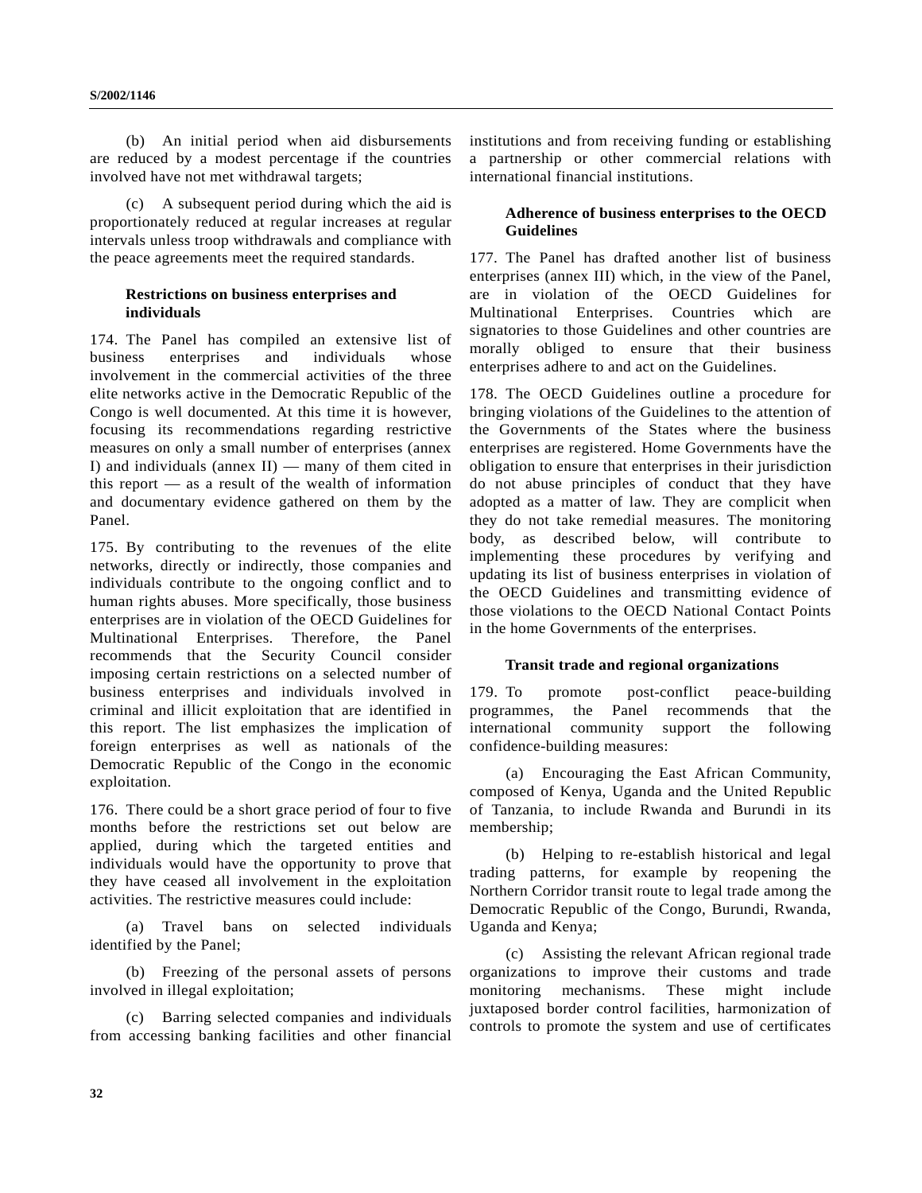(b) An initial period when aid disbursements are reduced by a modest percentage if the countries involved have not met withdrawal targets;

(c) A subsequent period during which the aid is proportionately reduced at regular increases at regular intervals unless troop withdrawals and compliance with the peace agreements meet the required standards.

### Restrictions on business enterprises and individuals

174. The Panel has compiled an extensive list of business enterprises and individuals whose involvement in the commercial activities of the three elite networks active in the Democratic Republic of the Congo is well documented. At this time it is however, focusing its recommendations regarding restrictive measures on only a small number of enterprises (annex I) and individuals (annex II) — many of them cited in this report — as a result of the wealth of information and documentary evidence gathered on them by the Panel.

175. By contributing to the revenues of the elite networks, directly or indirectly, those companies and individuals contribute to the ongoing conflict and to human rights abuses. More specifically, those business enterprises are in violation of the OECD Guidelines for Multinational Enterprises. Therefore, the Panel recommends that the Security Council consider imposing certain restrictions on a selected number of business enterprises and individuals involved in criminal and illicit exploitation that are identified in this report. The list emphasizes the implication of foreign enterprises as well as nationals of the Democratic Republic of the Congo in the economic exploitation.

176. There could be a short grace period of four to five months before the restrictions set out below are applied, during which the targeted entities and individuals would have the opportunity to prove that they have ceased all involvement in the exploitation activities. The restrictive measures could include:

(a) Travel bans on selected individuals identified by the Panel;

(b) Freezing of the personal assets of persons involved in illegal exploitation;

(c) Barring selected companies and individuals from accessing banking facilities and other financial institutions and from receiving funding or establishing a partnership or other commercial relations with international financial institutions.

### Adherence of business enterprises to the OECD Guidelines

177. The Panel has drafted another list of business enterprises (annex III) which, in the view of the Panel, are in violation of the OECD Guidelines for Multinational Enterprises. Countries which are signatories to those Guidelines and other countries are morally obliged to ensure that their business enterprises adhere to and act on the Guidelines.

178. The OECD Guidelines outline a procedure for bringing violations of the Guidelines to the attention of the Governments of the States where the business enterprises are registered. Home Governments have the obligation to ensure that enterprises in their jurisdiction do not abuse principles of conduct that they have adopted as a matter of law. They are complicit when they do not take remedial measures. The monitoring body, as described below, will contribute to implementing these procedures by verifying and updating its list of business enterprises in violation of the OECD Guidelines and transmitting evidence of those violations to the OECD National Contact Points in the home Governments of the enterprises.

### Transit trade and regional organizations

179. To promote post-conflict peace-building programmes, the Panel recommends that the international community support the following confidence-building measures:

(a) Encouraging the East African Community, composed of Kenya, Uganda and the United Republic of Tanzania, to include Rwanda and Burundi in its membership;

(b) Helping to re-establish historical and legal trading patterns, for example by reopening the Northern Corridor transit route to legal trade among the Democratic Republic of the Congo, Burundi, Rwanda, Uganda and Kenya;

(c) Assisting the relevant African regional trade organizations to improve their customs and trade monitoring mechanisms. These might include juxtaposed border control facilities, harmonization of controls to promote the system and use of certificates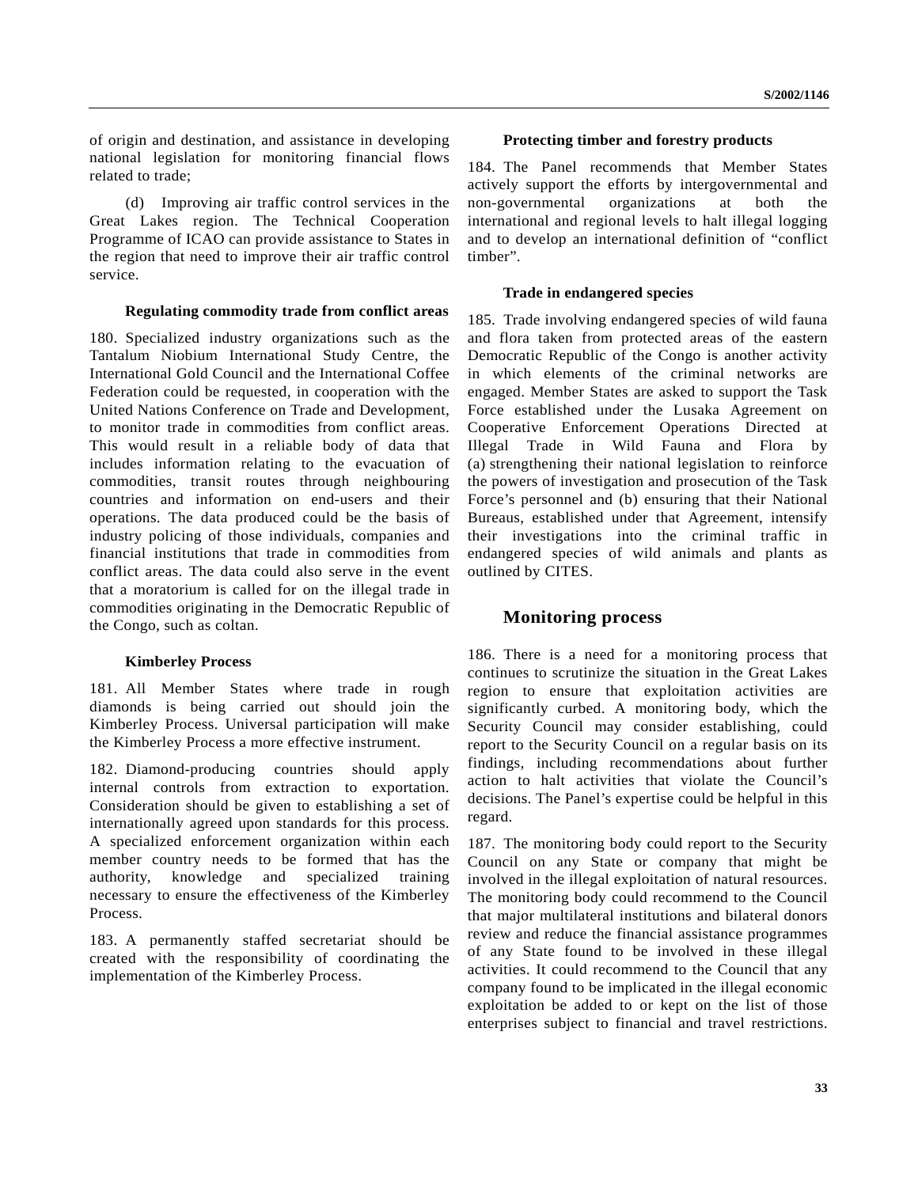of origin and destination, and assistance in developing national legislation for monitoring financial flows related to trade;

(d) Improving air traffic control services in the Great Lakes region. The Technical Cooperation Programme of ICAO can provide assistance to States in the region that need to improve their air traffic control service.

#### Regulating commodity trade from conflict areas

180. Specialized industry organizations such as the Tantalum Niobium International Study Centre, the International Gold Council and the International Coffee Federation could be requested, in cooperation with the United Nations Conference on Trade and Development, to monitor trade in commodities from conflict areas. This would result in a reliable body of data that includes information relating to the evacuation of commodities, transit routes through neighbouring countries and information on end-users and their operations. The data produced could be the basis of industry policing of those individuals, companies and financial institutions that trade in commodities from conflict areas. The data could also serve in the event that a moratorium is called for on the illegal trade in commodities originating in the Democratic Republic of the Congo, such as coltan.

#### Kimberley Process

181. All Member States where trade in rough diamonds is being carried out should join the Kimberley Process. Universal participation will make the Kimberley Process a more effective instrument.

182. Diamond-producing countries should apply internal controls from extraction to exportation. Consideration should be given to establishing a set of internationally agreed upon standards for this process. A specialized enforcement organization within each member country needs to be formed that has the authority, knowledge and specialized training necessary to ensure the effectiveness of the Kimberley Process.

183. A permanently staffed secretariat should be created with the responsibility of coordinating the implementation of the Kimberley Process.

#### Protecting timber and forestry products

184. The Panel recommends that Member States actively support the efforts by intergovernmental and non-governmental organizations at both the international and regional levels to halt illegal logging and to develop an international definition of “conflict timber”.

#### Trade in endangered species

185. Trade involving endangered species of wild fauna and flora taken from protected areas of the eastern Democratic Republic of the Congo is another activity in which elements of the criminal networks are engaged. Member States are asked to support the Task Force established under the Lusaka Agreement on Cooperative Enforcement Operations Directed at Illegal Trade in Wild Fauna and Flora by (a) strengthening their national legislation to reinforce the powers of investigation and prosecution of the Task Force’s personnel and (b) ensuring that their National Bureaus, established under that Agreement, intensify their investigations into the criminal traffic in endangered species of wild animals and plants as outlined by CITES.

### Monitoring process

186. There is a need for a monitoring process that continues to scrutinize the situation in the Great Lakes region to ensure that exploitation activities are significantly curbed. A monitoring body, which the Security Council may consider establishing, could report to the Security Council on a regular basis on its findings, including recommendations about further action to halt activities that violate the Council’s decisions. The Panel’s expertise could be helpful in this regard.

187. The monitoring body could report to the Security Council on any State or company that might be involved in the illegal exploitation of natural resources. The monitoring body could recommend to the Council that major multilateral institutions and bilateral donors review and reduce the financial assistance programmes of any State found to be involved in these illegal activities. It could recommend to the Council that any company found to be implicated in the illegal economic exploitation be added to or kept on the list of those enterprises subject to financial and travel restrictions.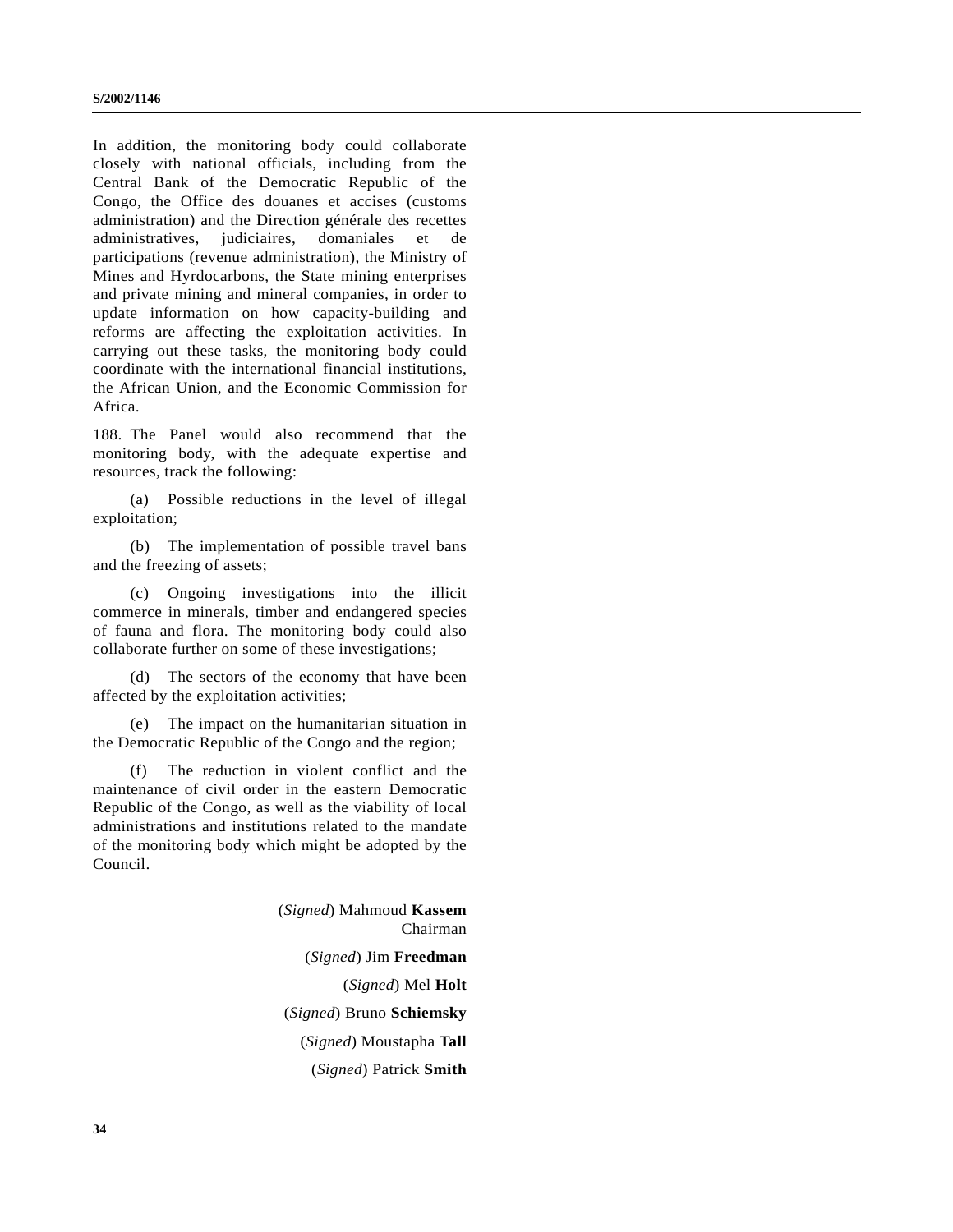In addition, the monitoring body could collaborate closely with national officials, including from the Central Bank of the Democratic Republic of the Congo, the Office des douanes et accises (customs administration) and the Direction générale des recettes administratives, judiciaires, domaniales et de participations (revenue administration), the Ministry of Mines and Hyrdocarbons, the State mining enterprises and private mining and mineral companies, in order to update information on how capacity-building and reforms are affecting the exploitation activities. In carrying out these tasks, the monitoring body could coordinate with the international financial institutions, the African Union, and the Economic Commission for Africa.

188. The Panel would also recommend that the monitoring body, with the adequate expertise and resources, track the following:

(a) Possible reductions in the level of illegal exploitation;

(b) The implementation of possible travel bans and the freezing of assets;

(c) Ongoing investigations into the illicit commerce in minerals, timber and endangered species of fauna and flora. The monitoring body could also collaborate further on some of these investigations;

(d) The sectors of the economy that have been affected by the exploitation activities;

(e) The impact on the humanitarian situation in the Democratic Republic of the Congo and the region;

(f) The reduction in violent conflict and the maintenance of civil order in the eastern Democratic Republic of the Congo, as well as the viability of local administrations and institutions related to the mandate of the monitoring body which might be adopted by the Council.

(*Signed*) Mahmoud **Kassem**
Chairman

(*Signed*) Jim **Freedman**

(*Signed*) Mel **Holt**

(*Signed*) Bruno **Schiemsky**

(*Signed*) Moustapha **Tall**

(*Signed*) Patrick **Smith**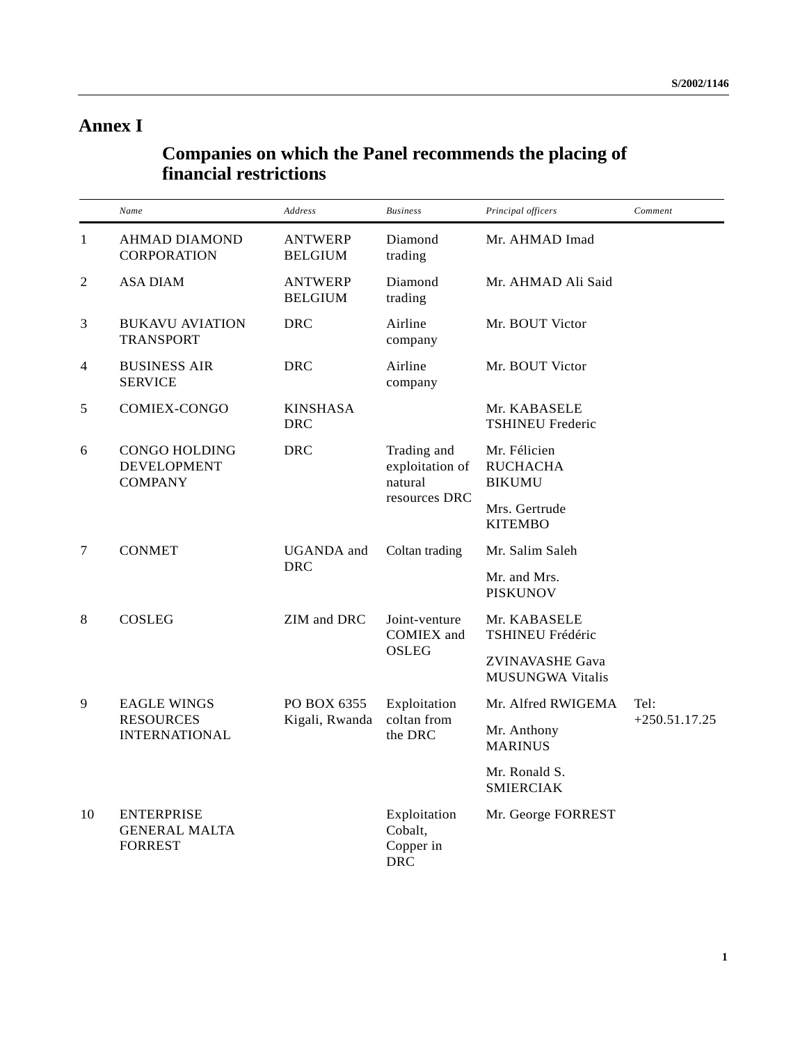# Annex I

## Companies on which the Panel recommends the placing of financial restrictions

| | *Name* | *Address* | *Business* | *Principal officers* | *Comment* |
|---|---|---|---|---|---|
| 1 | AHMAD DIAMOND CORPORATION | ANTWERP BELGIUM | Diamond trading | Mr. AHMAD Imad | |
| 2 | ASA DIAM | ANTWERP BELGIUM | Diamond trading | Mr. AHMAD Ali Said | |
| 3 | BUKAVU AVIATION TRANSPORT | DRC | Airline company | Mr. BOUT Victor | |
| 4 | BUSINESS AIR SERVICE | DRC | Airline company | Mr. BOUT Victor | |
| 5 | COMIEX-CONGO | KINSHASA DRC | | Mr. KABASELE TSHINEU Frederic | |
| 6 | CONGO HOLDING DEVELOPMENT COMPANY | DRC | Trading and exploitation of natural resources DRC | Mr. Félicien RUCHACHA BIKUMU<br>Mrs. Gertrude KITEMBO | |
| 7 | CONMET | UGANDA and DRC | Coltan trading | Mr. Salim Saleh<br>Mr. and Mrs. PISKUNOV | |
| 8 | COSLEG | ZIM and DRC | Joint-venture COMIEX and OSLEG | Mr. KABASELE TSHINEU Frédéric<br>ZVINAVASHE Gava MUSUNGWA Vitalis | |
| 9 | EAGLE WINGS RESOURCES INTERNATIONAL | PO BOX 6355 Kigali, Rwanda | Exploitation coltan from the DRC | Mr. Alfred RWIGEMA<br>Mr. Anthony MARINUS<br>Mr. Ronald S. SMIERCIAK | Tel: +250.51.17.25 |
| 10 | ENTERPRISE GENERAL MALTA FORREST | | Exploitation Cobalt, Copper in DRC | Mr. George FORREST | |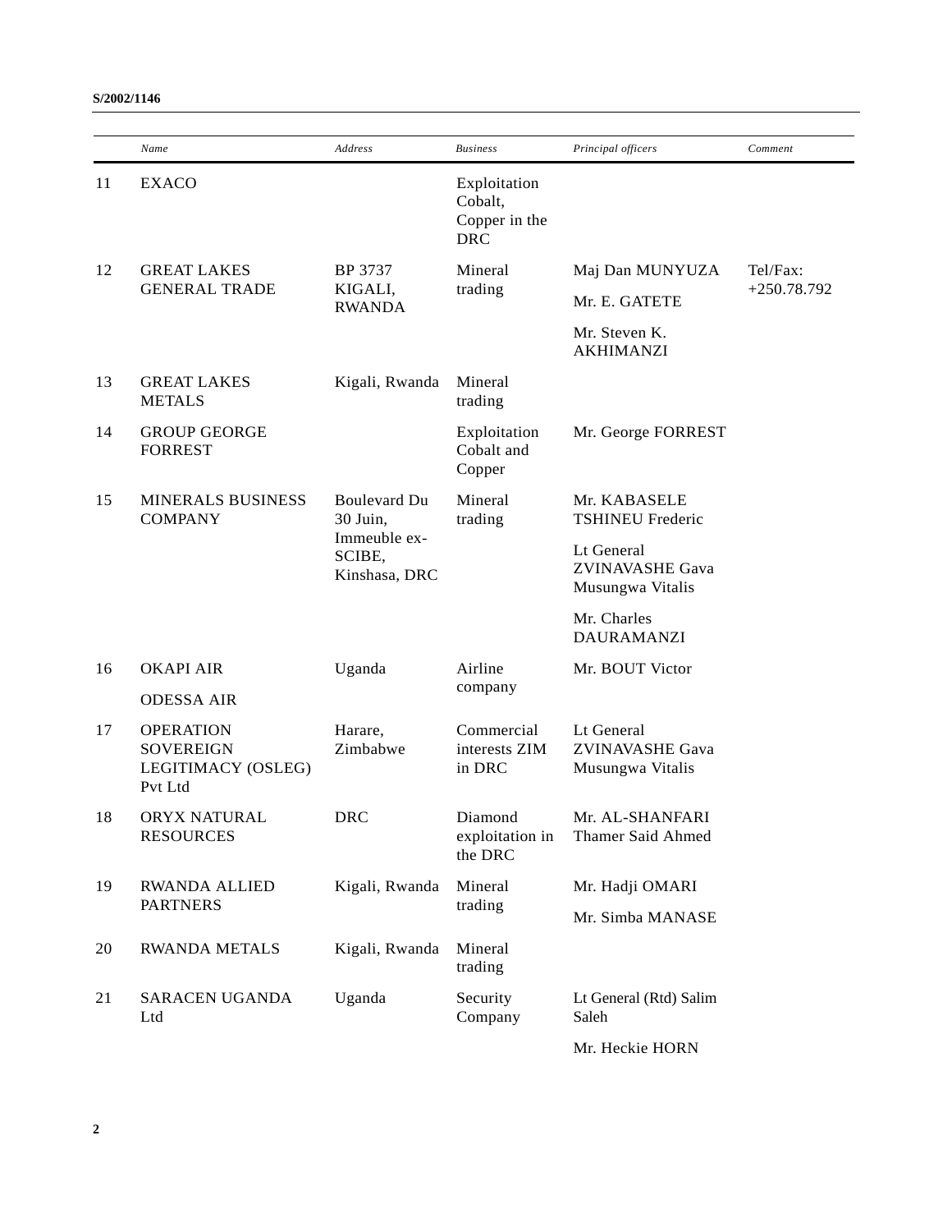| | Name | Address | Business | Principal officers | Comment |
|---|---|---|---|---|---|
| 11 | EXACO | | Exploitation Cobalt, Copper in the DRC | | |
| 12 | GREAT LAKES GENERAL TRADE | BP 3737 KIGALI, RWANDA | Mineral trading | Maj Dan MUNYUZA<br>Mr. E. GATETE<br>Mr. Steven K. AKHIMANZI | Tel/Fax: +250.78.792 |
| 13 | GREAT LAKES METALS | Kigali, Rwanda | Mineral trading | | |
| 14 | GROUP GEORGE FORREST | | Exploitation Cobalt and Copper | Mr. George FORREST | |
| 15 | MINERALS BUSINESS COMPANY | Boulevard Du 30 Juin, Immeuble ex-SCIBE, Kinshasa, DRC | Mineral trading | Mr. KABASELE TSHINEU Frederic<br>Lt General ZVINAVASHE Gava Musungwa Vitalis<br>Mr. Charles DAURAMANZI | |
| 16 | OKAPI AIR<br>ODESSA AIR | Uganda | Airline company | Mr. BOUT Victor | |
| 17 | OPERATION SOVEREIGN LEGITIMACY (OSLEG) Pvt Ltd | Harare, Zimbabwe | Commercial interests ZIM in DRC | Lt General ZVINAVASHE Gava Musungwa Vitalis | |
| 18 | ORYX NATURAL RESOURCES | DRC | Diamond exploitation in the DRC | Mr. AL-SHANFARI Thamer Said Ahmed | |
| 19 | RWANDA ALLIED PARTNERS | Kigali, Rwanda | Mineral trading | Mr. Hadji OMARI<br>Mr. Simba MANASE | |
| 20 | RWANDA METALS | Kigali, Rwanda | Mineral trading | | |
| 21 | SARACEN UGANDA Ltd | Uganda | Security Company | Lt General (Rtd) Salim Saleh<br>Mr. Heckie HORN | |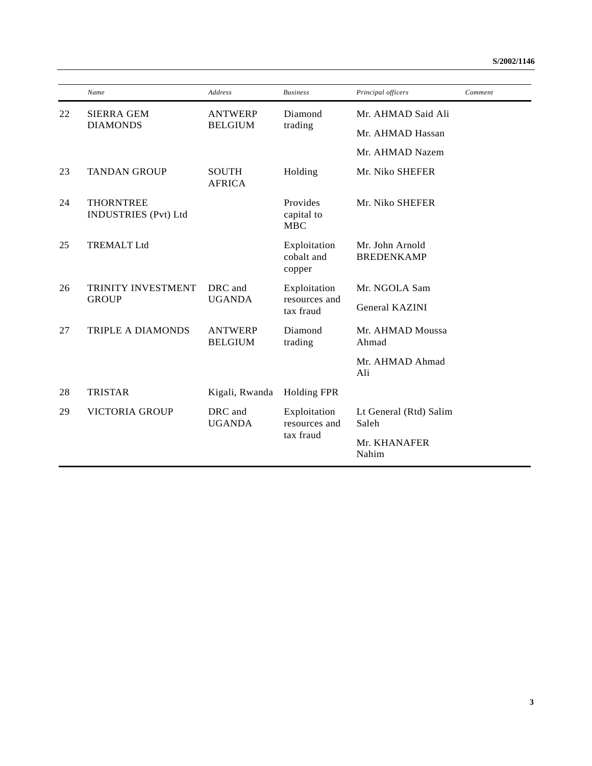| | Name | Address | Business | Principal officers | Comment |
|---|---|---|---|---|---|
| 22 | SIERRA GEM DIAMONDS | ANTWERP BELGIUM | Diamond trading | Mr. AHMAD Said Ali<br>Mr. AHMAD Hassan<br>Mr. AHMAD Nazem | |
| 23 | TANDAN GROUP | SOUTH AFRICA | Holding | Mr. Niko SHEFER | |
| 24 | THORNTREE INDUSTRIES (Pvt) Ltd | | Provides capital to MBC | Mr. Niko SHEFER | |
| 25 | TREMALT Ltd | | Exploitation cobalt and copper | Mr. John Arnold BREDENKAMP | |
| 26 | TRINITY INVESTMENT GROUP | DRC and UGANDA | Exploitation resources and tax fraud | Mr. NGOLA Sam<br>General KAZINI | |
| 27 | TRIPLE A DIAMONDS | ANTWERP BELGIUM | Diamond trading | Mr. AHMAD Moussa Ahmad<br>Mr. AHMAD Ahmad Ali | |
| 28 | TRISTAR | Kigali, Rwanda | Holding FPR | | |
| 29 | VICTORIA GROUP | DRC and UGANDA | Exploitation resources and tax fraud | Lt General (Rtd) Salim Saleh<br>Mr. KHANAFER Nahim | |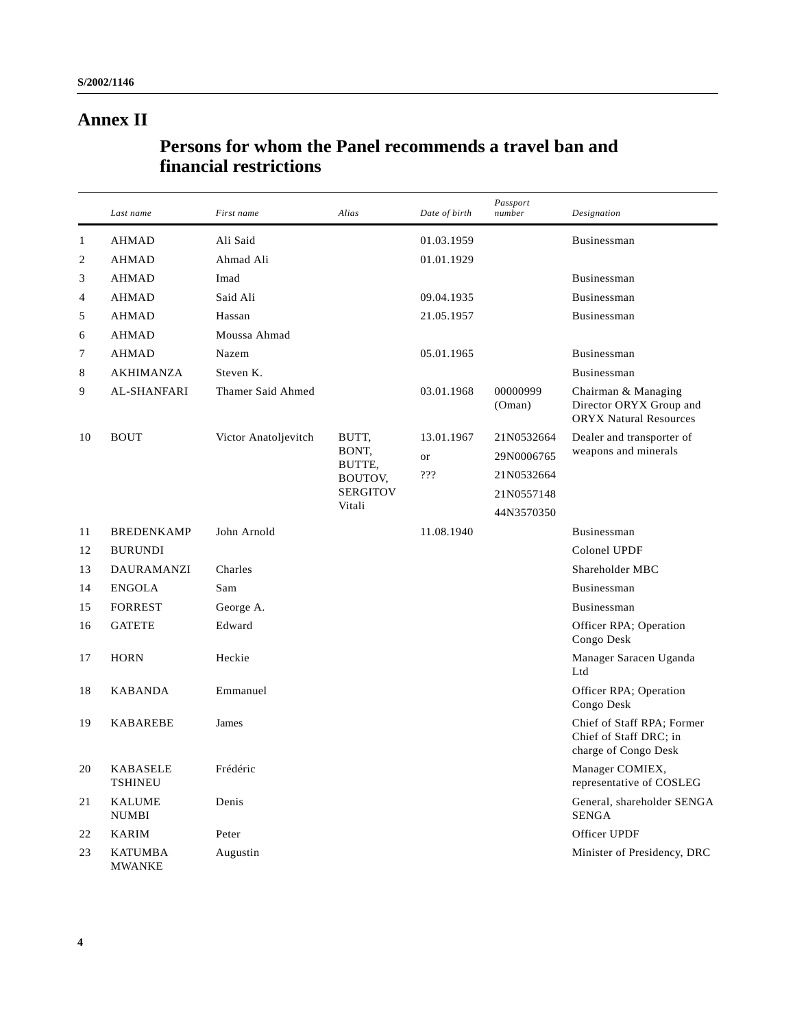# Annex II

## Persons for whom the Panel recommends a travel ban and financial restrictions

| | *Last name* | *First name* | *Alias* | *Date of birth* | *Passport number* | *Designation* |
|---|---|---|---|---|---|---|
| 1 | AHMAD | Ali Said | | 01.03.1959 | | Businessman |
| 2 | AHMAD | Ahmad Ali | | 01.01.1929 | | |
| 3 | AHMAD | Imad | | | | Businessman |
| 4 | AHMAD | Said Ali | | 09.04.1935 | | Businessman |
| 5 | AHMAD | Hassan | | 21.05.1957 | | Businessman |
| 6 | AHMAD | Moussa Ahmad | | | | |
| 7 | AHMAD | Nazem | | 05.01.1965 | | Businessman |
| 8 | AKHIMANZA | Steven K. | | | | Businessman |
| 9 | AL-SHANFARI | Thamer Said Ahmed | | 03.01.1968 | 00000999 (Oman) | Chairman & Managing Director ORYX Group and ORYX Natural Resources |
| 10 | BOUT | Victor Anatoljevitch | BUTT, BONT, BUTTE, BOUTOV, SERGITOV Vitali | 13.01.1967 or ??? | 21N0532664 29N0006765 21N0532664 21N0557148 44N3570350 | Dealer and transporter of weapons and minerals |
| 11 | BREDENKAMP | John Arnold | | 11.08.1940 | | Businessman |
| 12 | BURUNDI | | | | | Colonel UPDF |
| 13 | DAURAMANZI | Charles | | | | Shareholder MBC |
| 14 | ENGOLA | Sam | | | | Businessman |
| 15 | FORREST | George A. | | | | Businessman |
| 16 | GATETE | Edward | | | | Officer RPA; Operation Congo Desk |
| 17 | HORN | Heckie | | | | Manager Saracen Uganda Ltd |
| 18 | KABANDA | Emmanuel | | | | Officer RPA; Operation Congo Desk |
| 19 | KABAREBE | James | | | | Chief of Staff RPA; Former Chief of Staff DRC; in charge of Congo Desk |
| 20 | KABASELE TSHINEU | Frédéric | | | | Manager COMIEX, representative of COSLEG |
| 21 | KALUME NUMBI | Denis | | | | General, shareholder SENGA SENGA |
| 22 | KARIM | Peter | | | | Officer UPDF |
| 23 | KATUMBA MWANKE | Augustin | | | | Minister of Presidency, DRC |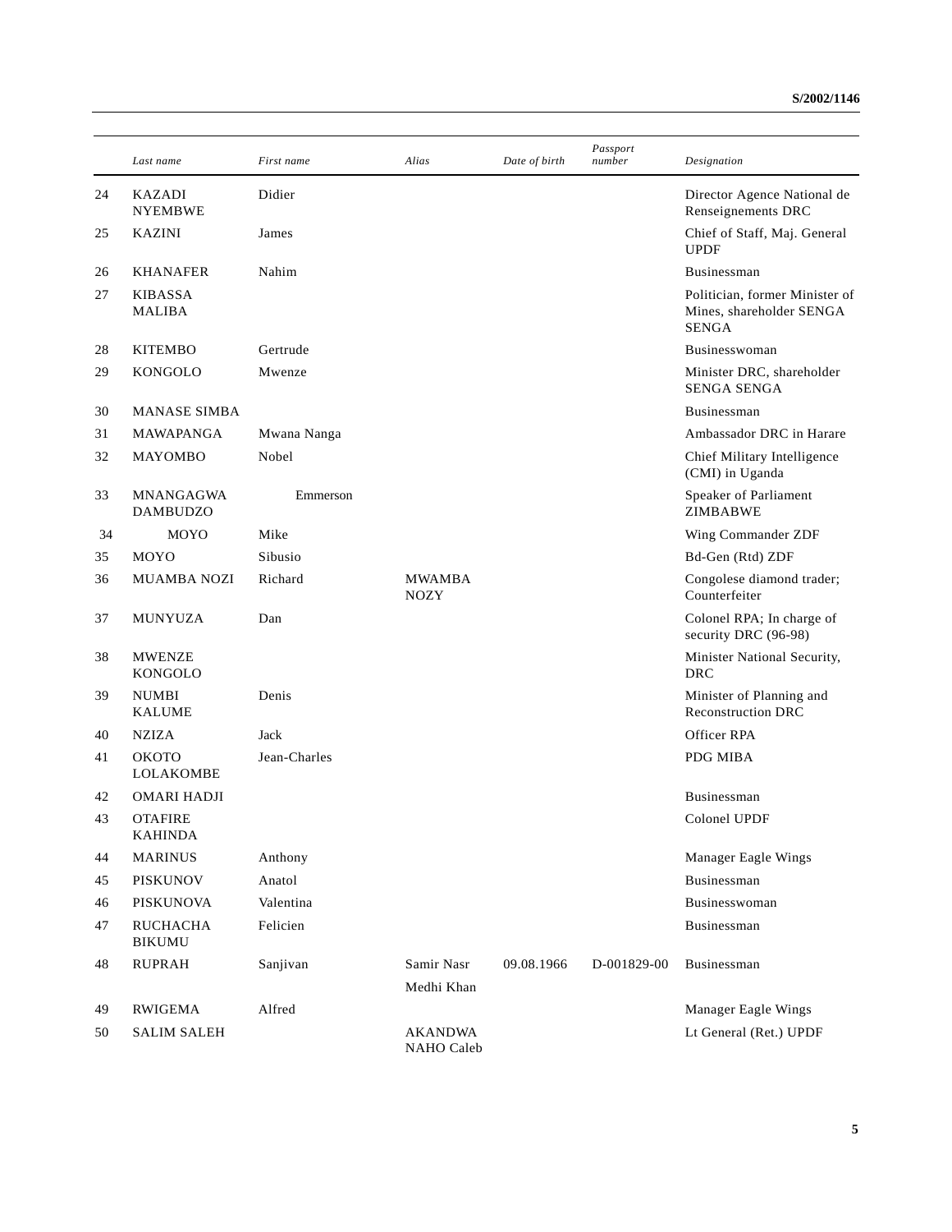|  | Last name | First name | Alias | Date of birth | Passport number | Designation |
|---|---|---|---|---|---|---|
| 24 | KAZADI NYEMBWE | Didier |  |  |  | Director Agence National de Renseignements DRC |
| 25 | KAZINI | James |  |  |  | Chief of Staff, Maj. General UPDF |
| 26 | KHANAFER | Nahim |  |  |  | Businessman |
| 27 | KIBASSA MALIBA |  |  |  |  | Politician, former Minister of Mines, shareholder SENGA SENGA |
| 28 | KITEMBO | Gertrude |  |  |  | Businesswoman |
| 29 | KONGOLO | Mwenze |  |  |  | Minister DRC, shareholder SENGA SENGA |
| 30 | MANASE SIMBA |  |  |  |  | Businessman |
| 31 | MAWAPANGA | Mwana Nanga |  |  |  | Ambassador DRC in Harare |
| 32 | MAYOMBO | Nobel |  |  |  | Chief Military Intelligence (CMI) in Uganda |
| 33 | MNANGAGWA DAMBUDZO | Emmerson |  |  |  | Speaker of Parliament ZIMBABWE |
| 34 | MOYO | Mike |  |  |  | Wing Commander ZDF |
| 35 | MOYO | Sibusio |  |  |  | Bd-Gen (Rtd) ZDF |
| 36 | MUAMBA NOZI | Richard | MWAMBA NOZY |  |  | Congolese diamond trader; Counterfeiter |
| 37 | MUNYUZA | Dan |  |  |  | Colonel RPA; In charge of security DRC (96-98) |
| 38 | MWENZE KONGOLO |  |  |  |  | Minister National Security, DRC |
| 39 | NUMBI KALUME | Denis |  |  |  | Minister of Planning and Reconstruction DRC |
| 40 | NZIZA | Jack |  |  |  | Officer RPA |
| 41 | OKOTO LOLAKOMBE | Jean-Charles |  |  |  | PDG MIBA |
| 42 | OMARI HADJI |  |  |  |  | Businessman |
| 43 | OTAFIRE KAHINDA |  |  |  |  | Colonel UPDF |
| 44 | MARINUS | Anthony |  |  |  | Manager Eagle Wings |
| 45 | PISKUNOV | Anatol |  |  |  | Businessman |
| 46 | PISKUNOVA | Valentina |  |  |  | Businesswoman |
| 47 | RUCHACHA BIKUMU | Felicien |  |  |  | Businessman |
| 48 | RUPRAH | Sanjivan | Samir Nasr Medhi Khan | 09.08.1966 | D-001829-00 | Businessman |
| 49 | RWIGEMA | Alfred |  |  |  | Manager Eagle Wings |
| 50 | SALIM SALEH |  | AKANDWA NAHO Caleb |  |  | Lt General (Ret.) UPDF |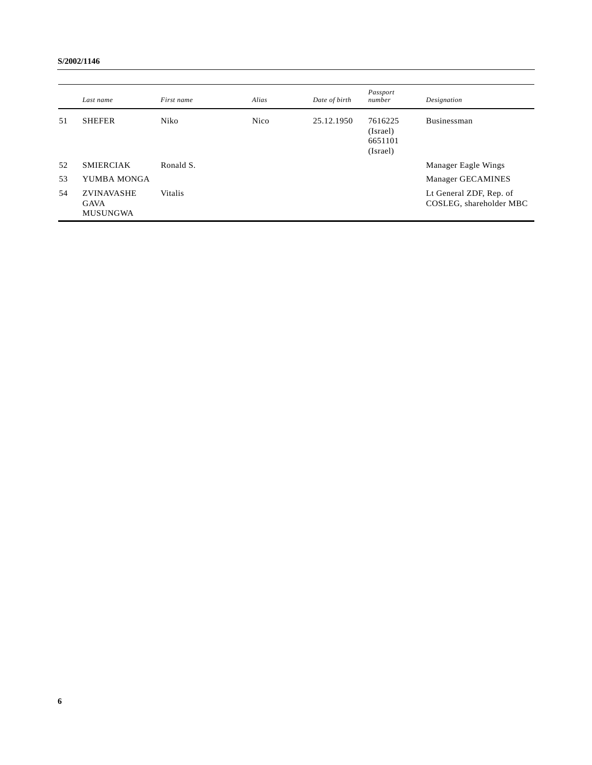| | *Last name* | *First name* | *Alias* | *Date of birth* | *Passport number* | *Designation* |
|---|---|---|---|---|---|---|
| 51 | SHEFER | Niko | Nico | 25.12.1950 | 7616225 (Israel) 6651101 (Israel) | Businessman |
| 52 | SMIERCIAK | Ronald S. | | | | Manager Eagle Wings |
| 53 | YUMBA MONGA | | | | | Manager GECAMINES |
| 54 | ZVINAVASHE GAVA MUSUNGWA | Vitalis | | | | Lt General ZDF, Rep. of COSLEG, shareholder MBC |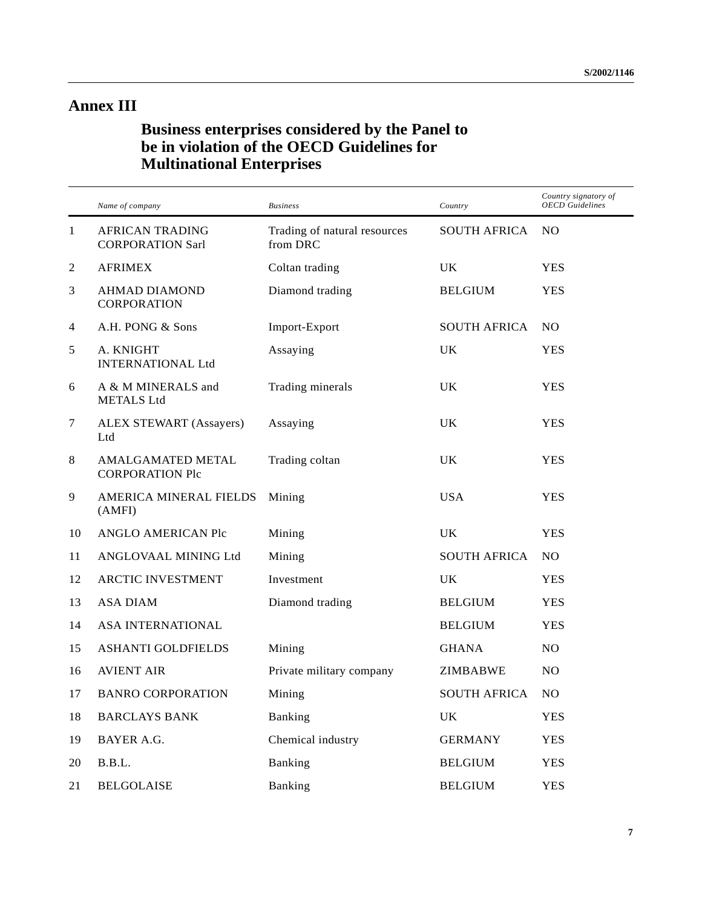# Annex III

## Business enterprises considered by the Panel to be in violation of the OECD Guidelines for Multinational Enterprises

| | *Name of company* | *Business* | *Country* | *Country signatory of OECD Guidelines* |
|---|---|---|---|---|
| 1 | AFRICAN TRADING CORPORATION Sarl | Trading of natural resources from DRC | SOUTH AFRICA | NO |
| 2 | AFRIMEX | Coltan trading | UK | YES |
| 3 | AHMAD DIAMOND CORPORATION | Diamond trading | BELGIUM | YES |
| 4 | A.H. PONG & Sons | Import-Export | SOUTH AFRICA | NO |
| 5 | A. KNIGHT INTERNATIONAL Ltd | Assaying | UK | YES |
| 6 | A & M MINERALS and METALS Ltd | Trading minerals | UK | YES |
| 7 | ALEX STEWART (Assayers) Ltd | Assaying | UK | YES |
| 8 | AMALGAMATED METAL CORPORATION Plc | Trading coltan | UK | YES |
| 9 | AMERICA MINERAL FIELDS (AMFI) | Mining | USA | YES |
| 10 | ANGLO AMERICAN Plc | Mining | UK | YES |
| 11 | ANGLOVAAL MINING Ltd | Mining | SOUTH AFRICA | NO |
| 12 | ARCTIC INVESTMENT | Investment | UK | YES |
| 13 | ASA DIAM | Diamond trading | BELGIUM | YES |
| 14 | ASA INTERNATIONAL | | BELGIUM | YES |
| 15 | ASHANTI GOLDFIELDS | Mining | GHANA | NO |
| 16 | AVIENT AIR | Private military company | ZIMBABWE | NO |
| 17 | BANRO CORPORATION | Mining | SOUTH AFRICA | NO |
| 18 | BARCLAYS BANK | Banking | UK | YES |
| 19 | BAYER A.G. | Chemical industry | GERMANY | YES |
| 20 | B.B.L. | Banking | BELGIUM | YES |
| 21 | BELGOLAISE | Banking | BELGIUM | YES |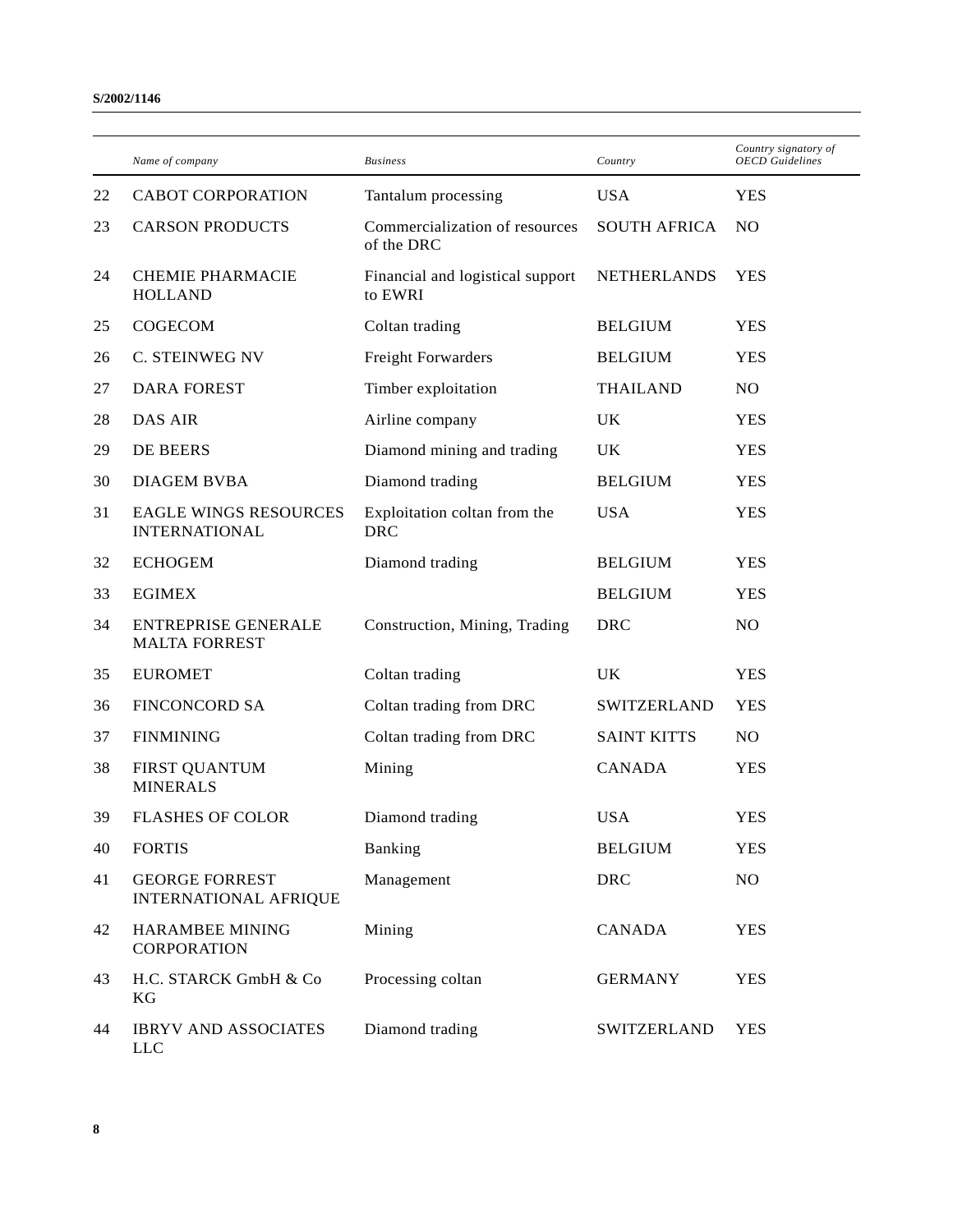| | *Name of company* | *Business* | *Country* | *Country signatory of OECD Guidelines* |
|---|---|---|---|---|
| 22 | CABOT CORPORATION | Tantalum processing | USA | YES |
| 23 | CARSON PRODUCTS | Commercialization of resources of the DRC | SOUTH AFRICA | NO |
| 24 | CHEMIE PHARMACIE HOLLAND | Financial and logistical support to EWRI | NETHERLANDS | YES |
| 25 | COGECOM | Coltan trading | BELGIUM | YES |
| 26 | C. STEINWEG NV | Freight Forwarders | BELGIUM | YES |
| 27 | DARA FOREST | Timber exploitation | THAILAND | NO |
| 28 | DAS AIR | Airline company | UK | YES |
| 29 | DE BEERS | Diamond mining and trading | UK | YES |
| 30 | DIAGEM BVBA | Diamond trading | BELGIUM | YES |
| 31 | EAGLE WINGS RESOURCES INTERNATIONAL | Exploitation coltan from the DRC | USA | YES |
| 32 | ECHOGEM | Diamond trading | BELGIUM | YES |
| 33 | EGIMEX | | BELGIUM | YES |
| 34 | ENTREPRISE GENERALE MALTA FORREST | Construction, Mining, Trading | DRC | NO |
| 35 | EUROMET | Coltan trading | UK | YES |
| 36 | FINCONCORD SA | Coltan trading from DRC | SWITZERLAND | YES |
| 37 | FINMINING | Coltan trading from DRC | SAINT KITTS | NO |
| 38 | FIRST QUANTUM MINERALS | Mining | CANADA | YES |
| 39 | FLASHES OF COLOR | Diamond trading | USA | YES |
| 40 | FORTIS | Banking | BELGIUM | YES |
| 41 | GEORGE FORREST INTERNATIONAL AFRIQUE | Management | DRC | NO |
| 42 | HARAMBEE MINING CORPORATION | Mining | CANADA | YES |
| 43 | H.C. STARCK GmbH & Co KG | Processing coltan | GERMANY | YES |
| 44 | IBRYV AND ASSOCIATES LLC | Diamond trading | SWITZERLAND | YES |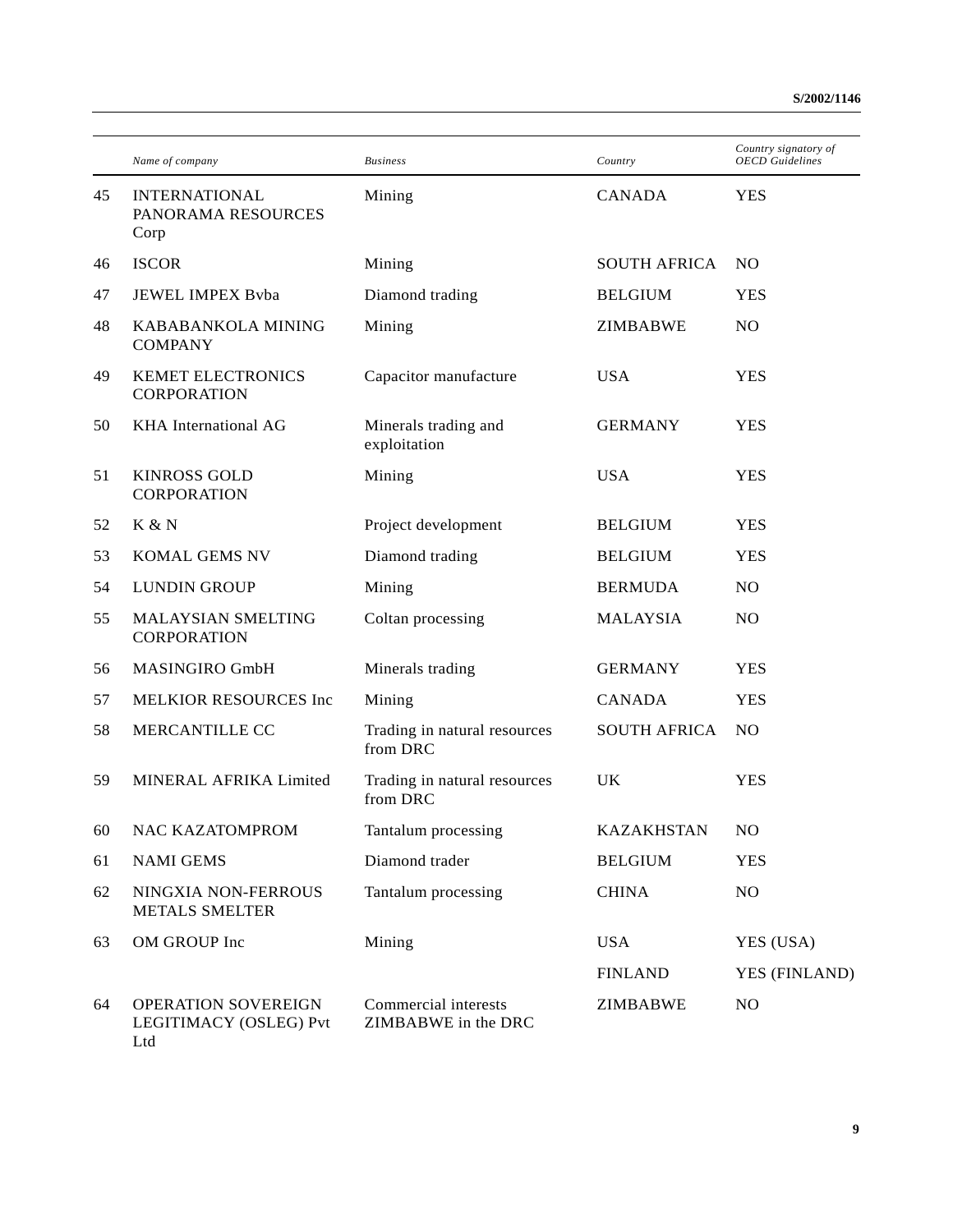| | Name of company | Business | Country | Country signatory of OECD Guidelines |
|---|---|---|---|---|
| 45 | INTERNATIONAL PANORAMA RESOURCES Corp | Mining | CANADA | YES |
| 46 | ISCOR | Mining | SOUTH AFRICA | NO |
| 47 | JEWEL IMPEX Bvba | Diamond trading | BELGIUM | YES |
| 48 | KABABANKOLA MINING COMPANY | Mining | ZIMBABWE | NO |
| 49 | KEMET ELECTRONICS CORPORATION | Capacitor manufacture | USA | YES |
| 50 | KHA International AG | Minerals trading and exploitation | GERMANY | YES |
| 51 | KINROSS GOLD CORPORATION | Mining | USA | YES |
| 52 | K & N | Project development | BELGIUM | YES |
| 53 | KOMAL GEMS NV | Diamond trading | BELGIUM | YES |
| 54 | LUNDIN GROUP | Mining | BERMUDA | NO |
| 55 | MALAYSIAN SMELTING CORPORATION | Coltan processing | MALAYSIA | NO |
| 56 | MASINGIRO GmbH | Minerals trading | GERMANY | YES |
| 57 | MELKIOR RESOURCES Inc | Mining | CANADA | YES |
| 58 | MERCANTILLE CC | Trading in natural resources from DRC | SOUTH AFRICA | NO |
| 59 | MINERAL AFRIKA Limited | Trading in natural resources from DRC | UK | YES |
| 60 | NAC KAZATOMPROM | Tantalum processing | KAZAKHSTAN | NO |
| 61 | NAMI GEMS | Diamond trader | BELGIUM | YES |
| 62 | NINGXIA NON-FERROUS METALS SMELTER | Tantalum processing | CHINA | NO |
| 63 | OM GROUP Inc | Mining | USA | YES (USA) |
| | | | FINLAND | YES (FINLAND) |
| 64 | OPERATION SOVEREIGN LEGITIMACY (OSLEG) Pvt Ltd | Commercial interests ZIMBABWE in the DRC | ZIMBABWE | NO |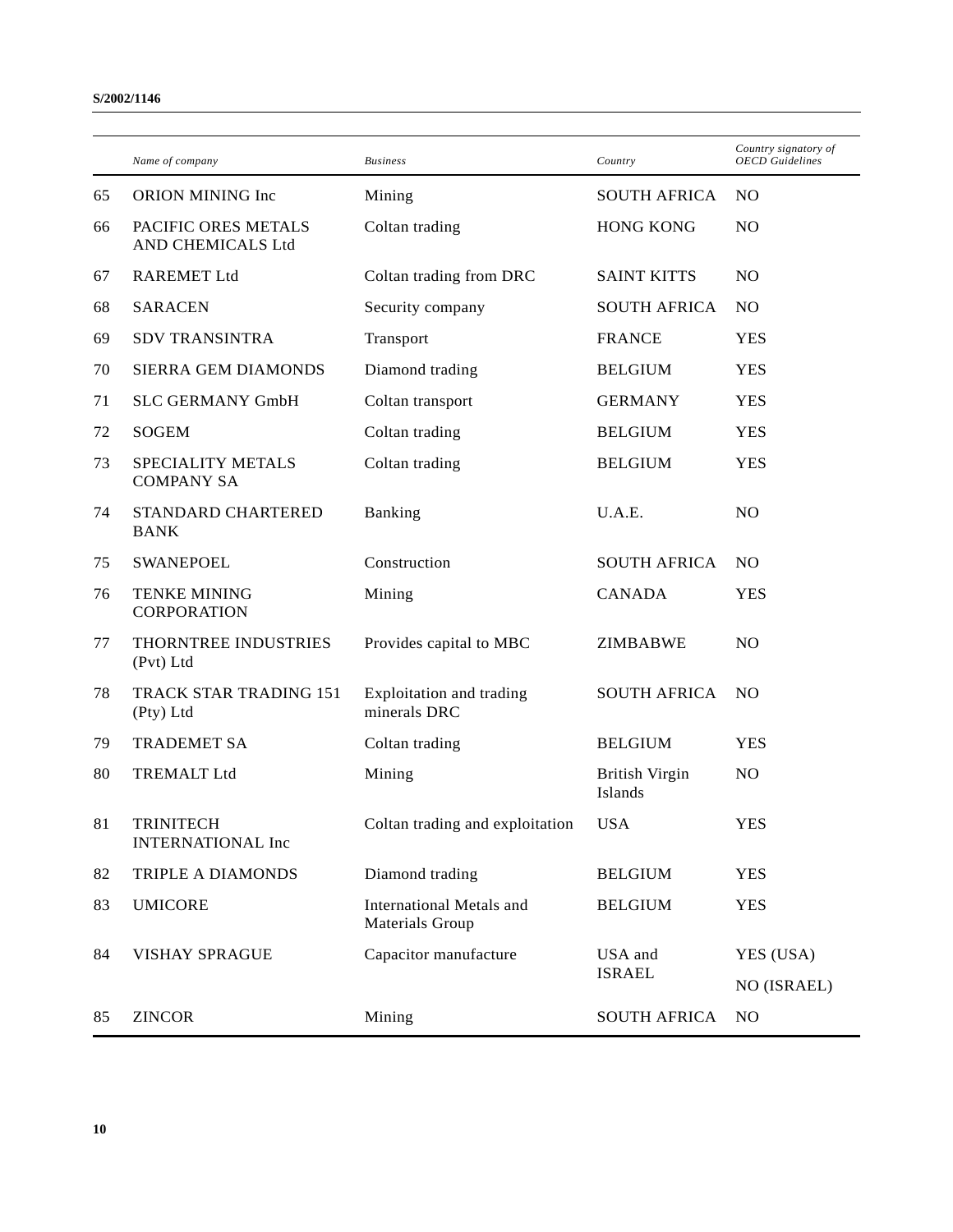| | Name of company | Business | Country | Country signatory of OECD Guidelines |
|---|---|---|---|---|
| 65 | ORION MINING Inc | Mining | SOUTH AFRICA | NO |
| 66 | PACIFIC ORES METALS AND CHEMICALS Ltd | Coltan trading | HONG KONG | NO |
| 67 | RAREMET Ltd | Coltan trading from DRC | SAINT KITTS | NO |
| 68 | SARACEN | Security company | SOUTH AFRICA | NO |
| 69 | SDV TRANSINTRA | Transport | FRANCE | YES |
| 70 | SIERRA GEM DIAMONDS | Diamond trading | BELGIUM | YES |
| 71 | SLC GERMANY GmbH | Coltan transport | GERMANY | YES |
| 72 | SOGEM | Coltan trading | BELGIUM | YES |
| 73 | SPECIALITY METALS COMPANY SA | Coltan trading | BELGIUM | YES |
| 74 | STANDARD CHARTERED BANK | Banking | U.A.E. | NO |
| 75 | SWANEPOEL | Construction | SOUTH AFRICA | NO |
| 76 | TENKE MINING CORPORATION | Mining | CANADA | YES |
| 77 | THORNTREE INDUSTRIES (Pvt) Ltd | Provides capital to MBC | ZIMBABWE | NO |
| 78 | TRACK STAR TRADING 151 (Pty) Ltd | Exploitation and trading minerals DRC | SOUTH AFRICA | NO |
| 79 | TRADEMET SA | Coltan trading | BELGIUM | YES |
| 80 | TREMALT Ltd | Mining | British Virgin Islands | NO |
| 81 | TRINITECH INTERNATIONAL Inc | Coltan trading and exploitation | USA | YES |
| 82 | TRIPLE A DIAMONDS | Diamond trading | BELGIUM | YES |
| 83 | UMICORE | International Metals and Materials Group | BELGIUM | YES |
| 84 | VISHAY SPRAGUE | Capacitor manufacture | USA and ISRAEL | YES (USA) NO (ISRAEL) |
| 85 | ZINCOR | Mining | SOUTH AFRICA | NO |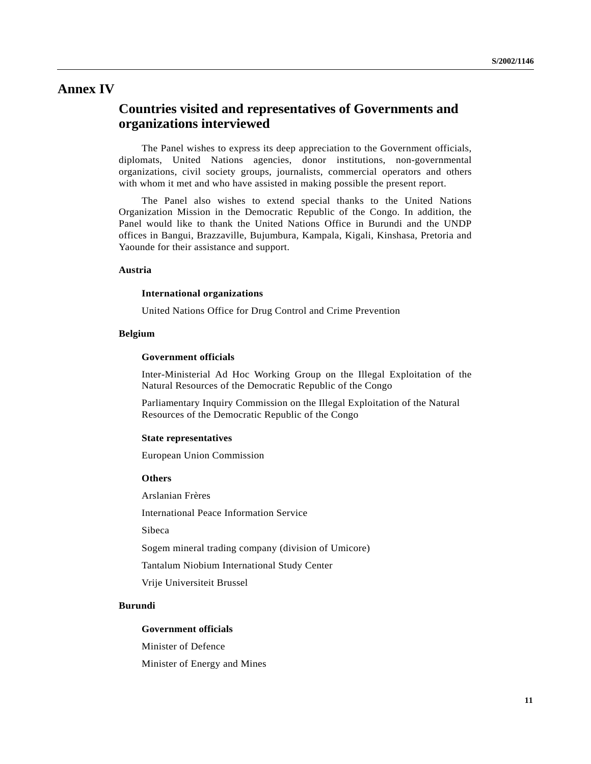# Annex IV

## Countries visited and representatives of Governments and organizations interviewed

The Panel wishes to express its deep appreciation to the Government officials, diplomats, United Nations agencies, donor institutions, non-governmental organizations, civil society groups, journalists, commercial operators and others with whom it met and who have assisted in making possible the present report.

The Panel also wishes to extend special thanks to the United Nations Organization Mission in the Democratic Republic of the Congo. In addition, the Panel would like to thank the United Nations Office in Burundi and the UNDP offices in Bangui, Brazzaville, Bujumbura, Kampala, Kigali, Kinshasa, Pretoria and Yaounde for their assistance and support.

### Austria

#### International organizations

United Nations Office for Drug Control and Crime Prevention

### Belgium

#### Government officials

Inter-Ministerial Ad Hoc Working Group on the Illegal Exploitation of the Natural Resources of the Democratic Republic of the Congo

Parliamentary Inquiry Commission on the Illegal Exploitation of the Natural Resources of the Democratic Republic of the Congo

#### State representatives

European Union Commission

#### Others

Arslanian Frères

International Peace Information Service

Sibeca

Sogem mineral trading company (division of Umicore)

Tantalum Niobium International Study Center

Vrije Universiteit Brussel

### Burundi

#### Government officials

Minister of Defence

Minister of Energy and Mines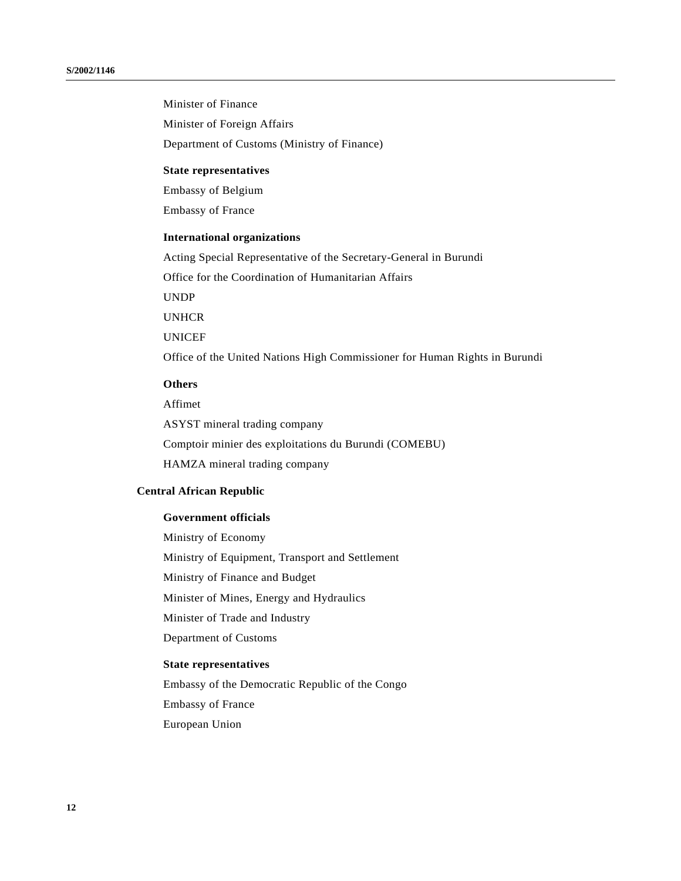Minister of Finance

Minister of Foreign Affairs

Department of Customs (Ministry of Finance)

**State representatives**

Embassy of Belgium

Embassy of France

**International organizations**

Acting Special Representative of the Secretary-General in Burundi

Office for the Coordination of Humanitarian Affairs

UNDP

UNHCR

UNICEF

Office of the United Nations High Commissioner for Human Rights in Burundi

**Others**

Affimet

ASYST mineral trading company

Comptoir minier des exploitations du Burundi (COMEBU)

HAMZA mineral trading company

**Central African Republic**

**Government officials**

Ministry of Economy

Ministry of Equipment, Transport and Settlement

Ministry of Finance and Budget

Minister of Mines, Energy and Hydraulics

Minister of Trade and Industry

Department of Customs

**State representatives**

Embassy of the Democratic Republic of the Congo

Embassy of France

European Union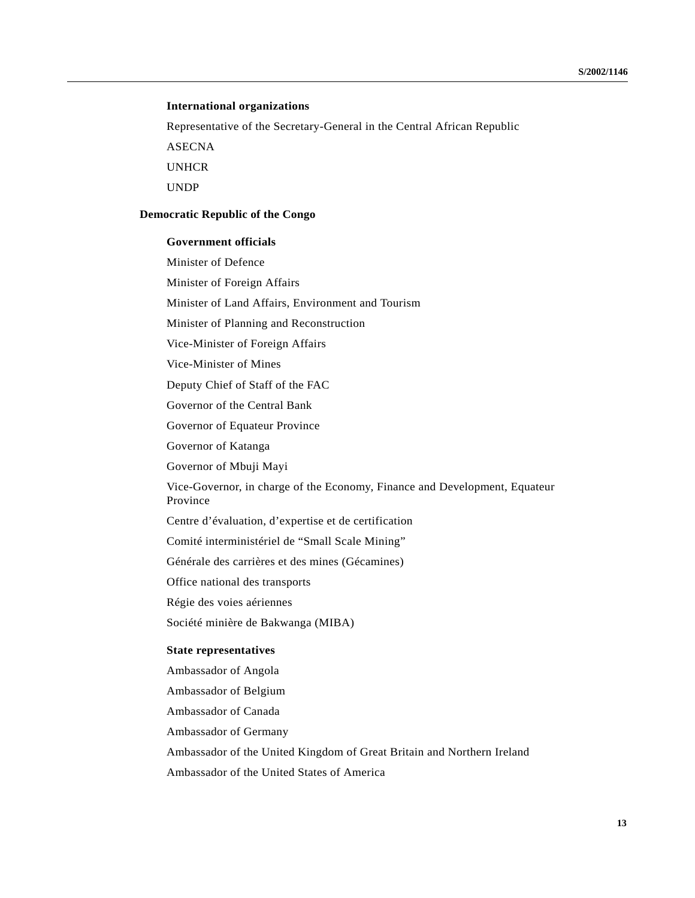#### International organizations

Representative of the Secretary-General in the Central African Republic

ASECNA

UNHCR

UNDP

### Democratic Republic of the Congo

#### Government officials

Minister of Defence

Minister of Foreign Affairs

Minister of Land Affairs, Environment and Tourism

Minister of Planning and Reconstruction

Vice-Minister of Foreign Affairs

Vice-Minister of Mines

Deputy Chief of Staff of the FAC

Governor of the Central Bank

Governor of Equateur Province

Governor of Katanga

Governor of Mbuji Mayi

Vice-Governor, in charge of the Economy, Finance and Development, Equateur Province

Centre d'évaluation, d'expertise et de certification

Comité interministériel de "Small Scale Mining"

Générale des carrières et des mines (Gécamines)

Office national des transports

Régie des voies aériennes

Société minière de Bakwanga (MIBA)

#### State representatives

Ambassador of Angola

Ambassador of Belgium

Ambassador of Canada

Ambassador of Germany

Ambassador of the United Kingdom of Great Britain and Northern Ireland

Ambassador of the United States of America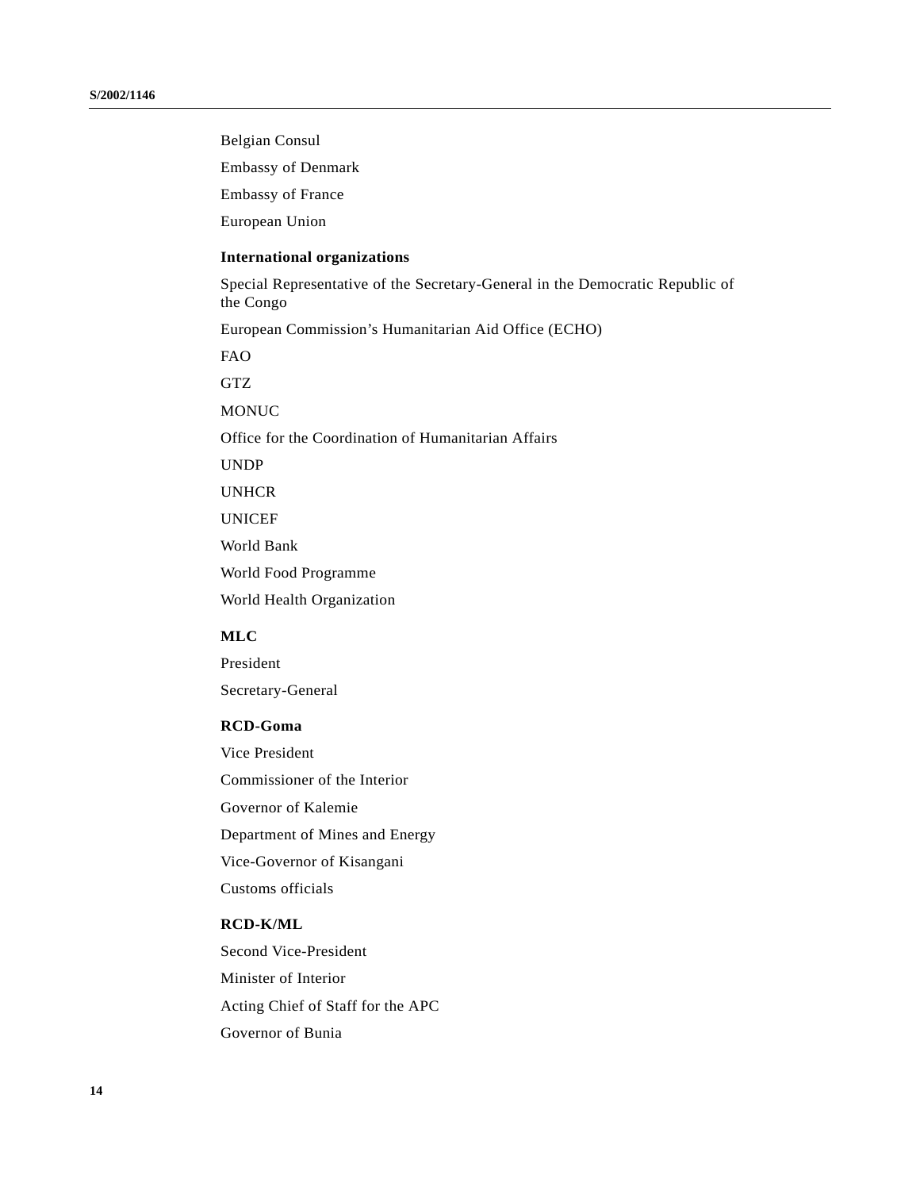Belgian Consul

Embassy of Denmark

Embassy of France

European Union

**International organizations**

Special Representative of the Secretary-General in the Democratic Republic of the Congo

European Commission’s Humanitarian Aid Office (ECHO)

FAO

GTZ

MONUC

Office for the Coordination of Humanitarian Affairs

UNDP

UNHCR

UNICEF

World Bank

World Food Programme

World Health Organization

**MLC**

President

Secretary-General

**RCD-Goma**

Vice President

Commissioner of the Interior

Governor of Kalemie

Department of Mines and Energy

Vice-Governor of Kisangani

Customs officials

**RCD-K/ML**

Second Vice-President

Minister of Interior

Acting Chief of Staff for the APC

Governor of Bunia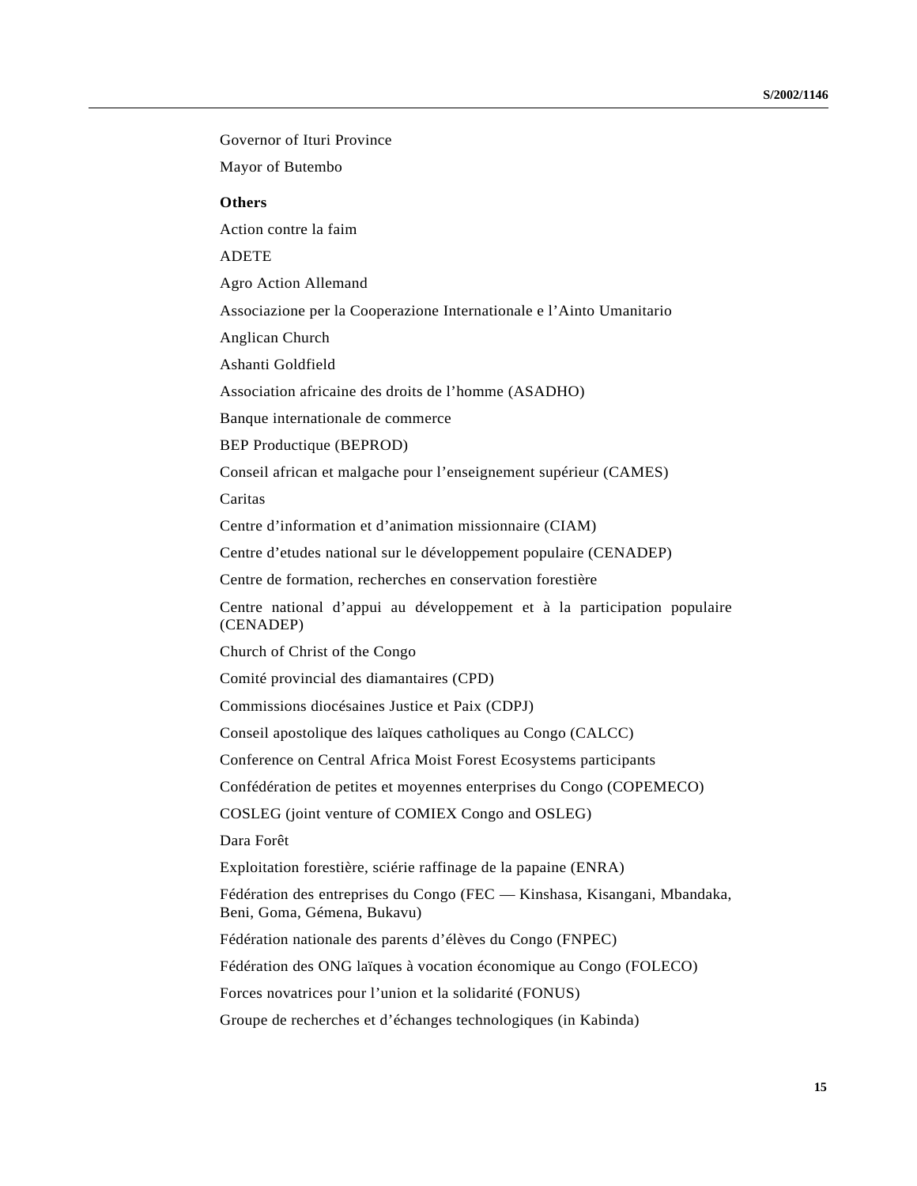Governor of Ituri Province

Mayor of Butembo

**Others**

Action contre la faim

ADETE

Agro Action Allemand

Associazione per la Cooperazione Internationale e l'Ainto Umanitario

Anglican Church

Ashanti Goldfield

Association africaine des droits de l'homme (ASADHO)

Banque internationale de commerce

BEP Productique (BEPROD)

Conseil african et malgache pour l'enseignement supérieur (CAMES)

Caritas

Centre d'information et d'animation missionnaire (CIAM)

Centre d'etudes national sur le développement populaire (CENADEP)

Centre de formation, recherches en conservation forestière

Centre national d'appui au développement et à la participation populaire (CENADEP)

Church of Christ of the Congo

Comité provincial des diamantaires (CPD)

Commissions diocésaines Justice et Paix (CDPJ)

Conseil apostolique des laïques catholiques au Congo (CALCC)

Conference on Central Africa Moist Forest Ecosystems participants

Confédération de petites et moyennes enterprises du Congo (COPEMECO)

COSLEG (joint venture of COMIEX Congo and OSLEG)

Dara Forêt

Exploitation forestière, sciérie raffinage de la papaine (ENRA)

Fédération des entreprises du Congo (FEC — Kinshasa, Kisangani, Mbandaka, Beni, Goma, Gémena, Bukavu)

Fédération nationale des parents d'élèves du Congo (FNPEC)

Fédération des ONG laïques à vocation économique au Congo (FOLECO)

Forces novatrices pour l'union et la solidarité (FONUS)

Groupe de recherches et d'échanges technologiques (in Kabinda)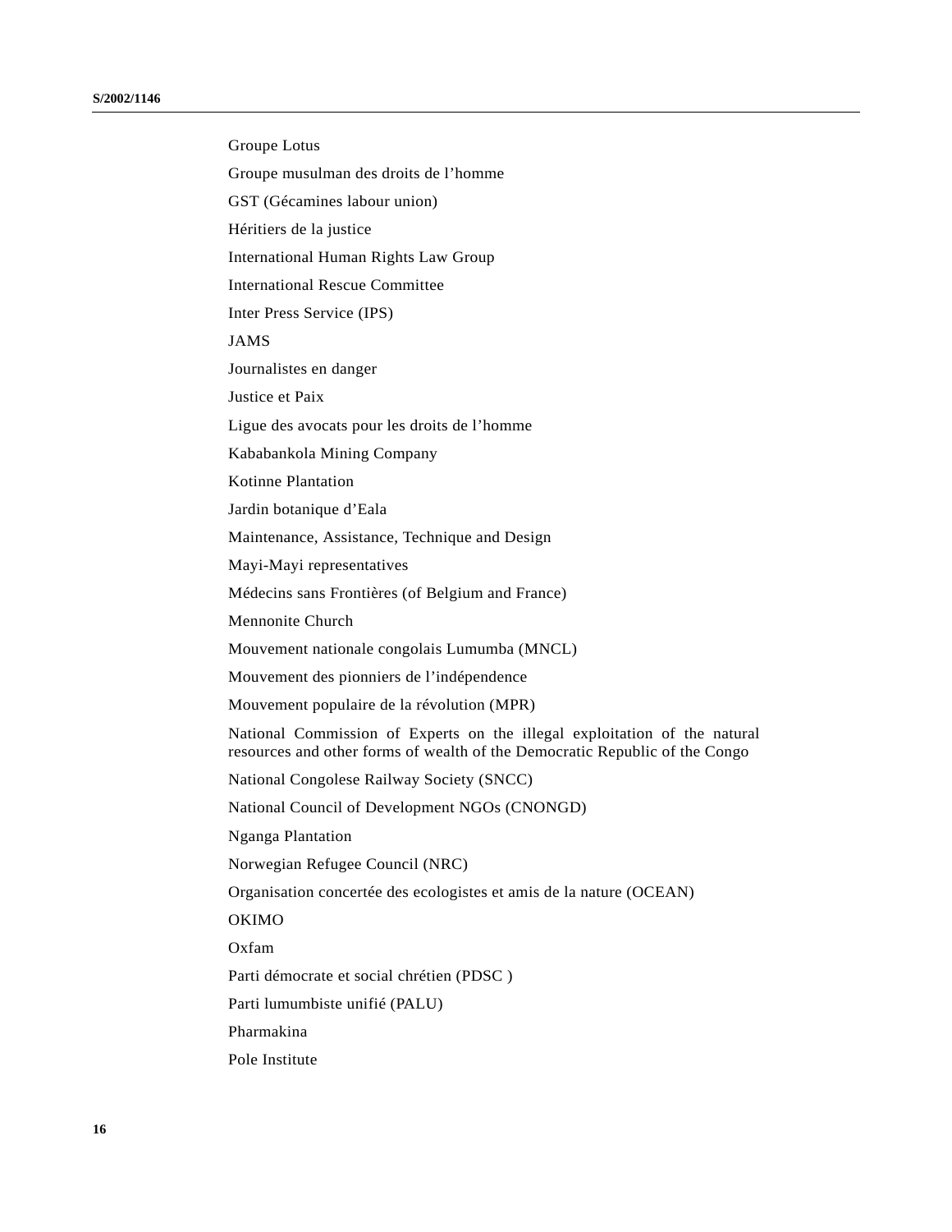Groupe Lotus

Groupe musulman des droits de l’homme

GST (Gécamines labour union)

Héritiers de la justice

International Human Rights Law Group

International Rescue Committee

Inter Press Service (IPS)

JAMS

Journalistes en danger

Justice et Paix

Ligue des avocats pour les droits de l’homme

Kababankola Mining Company

Kotinne Plantation

Jardin botanique d’Eala

Maintenance, Assistance, Technique and Design

Mayi-Mayi representatives

Médecins sans Frontières (of Belgium and France)

Mennonite Church

Mouvement nationale congolais Lumumba (MNCL)

Mouvement des pionniers de l’indépendence

Mouvement populaire de la révolution (MPR)

National Commission of Experts on the illegal exploitation of the natural resources and other forms of wealth of the Democratic Republic of the Congo

National Congolese Railway Society (SNCC)

National Council of Development NGOs (CNONGD)

Nganga Plantation

Norwegian Refugee Council (NRC)

Organisation concertée des ecologistes et amis de la nature (OCEAN)

OKIMO

Oxfam

Parti démocrate et social chrétien (PDSC )

Parti lumumbiste unifié (PALU)

Pharmakina

Pole Institute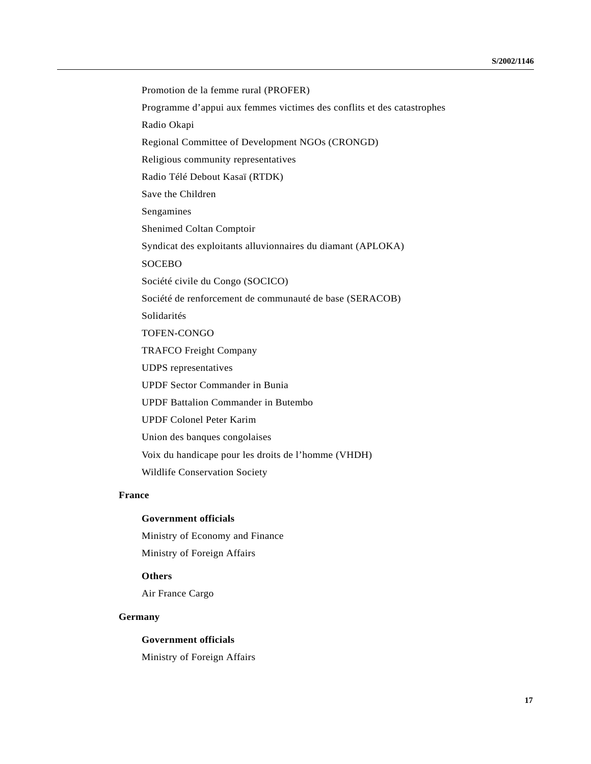Promotion de la femme rural (PROFER)

Programme d'appui aux femmes victimes des conflits et des catastrophes

Radio Okapi

Regional Committee of Development NGOs (CRONGD)

Religious community representatives

Radio Télé Debout Kasaï (RTDK)

Save the Children

Sengamines

Shenimed Coltan Comptoir

Syndicat des exploitants alluvionnaires du diamant (APLOKA)

SOCEBO

Société civile du Congo (SOCICO)

Société de renforcement de communauté de base (SERACOB)

Solidarités

TOFEN-CONGO

TRAFCO Freight Company

UDPS representatives

UPDF Sector Commander in Bunia

UPDF Battalion Commander in Butembo

UPDF Colonel Peter Karim

Union des banques congolaises

Voix du handicape pour les droits de l'homme (VHDH)

Wildlife Conservation Society

**France**

**Government officials**

Ministry of Economy and Finance

Ministry of Foreign Affairs

**Others**

Air France Cargo

**Germany**

**Government officials**

Ministry of Foreign Affairs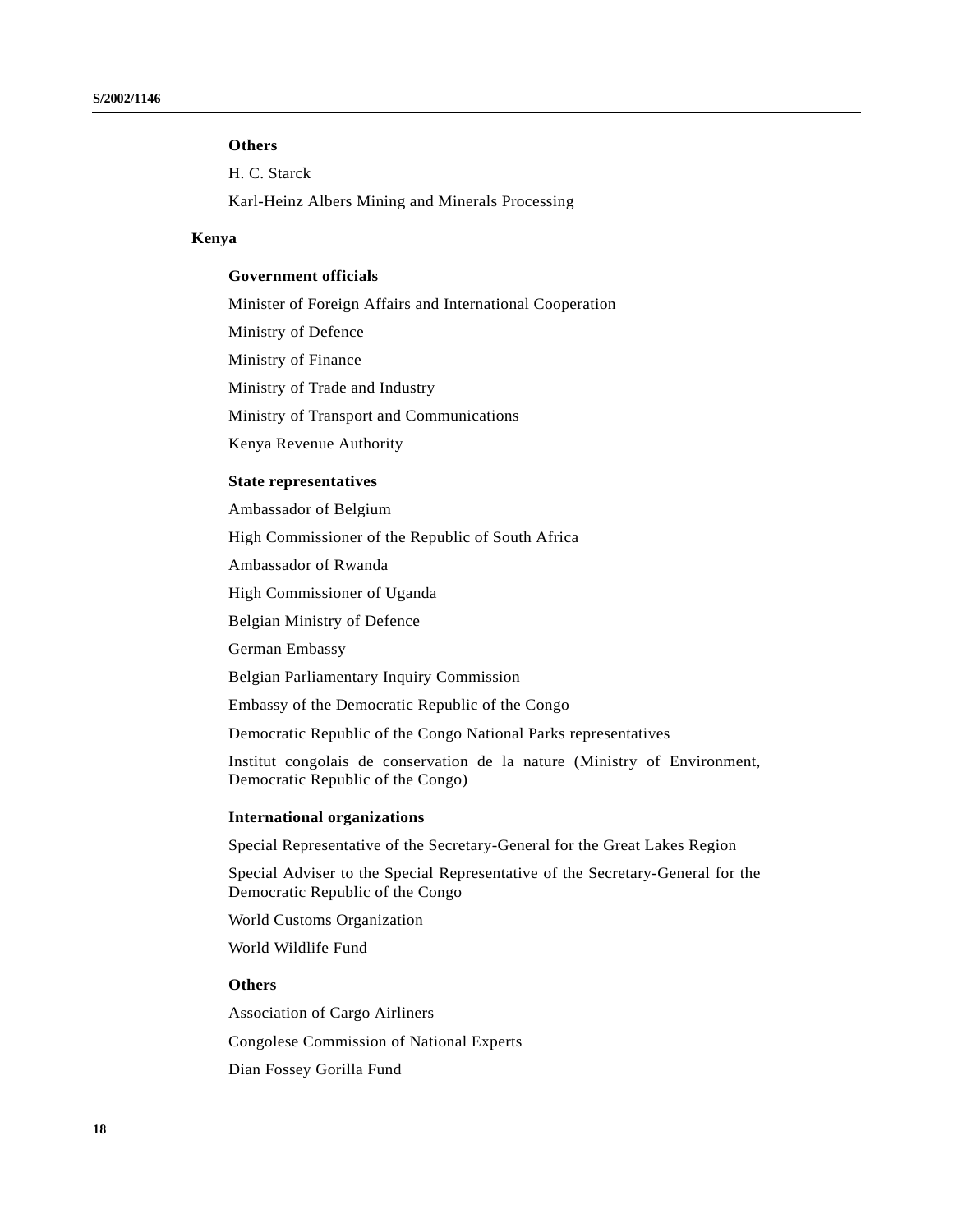#### Others

H. C. Starck

Karl-Heinz Albers Mining and Minerals Processing

### Kenya

#### Government officials

Minister of Foreign Affairs and International Cooperation

Ministry of Defence

Ministry of Finance

Ministry of Trade and Industry

Ministry of Transport and Communications

Kenya Revenue Authority

#### State representatives

Ambassador of Belgium

High Commissioner of the Republic of South Africa

Ambassador of Rwanda

High Commissioner of Uganda

Belgian Ministry of Defence

German Embassy

Belgian Parliamentary Inquiry Commission

Embassy of the Democratic Republic of the Congo

Democratic Republic of the Congo National Parks representatives

Institut congolais de conservation de la nature (Ministry of Environment, Democratic Republic of the Congo)

#### International organizations

Special Representative of the Secretary-General for the Great Lakes Region

Special Adviser to the Special Representative of the Secretary-General for the Democratic Republic of the Congo

World Customs Organization

World Wildlife Fund

#### Others

Association of Cargo Airliners

Congolese Commission of National Experts

Dian Fossey Gorilla Fund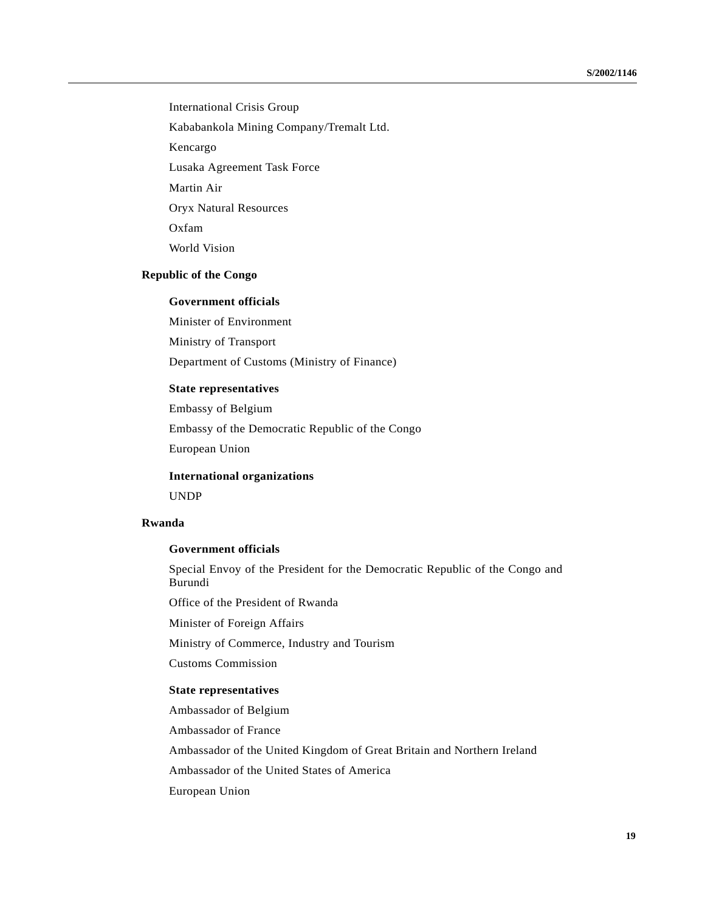International Crisis Group

Kababankola Mining Company/Tremalt Ltd.

Kencargo

Lusaka Agreement Task Force

Martin Air

Oryx Natural Resources

Oxfam

World Vision

**Republic of the Congo**

**Government officials**

Minister of Environment

Ministry of Transport

Department of Customs (Ministry of Finance)

**State representatives**

Embassy of Belgium

Embassy of the Democratic Republic of the Congo

European Union

**International organizations**

UNDP

**Rwanda**

**Government officials**

Special Envoy of the President for the Democratic Republic of the Congo and Burundi

Office of the President of Rwanda

Minister of Foreign Affairs

Ministry of Commerce, Industry and Tourism

Customs Commission

**State representatives**

Ambassador of Belgium

Ambassador of France

Ambassador of the United Kingdom of Great Britain and Northern Ireland

Ambassador of the United States of America

European Union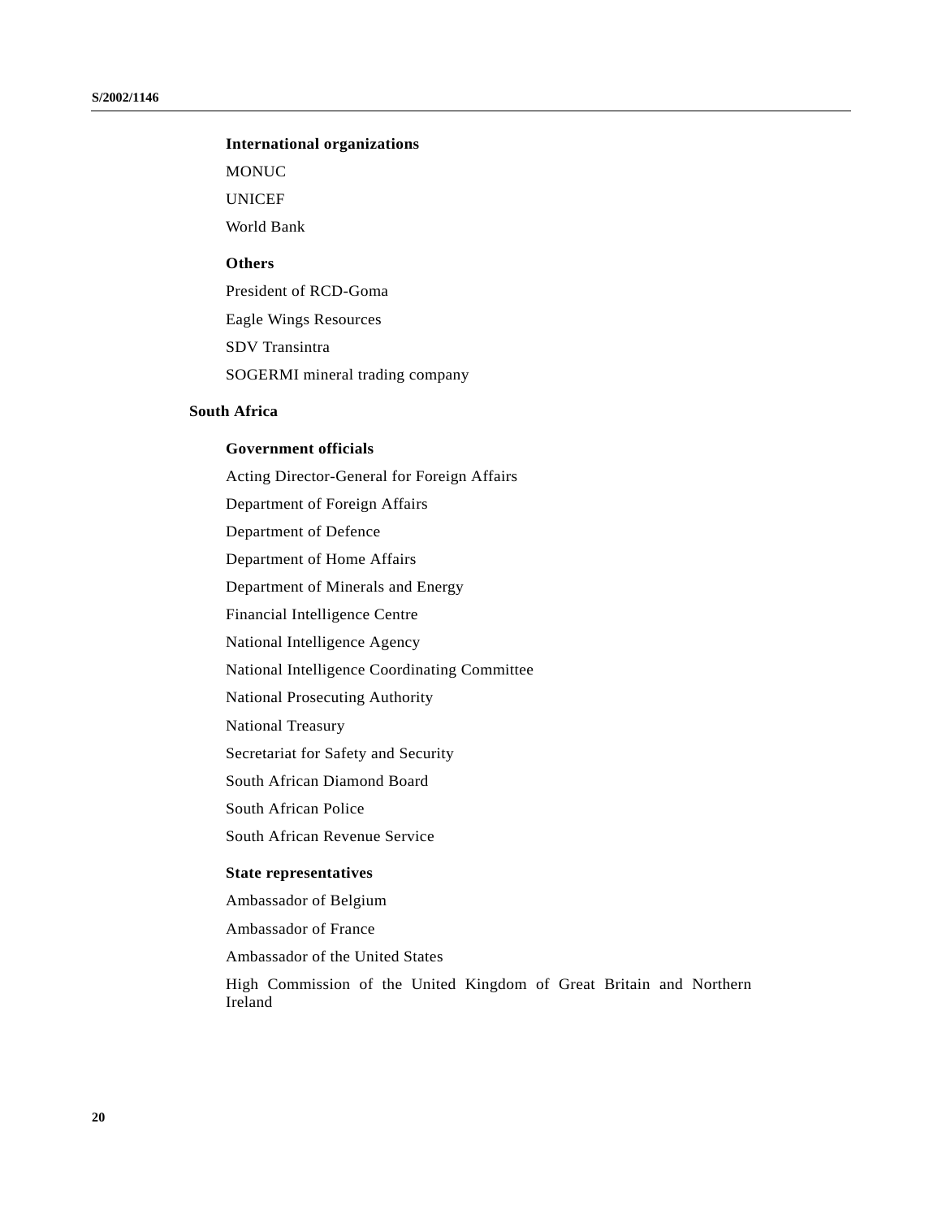**International organizations**

MONUC

UNICEF

World Bank

**Others**

President of RCD-Goma

Eagle Wings Resources

SDV Transintra

SOGERMI mineral trading company

### South Africa

**Government officials**

Acting Director-General for Foreign Affairs

Department of Foreign Affairs

Department of Defence

Department of Home Affairs

Department of Minerals and Energy

Financial Intelligence Centre

National Intelligence Agency

National Intelligence Coordinating Committee

National Prosecuting Authority

National Treasury

Secretariat for Safety and Security

South African Diamond Board

South African Police

South African Revenue Service

**State representatives**

Ambassador of Belgium

Ambassador of France

Ambassador of the United States

High Commission of the United Kingdom of Great Britain and Northern Ireland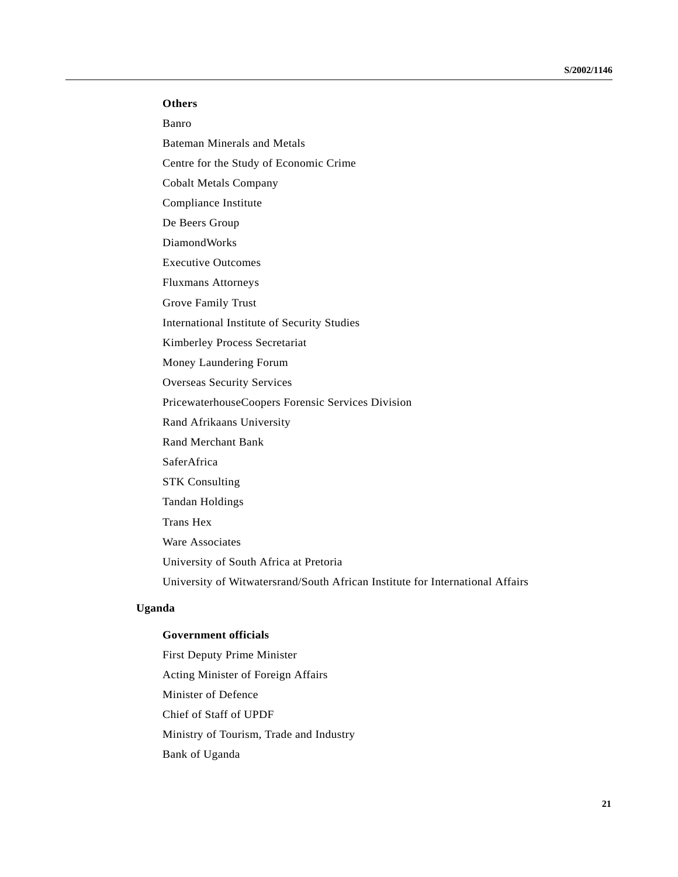### Others

Banro

Bateman Minerals and Metals

Centre for the Study of Economic Crime

Cobalt Metals Company

Compliance Institute

De Beers Group

DiamondWorks

Executive Outcomes

Fluxmans Attorneys

Grove Family Trust

International Institute of Security Studies

Kimberley Process Secretariat

Money Laundering Forum

Overseas Security Services

PricewaterhouseCoopers Forensic Services Division

Rand Afrikaans University

Rand Merchant Bank

SaferAfrica

STK Consulting

Tandan Holdings

Trans Hex

Ware Associates

University of South Africa at Pretoria

University of Witwatersrand/South African Institute for International Affairs

## Uganda

### Government officials

First Deputy Prime Minister

Acting Minister of Foreign Affairs

Minister of Defence

Chief of Staff of UPDF

Ministry of Tourism, Trade and Industry

Bank of Uganda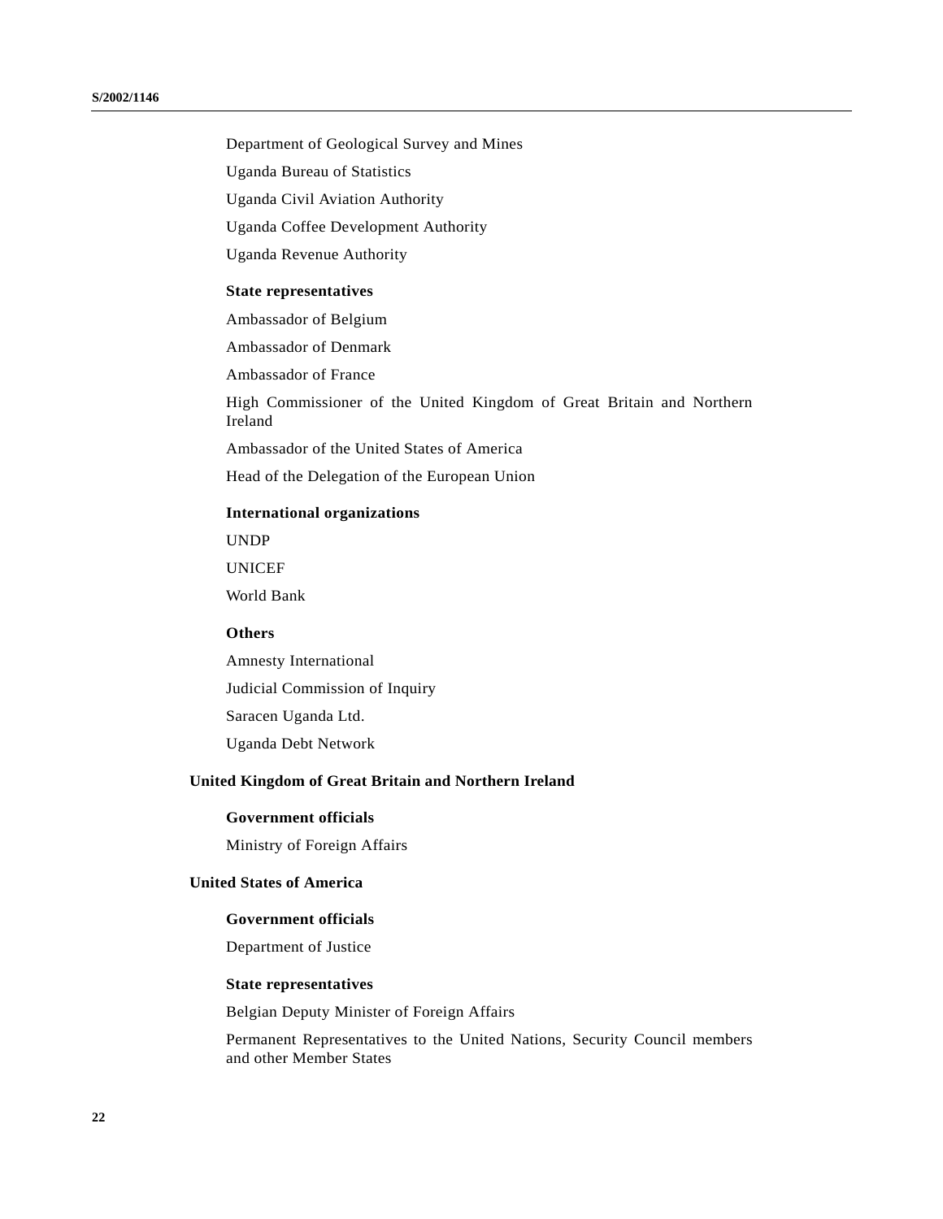Department of Geological Survey and Mines

Uganda Bureau of Statistics

Uganda Civil Aviation Authority

Uganda Coffee Development Authority

Uganda Revenue Authority

**State representatives**

Ambassador of Belgium

Ambassador of Denmark

Ambassador of France

High Commissioner of the United Kingdom of Great Britain and Northern Ireland

Ambassador of the United States of America

Head of the Delegation of the European Union

**International organizations**

UNDP

UNICEF

World Bank

**Others**

Amnesty International

Judicial Commission of Inquiry

Saracen Uganda Ltd.

Uganda Debt Network

### United Kingdom of Great Britain and Northern Ireland

**Government officials**

Ministry of Foreign Affairs

### United States of America

**Government officials**

Department of Justice

**State representatives**

Belgian Deputy Minister of Foreign Affairs

Permanent Representatives to the United Nations, Security Council members and other Member States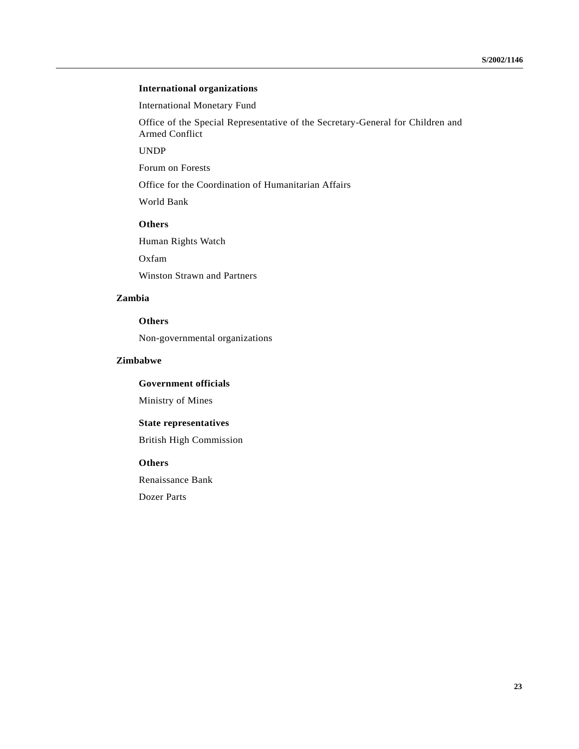#### International organizations

International Monetary Fund

Office of the Special Representative of the Secretary-General for Children and Armed Conflict

UNDP

Forum on Forests

Office for the Coordination of Humanitarian Affairs

World Bank

#### Others

Human Rights Watch

Oxfam

Winston Strawn and Partners

### Zambia

#### Others

Non-governmental organizations

### Zimbabwe

#### Government officials

Ministry of Mines

#### State representatives

British High Commission

#### Others

Renaissance Bank

Dozer Parts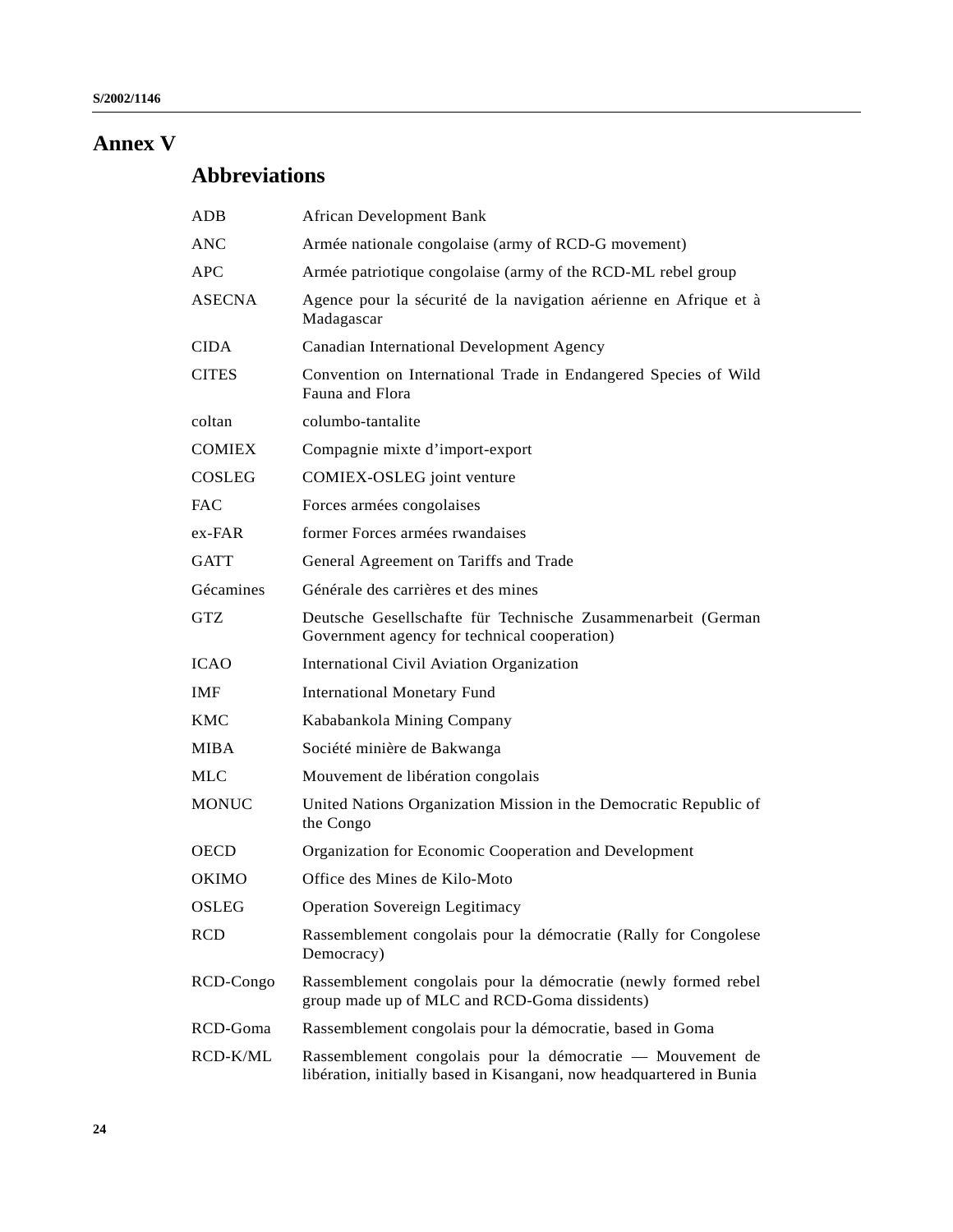# Annex V

## Abbreviations

| | |
|---|---|
| ADB | African Development Bank |
| ANC | Armée nationale congolaise (army of RCD-G movement) |
| APC | Armée patriotique congolaise (army of the RCD-ML rebel group |
| ASECNA | Agence pour la sécurité de la navigation aérienne en Afrique et à Madagascar |
| CIDA | Canadian International Development Agency |
| CITES | Convention on International Trade in Endangered Species of Wild Fauna and Flora |
| coltan | columbo-tantalite |
| COMIEX | Compagnie mixte d’import-export |
| COSLEG | COMIEX-OSLEG joint venture |
| FAC | Forces armées congolaises |
| ex-FAR | former Forces armées rwandaises |
| GATT | General Agreement on Tariffs and Trade |
| Gécamines | Générale des carrières et des mines |
| GTZ | Deutsche Gesellschafte für Technische Zusammenarbeit (German Government agency for technical cooperation) |
| ICAO | International Civil Aviation Organization |
| IMF | International Monetary Fund |
| KMC | Kababankola Mining Company |
| MIBA | Société minière de Bakwanga |
| MLC | Mouvement de libération congolais |
| MONUC | United Nations Organization Mission in the Democratic Republic of the Congo |
| OECD | Organization for Economic Cooperation and Development |
| OKIMO | Office des Mines de Kilo-Moto |
| OSLEG | Operation Sovereign Legitimacy |
| RCD | Rassemblement congolais pour la démocratie (Rally for Congolese Democracy) |
| RCD-Congo | Rassemblement congolais pour la démocratie (newly formed rebel group made up of MLC and RCD-Goma dissidents) |
| RCD-Goma | Rassemblement congolais pour la démocratie, based in Goma |
| RCD-K/ML | Rassemblement congolais pour la démocratie — Mouvement de libération, initially based in Kisangani, now headquartered in Bunia |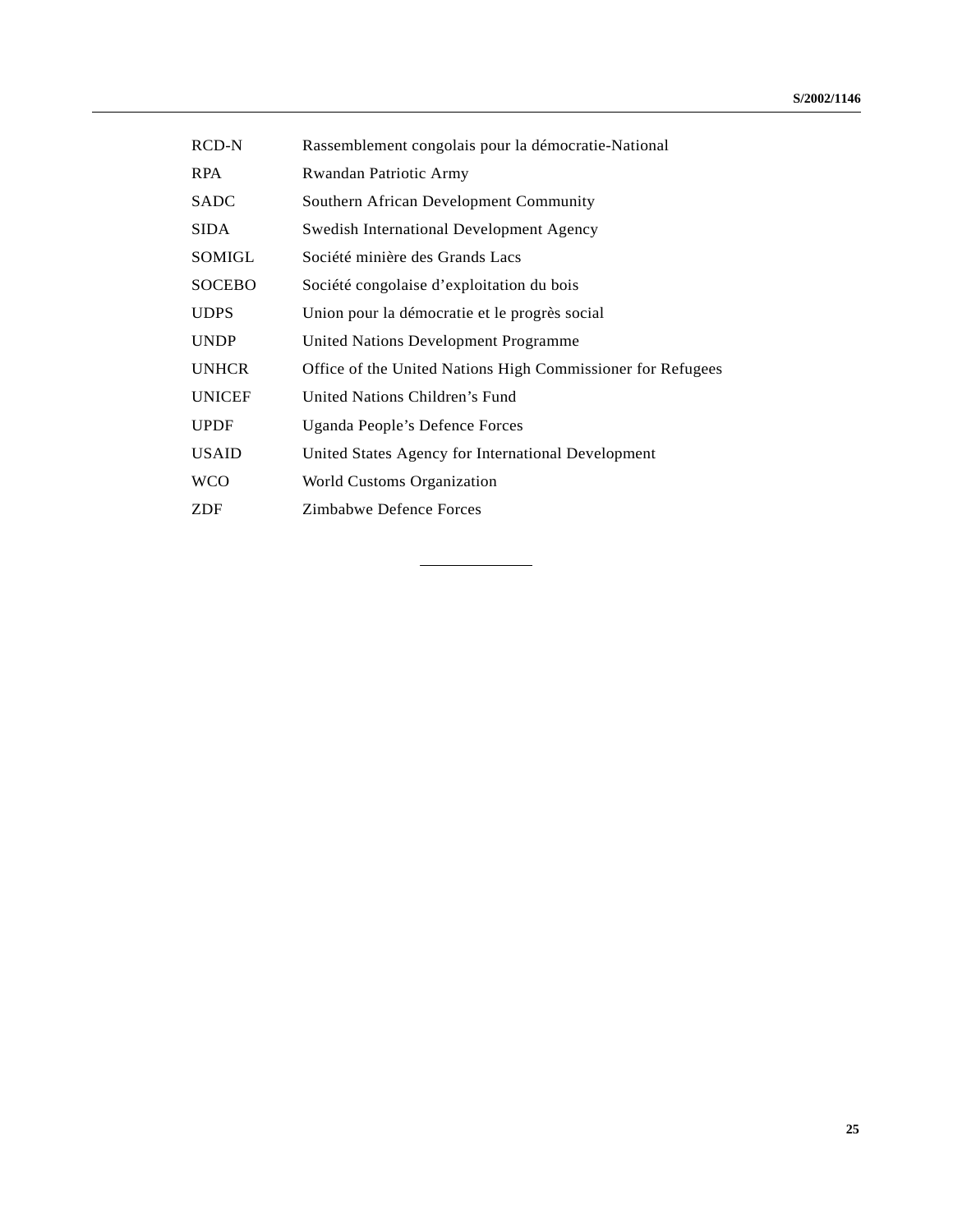| | |
|---|---|
| RCD-N | Rassemblement congolais pour la démocratie-National |
| RPA | Rwandan Patriotic Army |
| SADC | Southern African Development Community |
| SIDA | Swedish International Development Agency |
| SOMIGL | Société minière des Grands Lacs |
| SOCEBO | Société congolaise d'exploitation du bois |
| UDPS | Union pour la démocratie et le progrès social |
| UNDP | United Nations Development Programme |
| UNHCR | Office of the United Nations High Commissioner for Refugees |
| UNICEF | United Nations Children's Fund |
| UPDF | Uganda People's Defence Forces |
| USAID | United States Agency for International Development |
| WCO | World Customs Organization |
| ZDF | Zimbabwe Defence Forces |